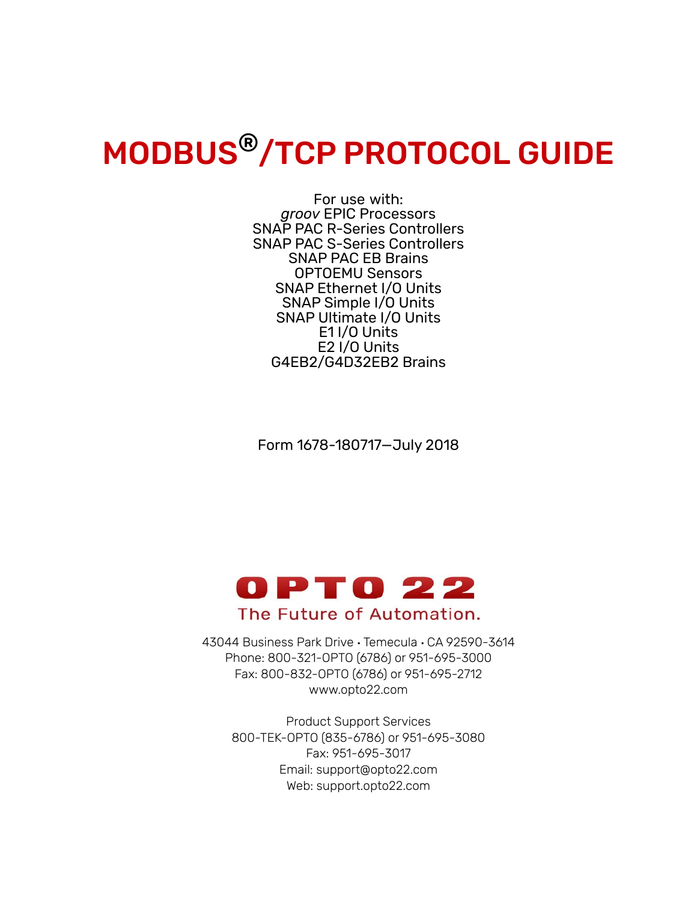# MODBUS®/TCP PROTOCOL GUIDE

For use with:
*groov* EPIC Processors
SNAP PAC R-Series Controllers
SNAP PAC S-Series Controllers
SNAP PAC EB Brains
OPTOEMU Sensors
SNAP Ethernet I/O Units
SNAP Simple I/O Units
SNAP Ultimate I/O Units
E1 I/O Units
E2 I/O Units
G4EB2/G4D32EB2 Brains

Form 1678-180717—July 2018

OPTO 22
The Future of Automation.

43044 Business Park Drive • Temecula • CA 92590-3614
Phone: 800-321-OPTO (6786) or 951-695-3000
Fax: 800-832-OPTO (6786) or 951-695-2712
www.opto22.com

Product Support Services
800-TEK-OPTO (835-6786) or 951-695-3080
Fax: 951-695-3017
Email: support@opto22.com
Web: support.opto22.com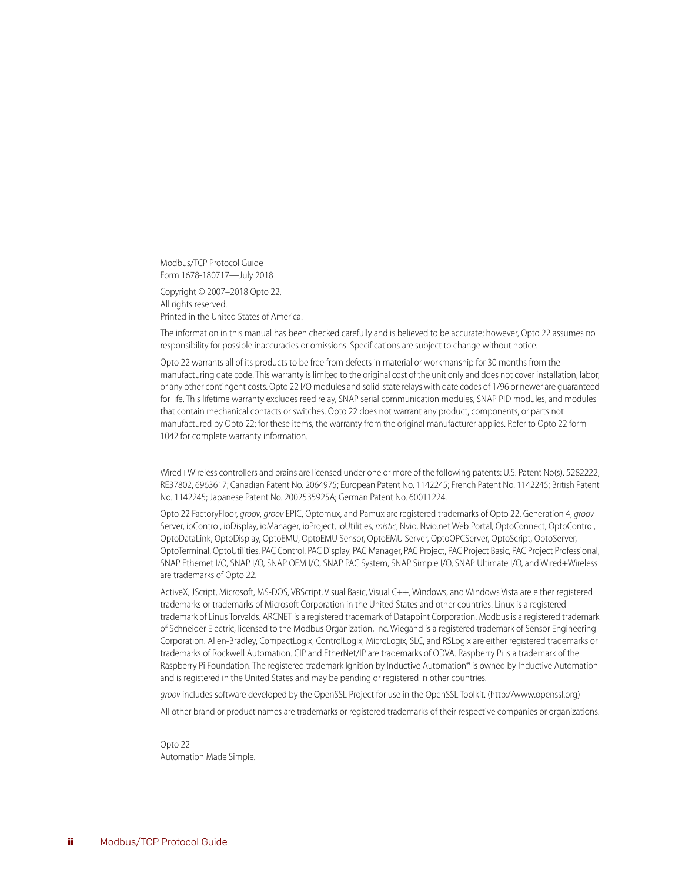Modbus/TCP Protocol Guide
Form 1678-180717—July 2018

Copyright © 2007–2018 Opto 22.
All rights reserved.
Printed in the United States of America.

The information in this manual has been checked carefully and is believed to be accurate; however, Opto 22 assumes no responsibility for possible inaccuracies or omissions. Specifications are subject to change without notice.

Opto 22 warrants all of its products to be free from defects in material or workmanship for 30 months from the manufacturing date code. This warranty is limited to the original cost of the unit only and does not cover installation, labor, or any other contingent costs. Opto 22 I/O modules and solid-state relays with date codes of 1/96 or newer are guaranteed for life. This lifetime warranty excludes reed relay, SNAP serial communication modules, SNAP PID modules, and modules that contain mechanical contacts or switches. Opto 22 does not warrant any product, components, or parts not manufactured by Opto 22; for these items, the warranty from the original manufacturer applies. Refer to Opto 22 form 1042 for complete warranty information.

---

Wired+Wireless controllers and brains are licensed under one or more of the following patents: U.S. Patent No(s). 5282222, RE37802, 6963617; Canadian Patent No. 2064975; European Patent No. 1142245; French Patent No. 1142245; British Patent No. 1142245; Japanese Patent No. 2002535925A; German Patent No. 60011224.

Opto 22 FactoryFloor, *groov*, *groov* EPIC, Optomux, and Pamux are registered trademarks of Opto 22. Generation 4, *groov* Server, ioControl, ioDisplay, ioManager, ioProject, ioUtilities, *mistic*, Nvio, Nvio.net Web Portal, OptoConnect, OptoControl, OptoDataLink, OptoDisplay, OptoEMU, OptoEMU Sensor, OptoEMU Server, OptoOPCServer, OptoScript, OptoServer, OptoTerminal, OptoUtilities, PAC Control, PAC Display, PAC Manager, PAC Project, PAC Project Basic, PAC Project Professional, SNAP Ethernet I/O, SNAP I/O, SNAP OEM I/O, SNAP PAC System, SNAP Simple I/O, SNAP Ultimate I/O, and Wired+Wireless are trademarks of Opto 22.

ActiveX, JScript, Microsoft, MS-DOS, VBScript, Visual Basic, Visual C++, Windows, and Windows Vista are either registered trademarks or trademarks of Microsoft Corporation in the United States and other countries. Linux is a registered trademark of Linus Torvalds. ARCNET is a registered trademark of Datapoint Corporation. Modbus is a registered trademark of Schneider Electric, licensed to the Modbus Organization, Inc. Wiegand is a registered trademark of Sensor Engineering Corporation. Allen-Bradley, CompactLogix, ControlLogix, MicroLogix, SLC, and RSLogix are either registered trademarks or trademarks of Rockwell Automation. CIP and EtherNet/IP are trademarks of ODVA. Raspberry Pi is a trademark of the Raspberry Pi Foundation. The registered trademark Ignition by Inductive Automation® is owned by Inductive Automation and is registered in the United States and may be pending or registered in other countries.

*groov* includes software developed by the OpenSSL Project for use in the OpenSSL Toolkit. (http://www.openssl.org)

All other brand or product names are trademarks or registered trademarks of their respective companies or organizations.

Opto 22
Automation Made Simple.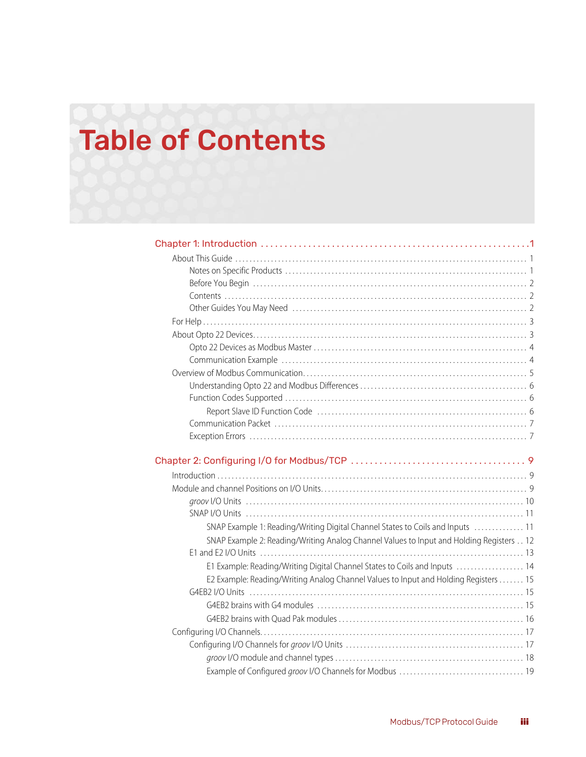# Table of Contents

**Chapter 1: Introduction ........................................................ 1**

- About This Guide ........................................................ 1
  - Notes on Specific Products ........................................................ 1
  - Before You Begin ........................................................ 2
  - Contents ........................................................ 2
  - Other Guides You May Need ........................................................ 2
- For Help ........................................................ 3
- About Opto 22 Devices ........................................................ 3
  - Opto 22 Devices as Modbus Master ........................................................ 4
  - Communication Example ........................................................ 4
- Overview of Modbus Communication ........................................................ 5
  - Understanding Opto 22 and Modbus Differences ........................................................ 6
  - Function Codes Supported ........................................................ 6
    - Report Slave ID Function Code ........................................................ 6
  - Communication Packet ........................................................ 7
  - Exception Errors ........................................................ 7

**Chapter 2: Configuring I/O for Modbus/TCP ........................................................ 9**

- Introduction ........................................................ 9
- Module and channel Positions on I/O Units ........................................................ 9
  - *groov* I/O Units ........................................................ 10
  - SNAP I/O Units ........................................................ 11
    - SNAP Example 1: Reading/Writing Digital Channel States to Coils and Inputs ........................................................ 11
    - SNAP Example 2: Reading/Writing Analog Channel Values to Input and Holding Registers ........................................................ 12
  - E1 and E2 I/O Units ........................................................ 13
    - E1 Example: Reading/Writing Digital Channel States to Coils and Inputs ........................................................ 14
    - E2 Example: Reading/Writing Analog Channel Values to Input and Holding Registers ........................................................ 15
  - G4EB2 I/O Units ........................................................ 15
    - G4EB2 brains with G4 modules ........................................................ 15
    - G4EB2 brains with Quad Pak modules ........................................................ 16
- Configuring I/O Channels ........................................................ 17
  - Configuring I/O Channels for *groov* I/O Units ........................................................ 17
    - *groov* I/O module and channel types ........................................................ 18
    - Example of Configured *groov* I/O Channels for Modbus ........................................................ 19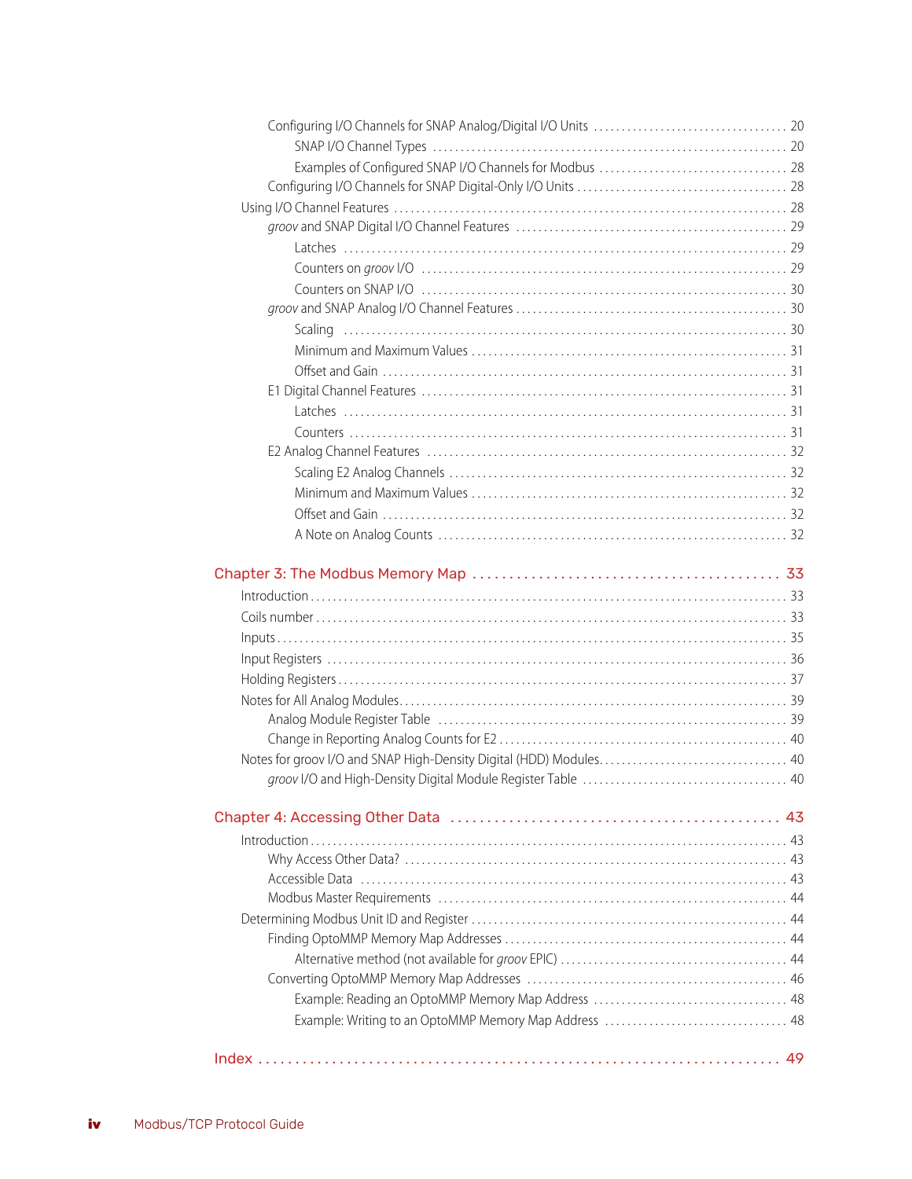Configuring I/O Channels for SNAP Analog/Digital I/O Units .................................. 20

SNAP I/O Channel Types ............................................................... 20

Examples of Configured SNAP I/O Channels for Modbus ................................. 28

Configuring I/O Channels for SNAP Digital-Only I/O Units ..................................... 28

Using I/O Channel Features ........................................................................ 28

*groov* and SNAP Digital I/O Channel Features ................................................ 29

Latches ............................................................................... 29

Counters on *groov* I/O ................................................................ 29

Counters on SNAP I/O ................................................................ 30

*groov* and SNAP Analog I/O Channel Features ................................................ 30

Scaling ............................................................................... 30

Minimum and Maximum Values ........................................................ 31

Offset and Gain ....................................................................... 31

E1 Digital Channel Features ................................................................ 31

Latches ............................................................................... 31

Counters ............................................................................. 31

E2 Analog Channel Features ................................................................ 32

Scaling E2 Analog Channels ............................................................ 32

Minimum and Maximum Values ........................................................ 32

Offset and Gain ....................................................................... 32

A Note on Analog Counts .............................................................. 32

## Chapter 3: The Modbus Memory Map ......................................... 33

Introduction .................................................................................... 33

Coils number ................................................................................... 33

Inputs .......................................................................................... 35

Input Registers ................................................................................. 36

Holding Registers ............................................................................... 37

Notes for All Analog Modules .................................................................... 39

Analog Module Register Table ............................................................. 39

Change in Reporting Analog Counts for E2 .................................................. 40

Notes for groov I/O and SNAP High-Density Digital (HDD) Modules ................................. 40

*groov* I/O and High-Density Digital Module Register Table ..................................... 40

## Chapter 4: Accessing Other Data ............................................ 43

Introduction .................................................................................... 43

Why Access Other Data? ................................................................... 43

Accessible Data ........................................................................... 43

Modbus Master Requirements ............................................................. 44

Determining Modbus Unit ID and Register ........................................................ 44

Finding OptoMMP Memory Map Addresses .................................................. 44

Alternative method (not available for *groov* EPIC) ........................................ 44

Converting OptoMMP Memory Map Addresses .............................................. 46

Example: Reading an OptoMMP Memory Map Address .................................. 48

Example: Writing to an OptoMMP Memory Map Address ................................ 48

## Index ...................................................................... 49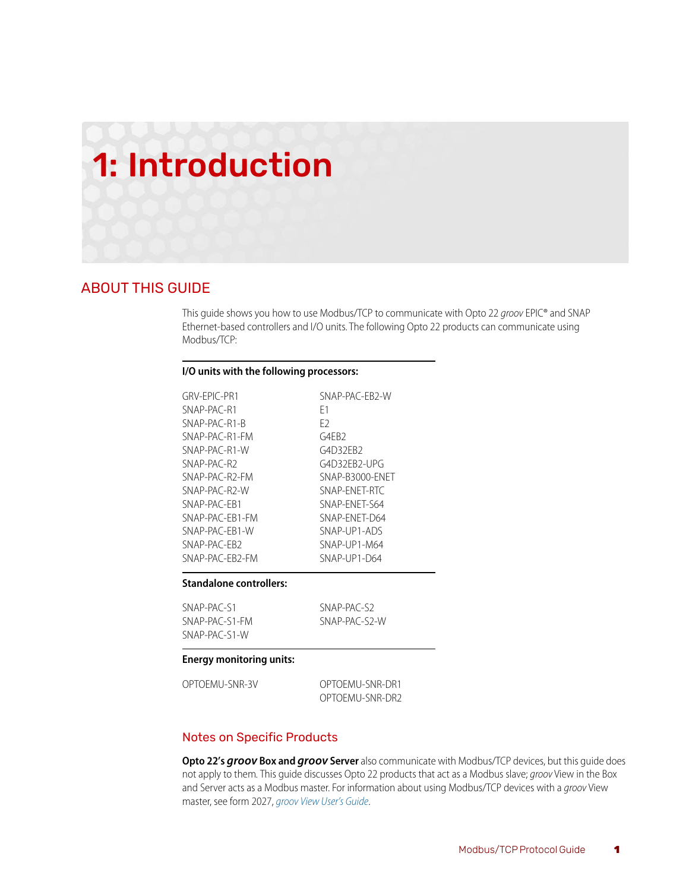# 1: Introduction

## ABOUT THIS GUIDE

This guide shows you how to use Modbus/TCP to communicate with Opto 22 *groov* EPIC® and SNAP Ethernet-based controllers and I/O units. The following Opto 22 products can communicate using Modbus/TCP:

| I/O units with the following processors: | |
|---|---|
| GRV-EPIC-PR1 | SNAP-PAC-EB2-W |
| SNAP-PAC-R1 | E1 |
| SNAP-PAC-R1-B | E2 |
| SNAP-PAC-R1-FM | G4EB2 |
| SNAP-PAC-R1-W | G4D32EB2 |
| SNAP-PAC-R2 | G4D32EB2-UPG |
| SNAP-PAC-R2-FM | SNAP-B3000-ENET |
| SNAP-PAC-R2-W | SNAP-ENET-RTC |
| SNAP-PAC-EB1 | SNAP-ENET-S64 |
| SNAP-PAC-EB1-FM | SNAP-ENET-D64 |
| SNAP-PAC-EB1-W | SNAP-UP1-ADS |
| SNAP-PAC-EB2 | SNAP-UP1-M64 |
| SNAP-PAC-EB2-FM | SNAP-UP1-D64 |

| Standalone controllers: | |
|---|---|
| SNAP-PAC-S1 | SNAP-PAC-S2 |
| SNAP-PAC-S1-FM | SNAP-PAC-S2-W |
| SNAP-PAC-S1-W | |

| Energy monitoring units: | |
|---|---|
| OPTOEMU-SNR-3V | OPTOEMU-SNR-DR1 |
| | OPTOEMU-SNR-DR2 |

### Notes on Specific Products

**Opto 22's *groov* Box and *groov* Server** also communicate with Modbus/TCP devices, but this guide does not apply to them. This guide discusses Opto 22 products that act as a Modbus slave; *groov* View in the Box and Server acts as a Modbus master. For information about using Modbus/TCP devices with a *groov* View master, see form 2027, *groov View User's Guide*.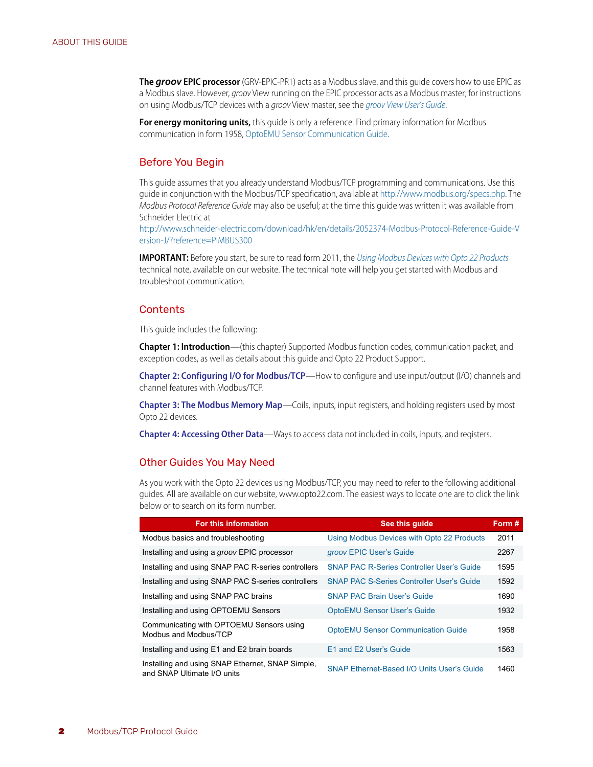**The *groov* EPIC processor** (GRV-EPIC-PR1) acts as a Modbus slave, and this guide covers how to use EPIC as a Modbus slave. However, *groov* View running on the EPIC processor acts as a Modbus master; for instructions on using Modbus/TCP devices with a *groov* View master, see the *groov View User's Guide*.

**For energy monitoring units,** this guide is only a reference. Find primary information for Modbus communication in form 1958, OptoEMU Sensor Communication Guide.

## Before You Begin

This guide assumes that you already understand Modbus/TCP programming and communications. Use this guide in conjunction with the Modbus/TCP specification, available at http://www.modbus.org/specs.php. The *Modbus Protocol Reference Guide* may also be useful; at the time this guide was written it was available from Schneider Electric at http://www.schneider-electric.com/download/hk/en/details/2052374-Modbus-Protocol-Reference-Guide-Version-J/?reference=PIMBUS300

**IMPORTANT:** Before you start, be sure to read form 2011, the *Using Modbus Devices with Opto 22 Products* technical note, available on our website. The technical note will help you get started with Modbus and troubleshoot communication.

## Contents

This guide includes the following:

**Chapter 1: Introduction**—(this chapter) Supported Modbus function codes, communication packet, and exception codes, as well as details about this guide and Opto 22 Product Support.

**Chapter 2: Configuring I/O for Modbus/TCP**—How to configure and use input/output (I/O) channels and channel features with Modbus/TCP.

**Chapter 3: The Modbus Memory Map**—Coils, inputs, input registers, and holding registers used by most Opto 22 devices.

**Chapter 4: Accessing Other Data**—Ways to access data not included in coils, inputs, and registers.

## Other Guides You May Need

As you work with the Opto 22 devices using Modbus/TCP, you may need to refer to the following additional guides. All are available on our website, www.opto22.com. The easiest ways to locate one are to click the link below or to search on its form number.

| For this information | See this guide | Form # |
|---|---|---|
| Modbus basics and troubleshooting | Using Modbus Devices with Opto 22 Products | 2011 |
| Installing and using a *groov* EPIC processor | *groov* EPIC User's Guide | 2267 |
| Installing and using SNAP PAC R-series controllers | SNAP PAC R-Series Controller User's Guide | 1595 |
| Installing and using SNAP PAC S-series controllers | SNAP PAC S-Series Controller User's Guide | 1592 |
| Installing and using SNAP PAC brains | SNAP PAC Brain User's Guide | 1690 |
| Installing and using OPTOEMU Sensors | OptoEMU Sensor User's Guide | 1932 |
| Communicating with OPTOEMU Sensors using Modbus and Modbus/TCP | OptoEMU Sensor Communication Guide | 1958 |
| Installing and using E1 and E2 brain boards | E1 and E2 User's Guide | 1563 |
| Installing and using SNAP Ethernet, SNAP Simple, and SNAP Ultimate I/O units | SNAP Ethernet-Based I/O Units User's Guide | 1460 |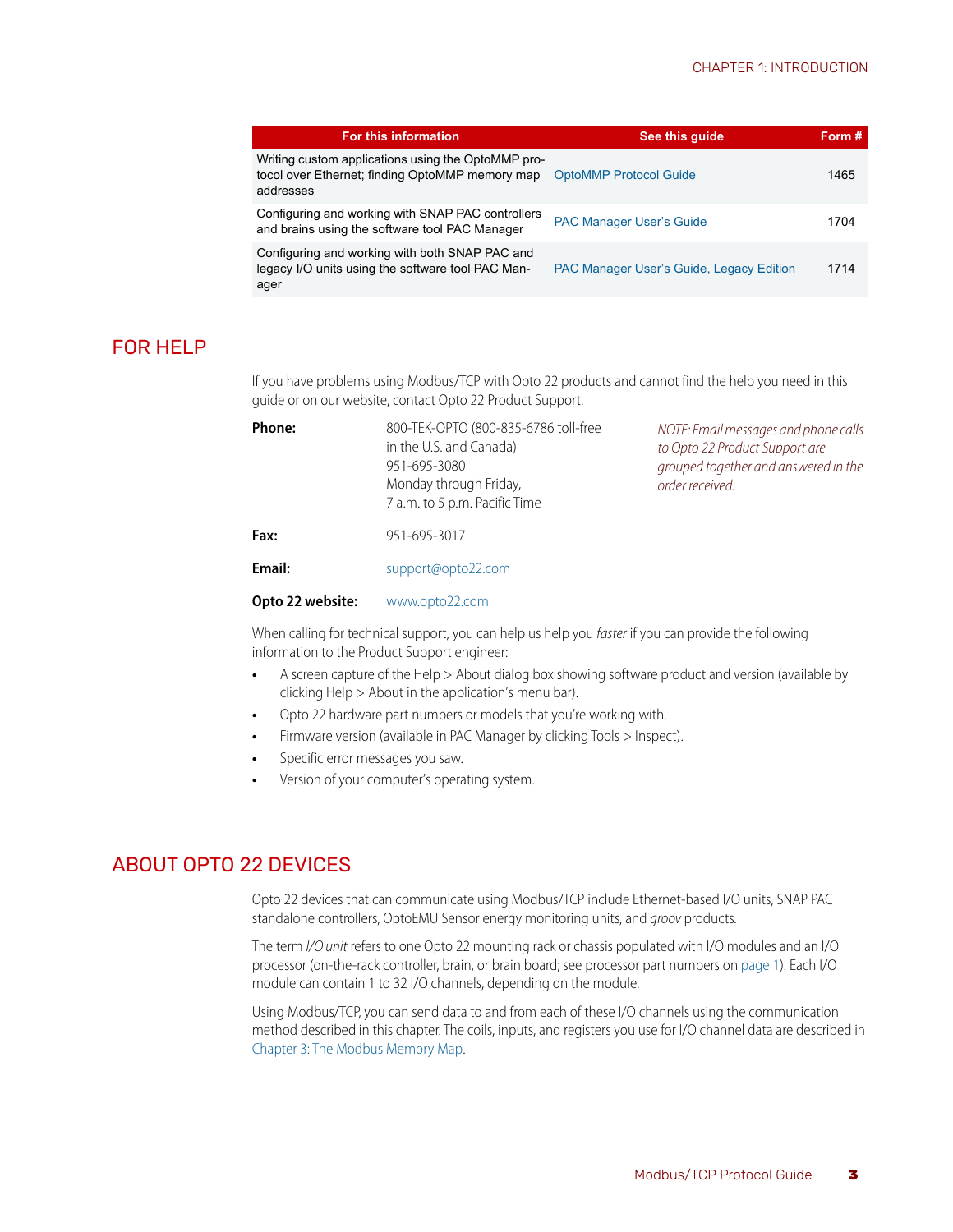| For this information | See this guide | Form # |
|---|---|---|
| Writing custom applications using the OptoMMP protocol over Ethernet; finding OptoMMP memory map addresses | OptoMMP Protocol Guide | 1465 |
| Configuring and working with SNAP PAC controllers and brains using the software tool PAC Manager | PAC Manager User's Guide | 1704 |
| Configuring and working with both SNAP PAC and legacy I/O units using the software tool PAC Manager | PAC Manager User's Guide, Legacy Edition | 1714 |

## FOR HELP

If you have problems using Modbus/TCP with Opto 22 products and cannot find the help you need in this guide or on our website, contact Opto 22 Product Support.

**Phone:** 800-TEK-OPTO (800-835-6786 toll-free in the U.S. and Canada)
951-695-3080
Monday through Friday,
7 a.m. to 5 p.m. Pacific Time

*NOTE: Email messages and phone calls to Opto 22 Product Support are grouped together and answered in the order received.*

**Fax:** 951-695-3017

**Email:** support@opto22.com

**Opto 22 website:** www.opto22.com

When calling for technical support, you can help us help you *faster* if you can provide the following information to the Product Support engineer:

- A screen capture of the Help > About dialog box showing software product and version (available by clicking Help > About in the application's menu bar).
- Opto 22 hardware part numbers or models that you're working with.
- Firmware version (available in PAC Manager by clicking Tools > Inspect).
- Specific error messages you saw.
- Version of your computer's operating system.

## ABOUT OPTO 22 DEVICES

Opto 22 devices that can communicate using Modbus/TCP include Ethernet-based I/O units, SNAP PAC standalone controllers, OptoEMU Sensor energy monitoring units, and *groov* products.

The term *I/O unit* refers to one Opto 22 mounting rack or chassis populated with I/O modules and an I/O processor (on-the-rack controller, brain, or brain board; see processor part numbers on page 1). Each I/O module can contain 1 to 32 I/O channels, depending on the module.

Using Modbus/TCP, you can send data to and from each of these I/O channels using the communication method described in this chapter. The coils, inputs, and registers you use for I/O channel data are described in Chapter 3: The Modbus Memory Map.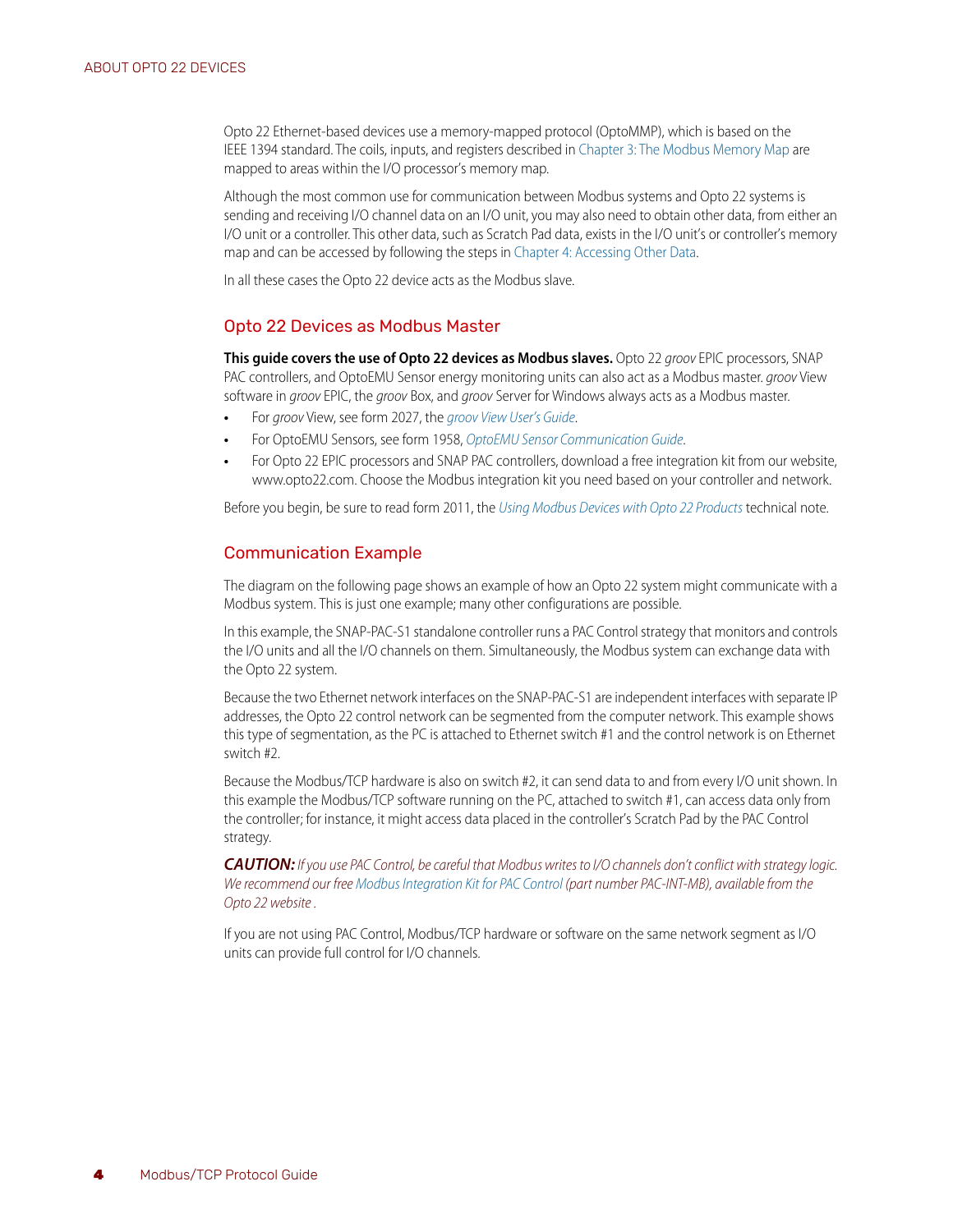Opto 22 Ethernet-based devices use a memory-mapped protocol (OptoMMP), which is based on the IEEE 1394 standard. The coils, inputs, and registers described in Chapter 3: The Modbus Memory Map are mapped to areas within the I/O processor's memory map.

Although the most common use for communication between Modbus systems and Opto 22 systems is sending and receiving I/O channel data on an I/O unit, you may also need to obtain other data, from either an I/O unit or a controller. This other data, such as Scratch Pad data, exists in the I/O unit's or controller's memory map and can be accessed by following the steps in Chapter 4: Accessing Other Data.

In all these cases the Opto 22 device acts as the Modbus slave.

## Opto 22 Devices as Modbus Master

**This guide covers the use of Opto 22 devices as Modbus slaves.** Opto 22 *groov* EPIC processors, SNAP PAC controllers, and OptoEMU Sensor energy monitoring units can also act as a Modbus master. *groov* View software in *groov* EPIC, the *groov* Box, and *groov* Server for Windows always acts as a Modbus master.

- For *groov* View, see form 2027, the *groov View User's Guide*.
- For OptoEMU Sensors, see form 1958, *OptoEMU Sensor Communication Guide*.
- For Opto 22 EPIC processors and SNAP PAC controllers, download a free integration kit from our website, www.opto22.com. Choose the Modbus integration kit you need based on your controller and network.

Before you begin, be sure to read form 2011, the *Using Modbus Devices with Opto 22 Products* technical note.

## Communication Example

The diagram on the following page shows an example of how an Opto 22 system might communicate with a Modbus system. This is just one example; many other configurations are possible.

In this example, the SNAP-PAC-S1 standalone controller runs a PAC Control strategy that monitors and controls the I/O units and all the I/O channels on them. Simultaneously, the Modbus system can exchange data with the Opto 22 system.

Because the two Ethernet network interfaces on the SNAP-PAC-S1 are independent interfaces with separate IP addresses, the Opto 22 control network can be segmented from the computer network. This example shows this type of segmentation, as the PC is attached to Ethernet switch #1 and the control network is on Ethernet switch #2.

Because the Modbus/TCP hardware is also on switch #2, it can send data to and from every I/O unit shown. In this example the Modbus/TCP software running on the PC, attached to switch #1, can access data only from the controller; for instance, it might access data placed in the controller's Scratch Pad by the PAC Control strategy.

***CAUTION:*** *If you use PAC Control, be careful that Modbus writes to I/O channels don't conflict with strategy logic. We recommend our free Modbus Integration Kit for PAC Control (part number PAC-INT-MB), available from the Opto 22 website .*

If you are not using PAC Control, Modbus/TCP hardware or software on the same network segment as I/O units can provide full control for I/O channels.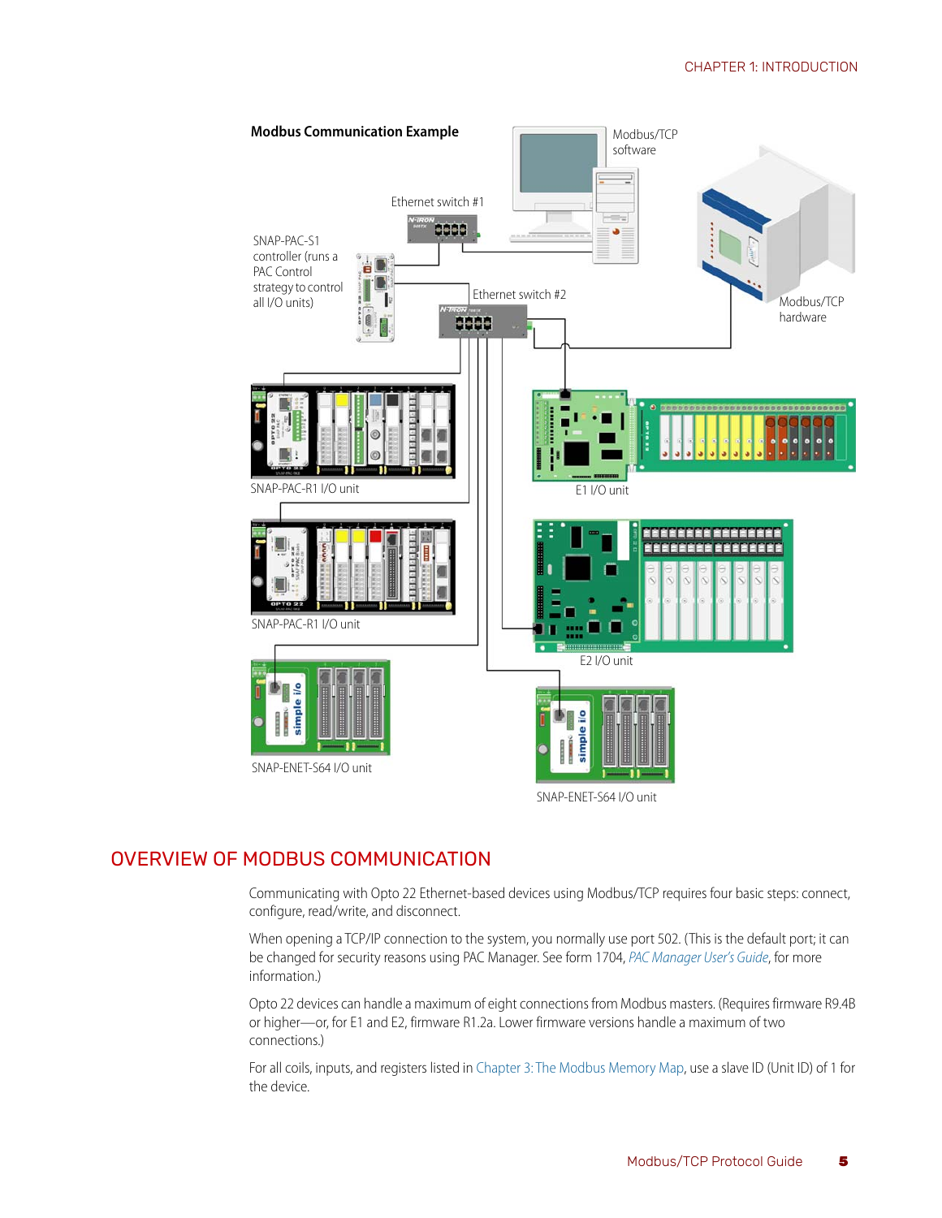**Modbus Communication Example**

Modbus/TCP software

Ethernet switch #1

SNAP-PAC-S1 controller (runs a PAC Control strategy to control all I/O units)

Ethernet switch #2

Modbus/TCP hardware

SNAP-PAC-R1 I/O unit

E1 I/O unit

SNAP-PAC-R1 I/O unit

E2 I/O unit

SNAP-ENET-S64 I/O unit

SNAP-ENET-S64 I/O unit

## OVERVIEW OF MODBUS COMMUNICATION

Communicating with Opto 22 Ethernet-based devices using Modbus/TCP requires four basic steps: connect, configure, read/write, and disconnect.

When opening a TCP/IP connection to the system, you normally use port 502. (This is the default port; it can be changed for security reasons using PAC Manager. See form 1704, *PAC Manager User's Guide*, for more information.)

Opto 22 devices can handle a maximum of eight connections from Modbus masters. (Requires firmware R9.4B or higher—or, for E1 and E2, firmware R1.2a. Lower firmware versions handle a maximum of two connections.)

For all coils, inputs, and registers listed in Chapter 3: The Modbus Memory Map, use a slave ID (Unit ID) of 1 for the device.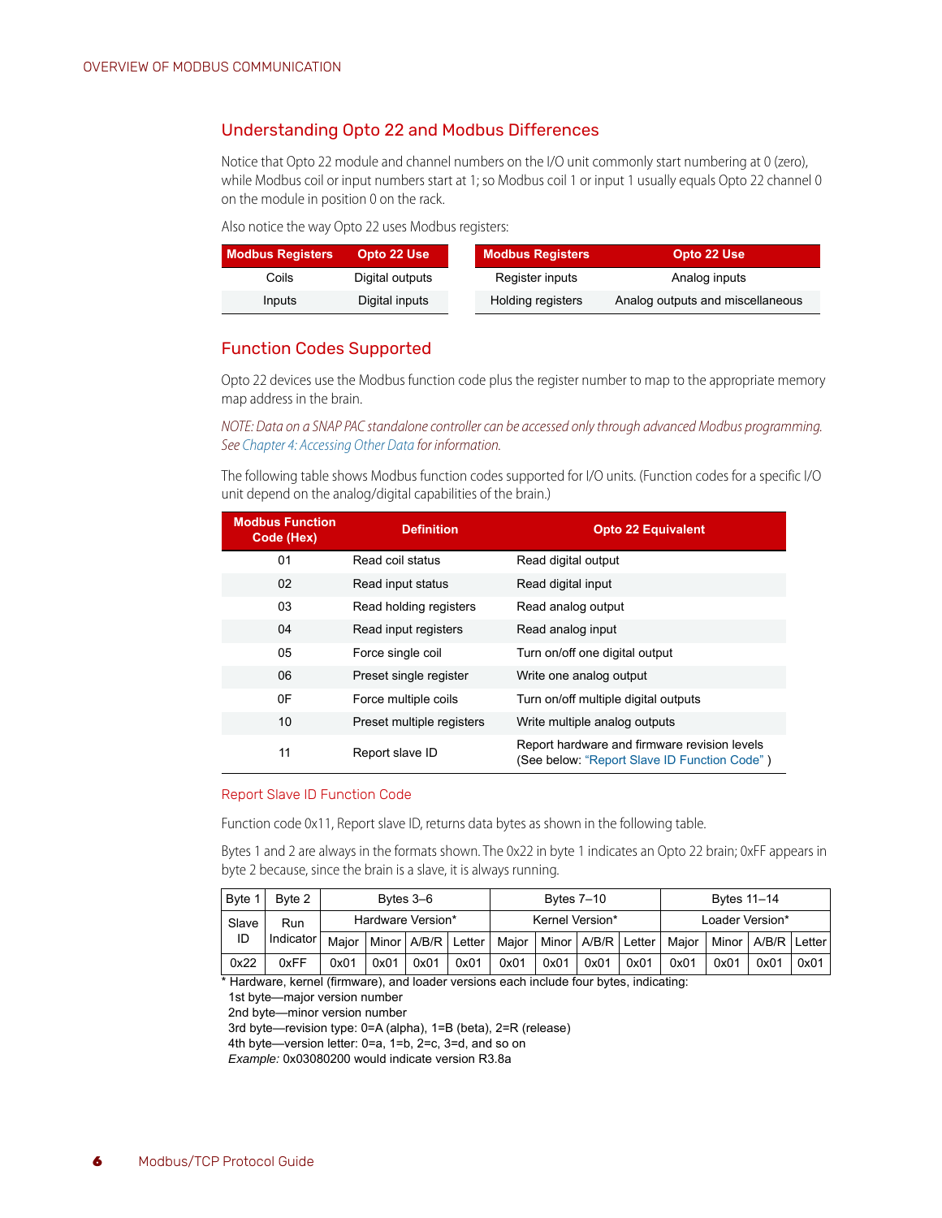## Understanding Opto 22 and Modbus Differences

Notice that Opto 22 module and channel numbers on the I/O unit commonly start numbering at 0 (zero), while Modbus coil or input numbers start at 1; so Modbus coil 1 or input 1 usually equals Opto 22 channel 0 on the module in position 0 on the rack.

Also notice the way Opto 22 uses Modbus registers:

| Modbus Registers | Opto 22 Use |
|---|---|
| Coils | Digital outputs |
| Inputs | Digital inputs |

| Modbus Registers | Opto 22 Use |
|---|---|
| Register inputs | Analog inputs |
| Holding registers | Analog outputs and miscellaneous |

## Function Codes Supported

Opto 22 devices use the Modbus function code plus the register number to map to the appropriate memory map address in the brain.

*NOTE: Data on a SNAP PAC standalone controller can be accessed only through advanced Modbus programming. See Chapter 4: Accessing Other Data for information.*

The following table shows Modbus function codes supported for I/O units. (Function codes for a specific I/O unit depend on the analog/digital capabilities of the brain.)

| Modbus Function Code (Hex) | Definition | Opto 22 Equivalent |
|---|---|---|
| 01 | Read coil status | Read digital output |
| 02 | Read input status | Read digital input |
| 03 | Read holding registers | Read analog output |
| 04 | Read input registers | Read analog input |
| 05 | Force single coil | Turn on/off one digital output |
| 06 | Preset single register | Write one analog output |
| 0F | Force multiple coils | Turn on/off multiple digital outputs |
| 10 | Preset multiple registers | Write multiple analog outputs |
| 11 | Report slave ID | Report hardware and firmware revision levels (See below: "Report Slave ID Function Code" ) |

### Report Slave ID Function Code

Function code 0x11, Report slave ID, returns data bytes as shown in the following table.

Bytes 1 and 2 are always in the formats shown. The 0x22 in byte 1 indicates an Opto 22 brain; 0xFF appears in byte 2 because, since the brain is a slave, it is always running.

| Byte 1 | Byte 2 | Bytes 3–6 | | | | Bytes 7–10 | | | | Bytes 11–14 | | | |
|---|---|---|---|---|---|---|---|---|---|---|---|---|---|
| Slave ID | Run Indicator | Hardware Version* | | | | Kernel Version* | | | | Loader Version* | | | |
| | | Major | Minor | A/B/R | Letter | Major | Minor | A/B/R | Letter | Major | Minor | A/B/R | Letter |
| 0x22 | 0xFF | 0x01 | 0x01 | 0x01 | 0x01 | 0x01 | 0x01 | 0x01 | 0x01 | 0x01 | 0x01 | 0x01 | 0x01 |

\* Hardware, kernel (firmware), and loader versions each include four bytes, indicating:
1st byte—major version number
2nd byte—minor version number
3rd byte—revision type: 0=A (alpha), 1=B (beta), 2=R (release)
4th byte—version letter: 0=a, 1=b, 2=c, 3=d, and so on
*Example:* 0x03080200 would indicate version R3.8a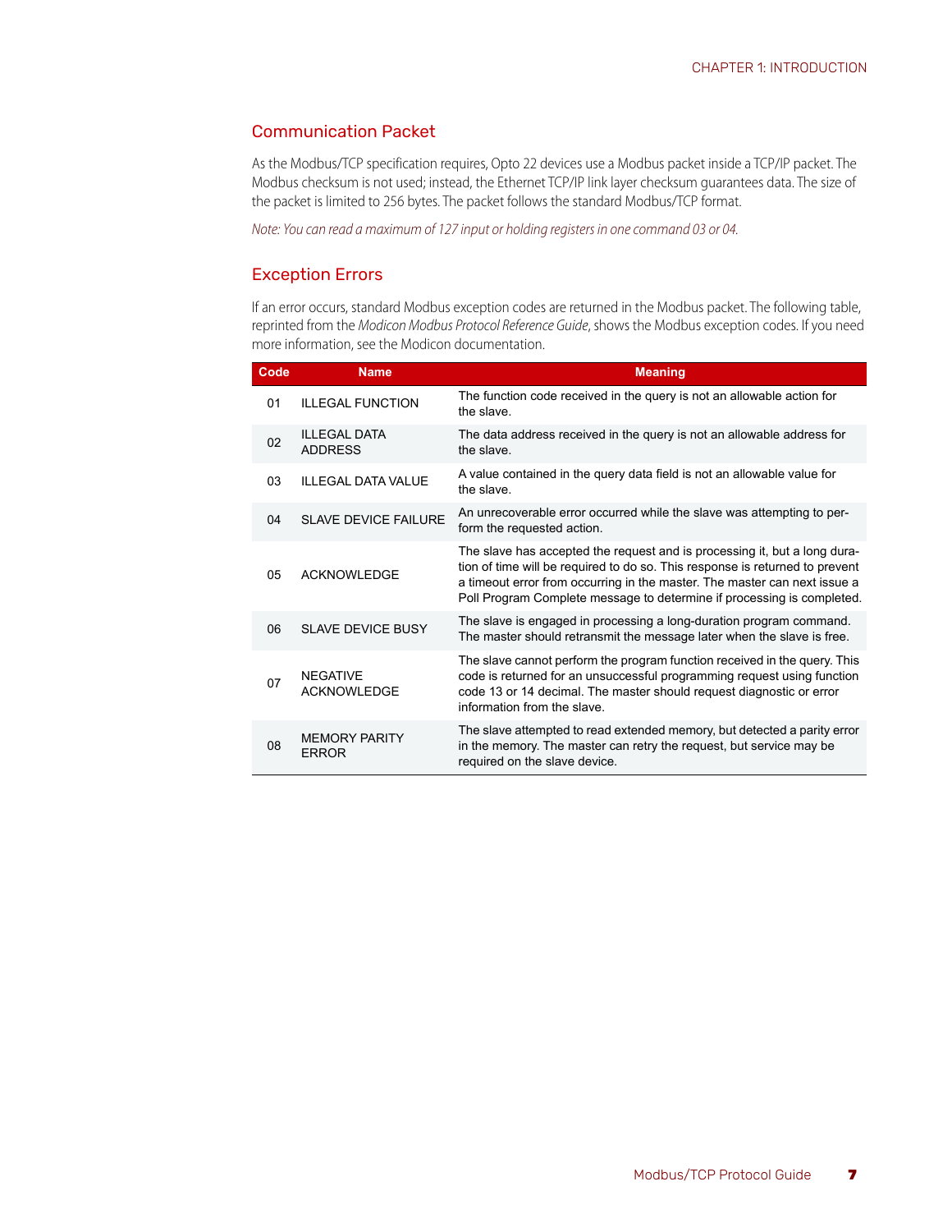## Communication Packet

As the Modbus/TCP specification requires, Opto 22 devices use a Modbus packet inside a TCP/IP packet. The Modbus checksum is not used; instead, the Ethernet TCP/IP link layer checksum guarantees data. The size of the packet is limited to 256 bytes. The packet follows the standard Modbus/TCP format.

*Note: You can read a maximum of 127 input or holding registers in one command 03 or 04.*

## Exception Errors

If an error occurs, standard Modbus exception codes are returned in the Modbus packet. The following table, reprinted from the *Modicon Modbus Protocol Reference Guide*, shows the Modbus exception codes. If you need more information, see the Modicon documentation.

| Code | Name | Meaning |
|---|---|---|
| 01 | ILLEGAL FUNCTION | The function code received in the query is not an allowable action for the slave. |
| 02 | ILLEGAL DATA ADDRESS | The data address received in the query is not an allowable address for the slave. |
| 03 | ILLEGAL DATA VALUE | A value contained in the query data field is not an allowable value for the slave. |
| 04 | SLAVE DEVICE FAILURE | An unrecoverable error occurred while the slave was attempting to perform the requested action. |
| 05 | ACKNOWLEDGE | The slave has accepted the request and is processing it, but a long duration of time will be required to do so. This response is returned to prevent a timeout error from occurring in the master. The master can next issue a Poll Program Complete message to determine if processing is completed. |
| 06 | SLAVE DEVICE BUSY | The slave is engaged in processing a long-duration program command. The master should retransmit the message later when the slave is free. |
| 07 | NEGATIVE ACKNOWLEDGE | The slave cannot perform the program function received in the query. This code is returned for an unsuccessful programming request using function code 13 or 14 decimal. The master should request diagnostic or error information from the slave. |
| 08 | MEMORY PARITY ERROR | The slave attempted to read extended memory, but detected a parity error in the memory. The master can retry the request, but service may be required on the slave device. |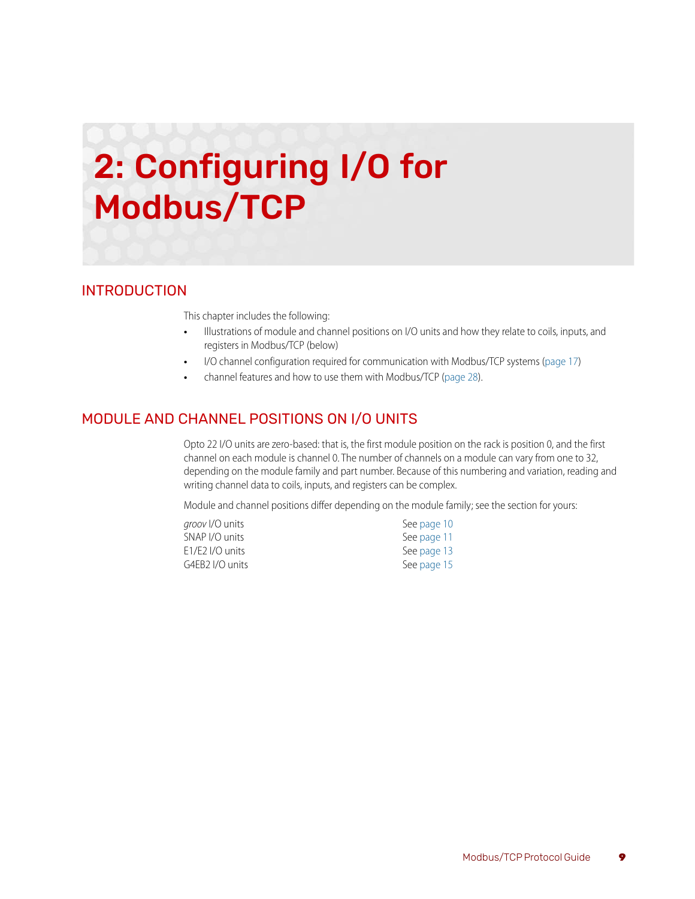# 2: Configuring I/O for Modbus/TCP

## INTRODUCTION

This chapter includes the following:

- Illustrations of module and channel positions on I/O units and how they relate to coils, inputs, and registers in Modbus/TCP (below)
- I/O channel configuration required for communication with Modbus/TCP systems (page 17)
- channel features and how to use them with Modbus/TCP (page 28).

## MODULE AND CHANNEL POSITIONS ON I/O UNITS

Opto 22 I/O units are zero-based: that is, the first module position on the rack is position 0, and the first channel on each module is channel 0. The number of channels on a module can vary from one to 32, depending on the module family and part number. Because of this numbering and variation, reading and writing channel data to coils, inputs, and registers can be complex.

Module and channel positions differ depending on the module family; see the section for yours:

| | |
|---|---|
| *groov* I/O units | See page 10 |
| SNAP I/O units | See page 11 |
| E1/E2 I/O units | See page 13 |
| G4EB2 I/O units | See page 15 |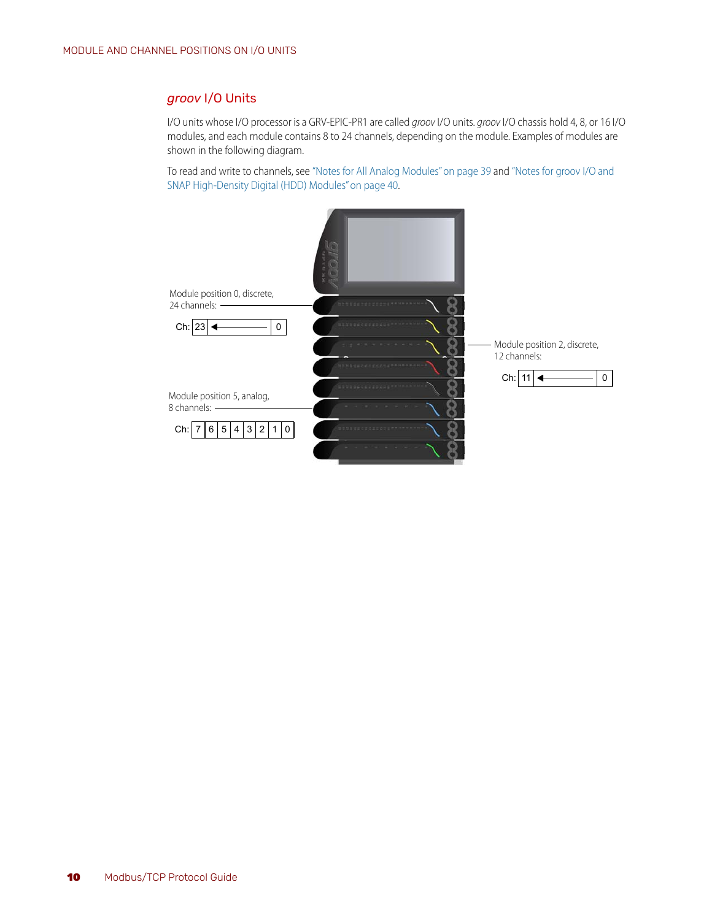## *groov* I/O Units

I/O units whose I/O processor is a GRV-EPIC-PR1 are called *groov* I/O units. *groov* I/O chassis hold 4, 8, or 16 I/O modules, and each module contains 8 to 24 channels, depending on the module. Examples of modules are shown in the following diagram.

To read and write to channels, see "Notes for All Analog Modules" on page 39 and "Notes for groov I/O and SNAP High-Density Digital (HDD) Modules" on page 40.

Module position 0, discrete, 24 channels:

Ch: 23 ← 0

Module position 2, discrete, 12 channels:

Ch: 11 ← 0

Module position 5, analog, 8 channels:

Ch: 7 | 6 | 5 | 4 | 3 | 2 | 1 | 0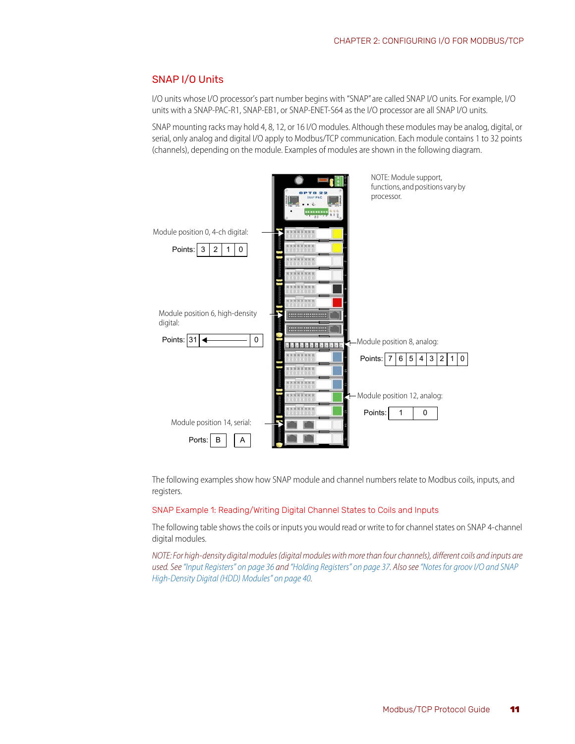## SNAP I/O Units

I/O units whose I/O processor's part number begins with "SNAP" are called SNAP I/O units. For example, I/O units with a SNAP-PAC-R1, SNAP-EB1, or SNAP-ENET-S64 as the I/O processor are all SNAP I/O units.

SNAP mounting racks may hold 4, 8, 12, or 16 I/O modules. Although these modules may be analog, digital, or serial, only analog and digital I/O apply to Modbus/TCP communication. Each module contains 1 to 32 points (channels), depending on the module. Examples of modules are shown in the following diagram.

NOTE: Module support, functions, and positions vary by processor.

Module position 0, 4-ch digital:

Points: | 3 | 2 | 1 | 0 |

Module position 6, high-density digital:

Points: | 31 | ← | 0 |

Module position 8, analog:

Points: | 7 | 6 | 5 | 4 | 3 | 2 | 1 | 0 |

Module position 12, analog:

Points: | 1 | 0 |

Module position 14, serial:

Ports: | B | A |

The following examples show how SNAP module and channel numbers relate to Modbus coils, inputs, and registers.

### SNAP Example 1: Reading/Writing Digital Channel States to Coils and Inputs

The following table shows the coils or inputs you would read or write to for channel states on SNAP 4-channel digital modules.

*NOTE: For high-density digital modules (digital modules with more than four channels), different coils and inputs are used. See "Input Registers" on page 36 and "Holding Registers" on page 37. Also see "Notes for groov I/O and SNAP High-Density Digital (HDD) Modules" on page 40.*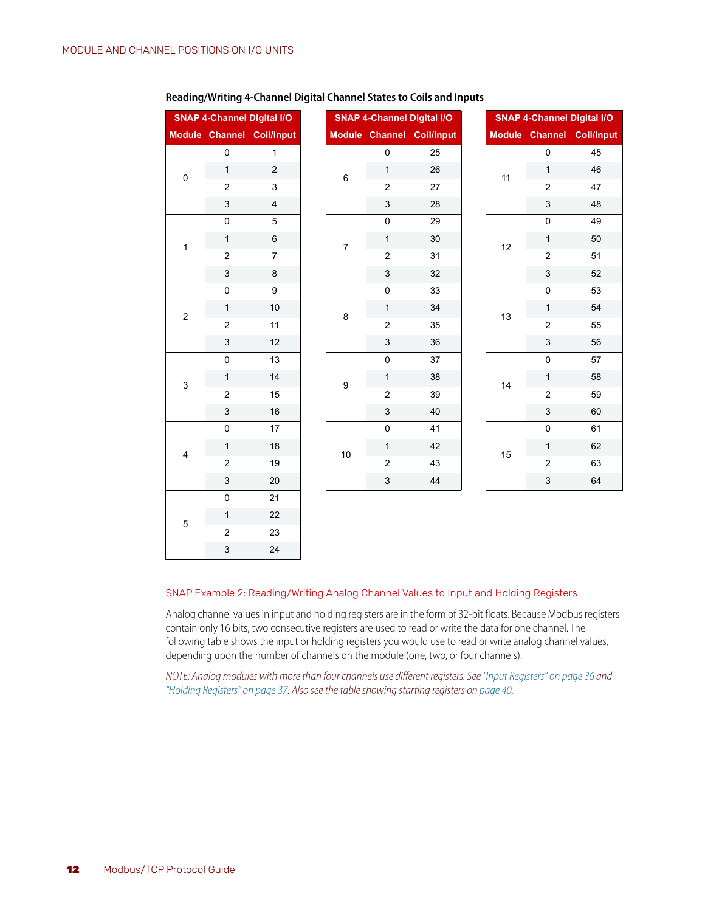**Reading/Writing 4-Channel Digital Channel States to Coils and Inputs**

| SNAP 4-Channel Digital I/O | | |
|---|---|---|
| **Module** | **Channel** | **Coil/Input** |
| 0 | 0 | 1 |
| | 1 | 2 |
| | 2 | 3 |
| | 3 | 4 |
| 1 | 0 | 5 |
| | 1 | 6 |
| | 2 | 7 |
| | 3 | 8 |
| 2 | 0 | 9 |
| | 1 | 10 |
| | 2 | 11 |
| | 3 | 12 |
| 3 | 0 | 13 |
| | 1 | 14 |
| | 2 | 15 |
| | 3 | 16 |
| 4 | 0 | 17 |
| | 1 | 18 |
| | 2 | 19 |
| | 3 | 20 |
| 5 | 0 | 21 |
| | 1 | 22 |
| | 2 | 23 |
| | 3 | 24 |

| SNAP 4-Channel Digital I/O | | |
|---|---|---|
| **Module** | **Channel** | **Coil/Input** |
| 6 | 0 | 25 |
| | 1 | 26 |
| | 2 | 27 |
| | 3 | 28 |
| 7 | 0 | 29 |
| | 1 | 30 |
| | 2 | 31 |
| | 3 | 32 |
| 8 | 0 | 33 |
| | 1 | 34 |
| | 2 | 35 |
| | 3 | 36 |
| 9 | 0 | 37 |
| | 1 | 38 |
| | 2 | 39 |
| | 3 | 40 |
| 10 | 0 | 41 |
| | 1 | 42 |
| | 2 | 43 |
| | 3 | 44 |

| SNAP 4-Channel Digital I/O | | |
|---|---|---|
| **Module** | **Channel** | **Coil/Input** |
| 11 | 0 | 45 |
| | 1 | 46 |
| | 2 | 47 |
| | 3 | 48 |
| 12 | 0 | 49 |
| | 1 | 50 |
| | 2 | 51 |
| | 3 | 52 |
| 13 | 0 | 53 |
| | 1 | 54 |
| | 2 | 55 |
| | 3 | 56 |
| 14 | 0 | 57 |
| | 1 | 58 |
| | 2 | 59 |
| | 3 | 60 |
| 15 | 0 | 61 |
| | 1 | 62 |
| | 2 | 63 |
| | 3 | 64 |

### SNAP Example 2: Reading/Writing Analog Channel Values to Input and Holding Registers

Analog channel values in input and holding registers are in the form of 32-bit floats. Because Modbus registers contain only 16 bits, two consecutive registers are used to read or write the data for one channel. The following table shows the input or holding registers you would use to read or write analog channel values, depending upon the number of channels on the module (one, two, or four channels).

*NOTE: Analog modules with more than four channels use different registers. See "Input Registers" on page 36 and "Holding Registers" on page 37. Also see the table showing starting registers on page 40.*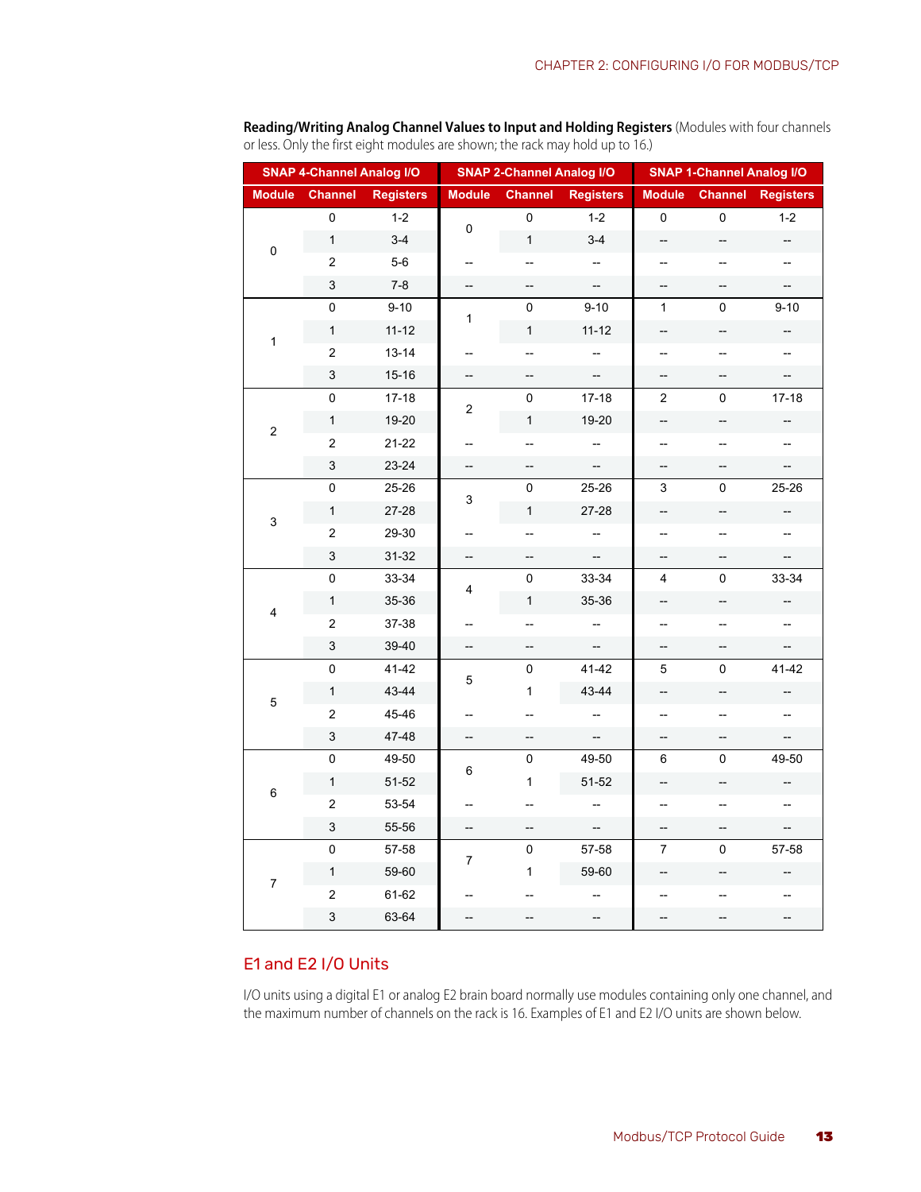**Reading/Writing Analog Channel Values to Input and Holding Registers** (Modules with four channels or less. Only the first eight modules are shown; the rack may hold up to 16.)

| SNAP 4-Channel Analog I/O | | | SNAP 2-Channel Analog I/O | | | SNAP 1-Channel Analog I/O | | |
|---|---|---|---|---|---|---|---|---|
| Module | Channel | Registers | Module | Channel | Registers | Module | Channel | Registers |
| 0 | 0 | 1-2 | 0 | 0 | 1-2 | 0 | 0 | 1-2 |
| | 1 | 3-4 | | 1 | 3-4 | -- | -- | -- |
| | 2 | 5-6 | -- | -- | -- | -- | -- | -- |
| | 3 | 7-8 | -- | -- | -- | -- | -- | -- |
| 1 | 0 | 9-10 | 1 | 0 | 9-10 | 1 | 0 | 9-10 |
| | 1 | 11-12 | | 1 | 11-12 | -- | -- | -- |
| | 2 | 13-14 | -- | -- | -- | -- | -- | -- |
| | 3 | 15-16 | -- | -- | -- | -- | -- | -- |
| 2 | 0 | 17-18 | 2 | 0 | 17-18 | 2 | 0 | 17-18 |
| | 1 | 19-20 | | 1 | 19-20 | -- | -- | -- |
| | 2 | 21-22 | -- | -- | -- | -- | -- | -- |
| | 3 | 23-24 | -- | -- | -- | -- | -- | -- |
| 3 | 0 | 25-26 | 3 | 0 | 25-26 | 3 | 0 | 25-26 |
| | 1 | 27-28 | | 1 | 27-28 | -- | -- | -- |
| | 2 | 29-30 | -- | -- | -- | -- | -- | -- |
| | 3 | 31-32 | -- | -- | -- | -- | -- | -- |
| 4 | 0 | 33-34 | 4 | 0 | 33-34 | 4 | 0 | 33-34 |
| | 1 | 35-36 | | 1 | 35-36 | -- | -- | -- |
| | 2 | 37-38 | -- | -- | -- | -- | -- | -- |
| | 3 | 39-40 | -- | -- | -- | -- | -- | -- |
| 5 | 0 | 41-42 | 5 | 0 | 41-42 | 5 | 0 | 41-42 |
| | 1 | 43-44 | | 1 | 43-44 | -- | -- | -- |
| | 2 | 45-46 | -- | -- | -- | -- | -- | -- |
| | 3 | 47-48 | -- | -- | -- | -- | -- | -- |
| 6 | 0 | 49-50 | 6 | 0 | 49-50 | 6 | 0 | 49-50 |
| | 1 | 51-52 | | 1 | 51-52 | -- | -- | -- |
| | 2 | 53-54 | -- | -- | -- | -- | -- | -- |
| | 3 | 55-56 | -- | -- | -- | -- | -- | -- |
| 7 | 0 | 57-58 | 7 | 0 | 57-58 | 7 | 0 | 57-58 |
| | 1 | 59-60 | | 1 | 59-60 | -- | -- | -- |
| | 2 | 61-62 | -- | -- | -- | -- | -- | -- |
| | 3 | 63-64 | -- | -- | -- | -- | -- | -- |

## E1 and E2 I/O Units

I/O units using a digital E1 or analog E2 brain board normally use modules containing only one channel, and the maximum number of channels on the rack is 16. Examples of E1 and E2 I/O units are shown below.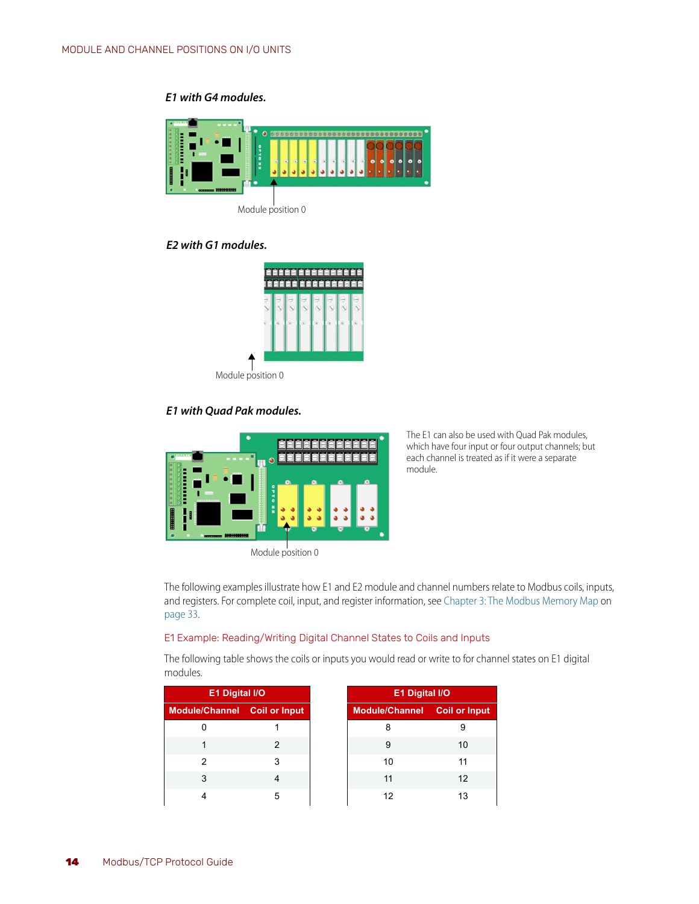**E1 with G4 modules.**

Module position 0

**E2 with G1 modules.**

Module position 0

**E1 with Quad Pak modules.**

Module position 0

The E1 can also be used with Quad Pak modules, which have four input or four output channels; but each channel is treated as if it were a separate module.

The following examples illustrate how E1 and E2 module and channel numbers relate to Modbus coils, inputs, and registers. For complete coil, input, and register information, see Chapter 3: The Modbus Memory Map on page 33.

### E1 Example: Reading/Writing Digital Channel States to Coils and Inputs

The following table shows the coils or inputs you would read or write to for channel states on E1 digital modules.

| E1 Digital I/O | |
|---|---|
| **Module/Channel** | **Coil or Input** |
| 0 | 1 |
| 1 | 2 |
| 2 | 3 |
| 3 | 4 |
| 4 | 5 |

| E1 Digital I/O | |
|---|---|
| **Module/Channel** | **Coil or Input** |
| 8 | 9 |
| 9 | 10 |
| 10 | 11 |
| 11 | 12 |
| 12 | 13 |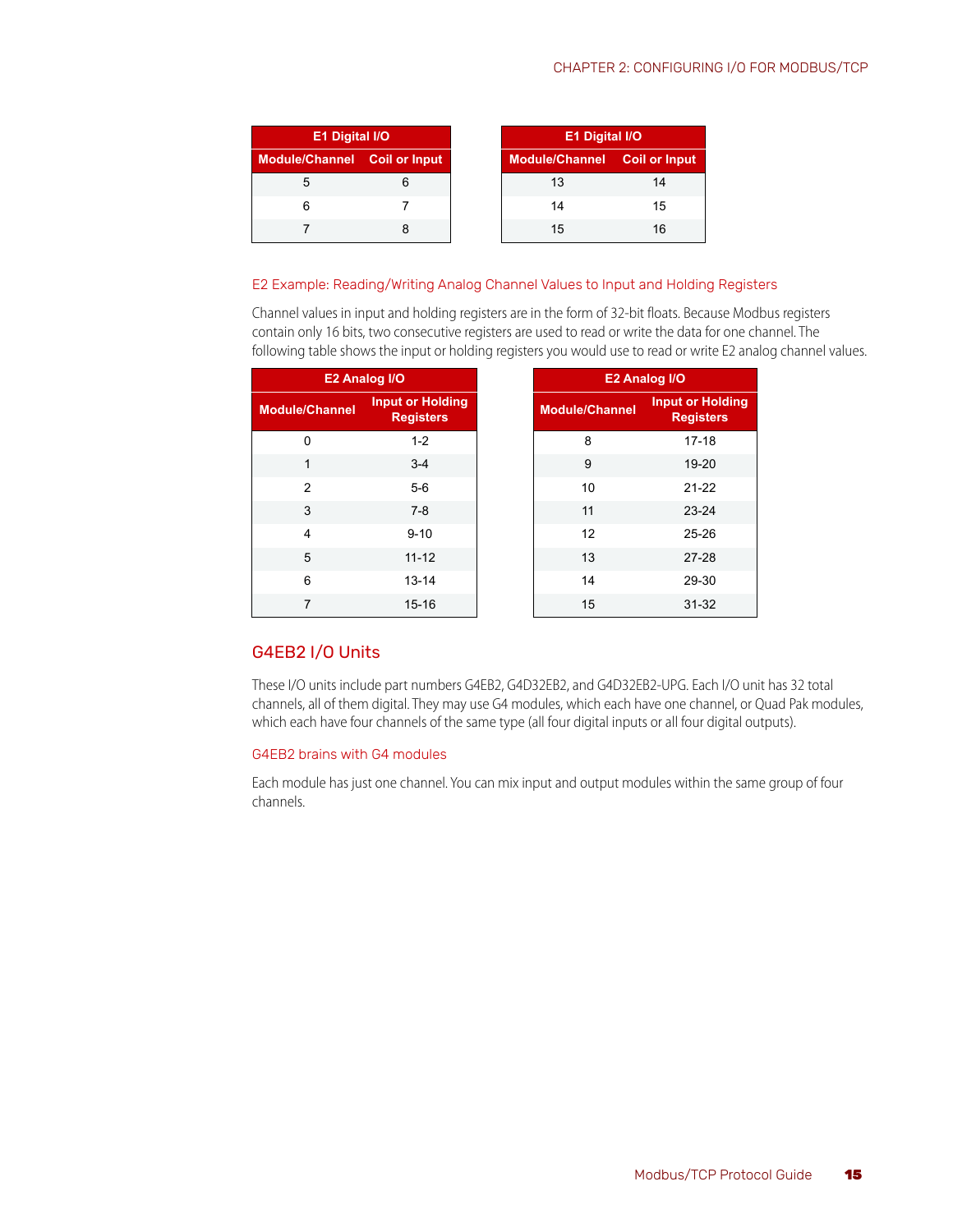| E1 Digital I/O | |
|---|---|
| **Module/Channel** | **Coil or Input** |
| 5 | 6 |
| 6 | 7 |
| 7 | 8 |

| E1 Digital I/O | |
|---|---|
| **Module/Channel** | **Coil or Input** |
| 13 | 14 |
| 14 | 15 |
| 15 | 16 |

### E2 Example: Reading/Writing Analog Channel Values to Input and Holding Registers

Channel values in input and holding registers are in the form of 32-bit floats. Because Modbus registers contain only 16 bits, two consecutive registers are used to read or write the data for one channel. The following table shows the input or holding registers you would use to read or write E2 analog channel values.

| E2 Analog I/O | |
|---|---|
| **Module/Channel** | **Input or Holding Registers** |
| 0 | 1-2 |
| 1 | 3-4 |
| 2 | 5-6 |
| 3 | 7-8 |
| 4 | 9-10 |
| 5 | 11-12 |
| 6 | 13-14 |
| 7 | 15-16 |

| E2 Analog I/O | |
|---|---|
| **Module/Channel** | **Input or Holding Registers** |
| 8 | 17-18 |
| 9 | 19-20 |
| 10 | 21-22 |
| 11 | 23-24 |
| 12 | 25-26 |
| 13 | 27-28 |
| 14 | 29-30 |
| 15 | 31-32 |

## G4EB2 I/O Units

These I/O units include part numbers G4EB2, G4D32EB2, and G4D32EB2-UPG. Each I/O unit has 32 total channels, all of them digital. They may use G4 modules, which each have one channel, or Quad Pak modules, which each have four channels of the same type (all four digital inputs or all four digital outputs).

### G4EB2 brains with G4 modules

Each module has just one channel. You can mix input and output modules within the same group of four channels.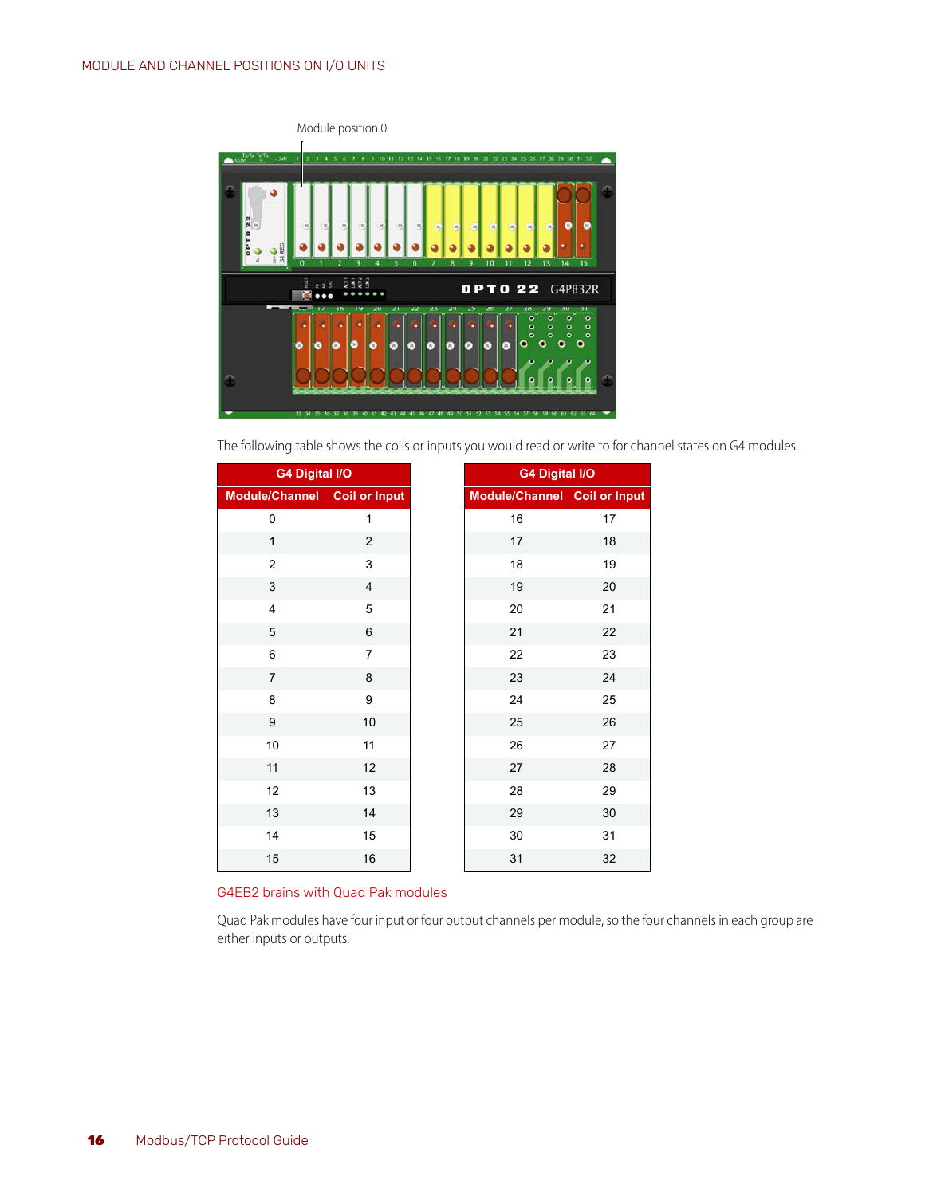The following table shows the coils or inputs you would read or write to for channel states on G4 modules.

| G4 Digital I/O | |
|---|---|
| **Module/Channel** | **Coil or Input** |
| 0 | 1 |
| 1 | 2 |
| 2 | 3 |
| 3 | 4 |
| 4 | 5 |
| 5 | 6 |
| 6 | 7 |
| 7 | 8 |
| 8 | 9 |
| 9 | 10 |
| 10 | 11 |
| 11 | 12 |
| 12 | 13 |
| 13 | 14 |
| 14 | 15 |
| 15 | 16 |

| G4 Digital I/O | |
|---|---|
| **Module/Channel** | **Coil or Input** |
| 16 | 17 |
| 17 | 18 |
| 18 | 19 |
| 19 | 20 |
| 20 | 21 |
| 21 | 22 |
| 22 | 23 |
| 23 | 24 |
| 24 | 25 |
| 25 | 26 |
| 26 | 27 |
| 27 | 28 |
| 28 | 29 |
| 29 | 30 |
| 30 | 31 |
| 31 | 32 |

### G4EB2 brains with Quad Pak modules

Quad Pak modules have four input or four output channels per module, so the four channels in each group are either inputs or outputs.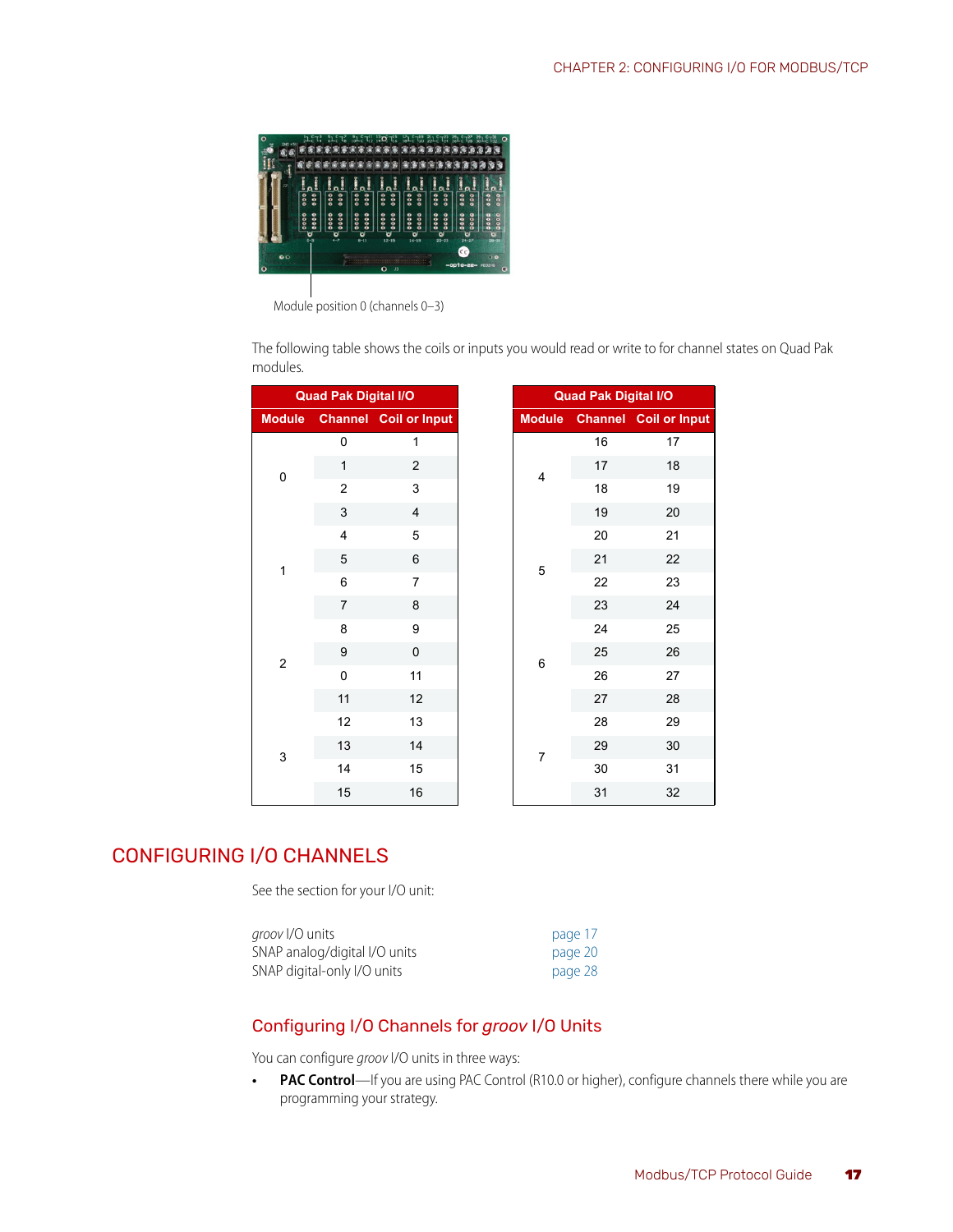Module position 0 (channels 0–3)

The following table shows the coils or inputs you would read or write to for channel states on Quad Pak modules.

| Quad Pak Digital I/O | | |
|---|---|---|
| **Module** | **Channel** | **Coil or Input** |
| 0 | 0 | 1 |
| | 1 | 2 |
| | 2 | 3 |
| | 3 | 4 |
| 1 | 4 | 5 |
| | 5 | 6 |
| | 6 | 7 |
| | 7 | 8 |
| 2 | 8 | 9 |
| | 9 | 0 |
| | 0 | 11 |
| | 11 | 12 |
| 3 | 12 | 13 |
| | 13 | 14 |
| | 14 | 15 |
| | 15 | 16 |

| Quad Pak Digital I/O | | |
|---|---|---|
| **Module** | **Channel** | **Coil or Input** |
| 4 | 16 | 17 |
| | 17 | 18 |
| | 18 | 19 |
| | 19 | 20 |
| 5 | 20 | 21 |
| | 21 | 22 |
| | 22 | 23 |
| | 23 | 24 |
| 6 | 24 | 25 |
| | 25 | 26 |
| | 26 | 27 |
| | 27 | 28 |
| 7 | 28 | 29 |
| | 29 | 30 |
| | 30 | 31 |
| | 31 | 32 |

# CONFIGURING I/O CHANNELS

See the section for your I/O unit:

| | |
|---|---|
| *groov* I/O units | page 17 |
| SNAP analog/digital I/O units | page 20 |
| SNAP digital-only I/O units | page 28 |

## Configuring I/O Channels for *groov* I/O Units

You can configure *groov* I/O units in three ways:

- **PAC Control**—If you are using PAC Control (R10.0 or higher), configure channels there while you are programming your strategy.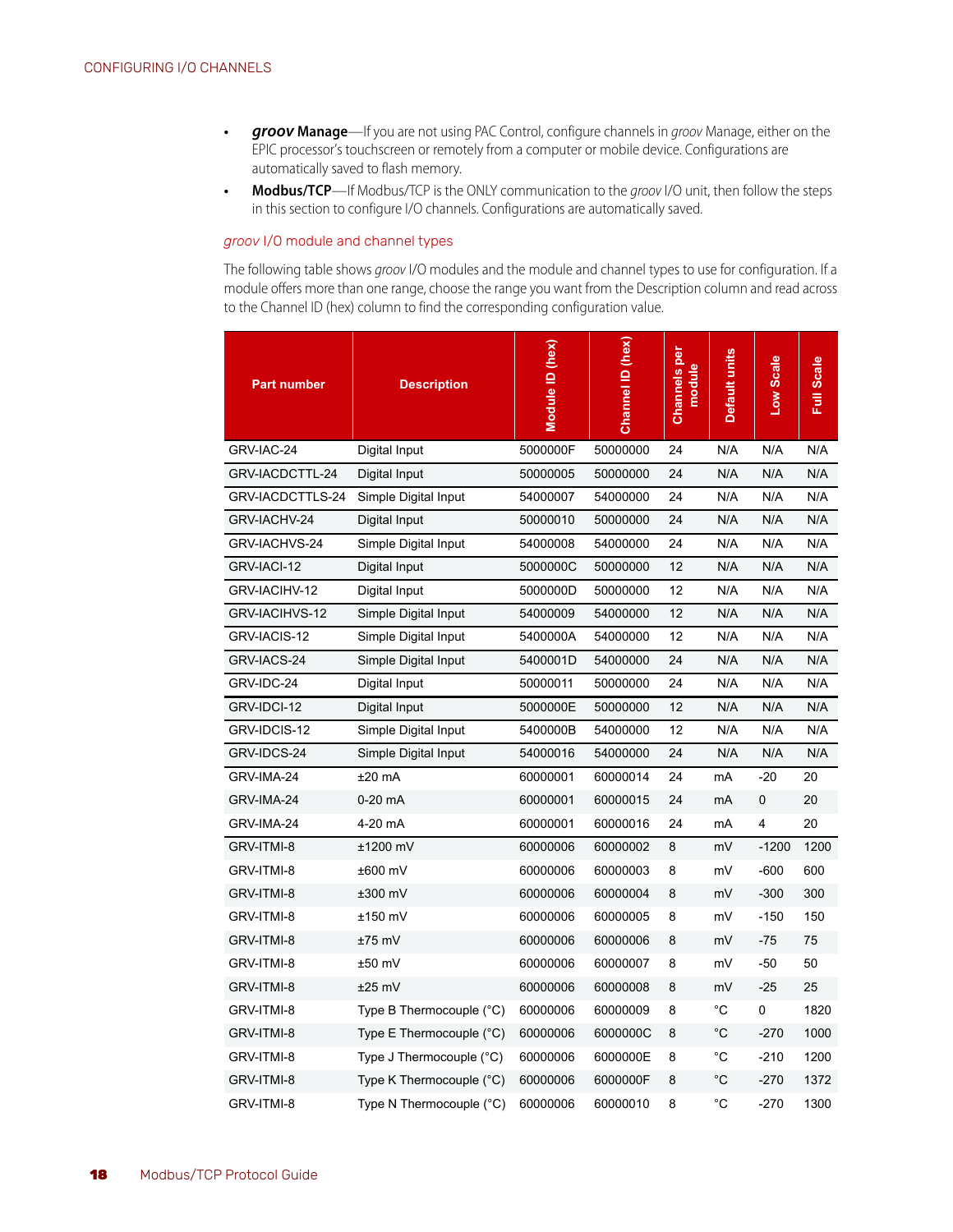- ***groov* Manage**—If you are not using PAC Control, configure channels in *groov* Manage, either on the EPIC processor's touchscreen or remotely from a computer or mobile device. Configurations are automatically saved to flash memory.
- **Modbus/TCP**—If Modbus/TCP is the ONLY communication to the *groov* I/O unit, then follow the steps in this section to configure I/O channels. Configurations are automatically saved.

### *groov* I/O module and channel types

The following table shows *groov* I/O modules and the module and channel types to use for configuration. If a module offers more than one range, choose the range you want from the Description column and read across to the Channel ID (hex) column to find the corresponding configuration value.

| Part number | Description | Module ID (hex) | Channel ID (hex) | Channels per module | Default units | Low Scale | Full Scale |
|---|---|---|---|---|---|---|---|
| GRV-IAC-24 | Digital Input | 5000000F | 50000000 | 24 | N/A | N/A | N/A |
| GRV-IACDCTTL-24 | Digital Input | 50000005 | 50000000 | 24 | N/A | N/A | N/A |
| GRV-IACDCTTLS-24 | Simple Digital Input | 54000007 | 54000000 | 24 | N/A | N/A | N/A |
| GRV-IACHV-24 | Digital Input | 50000010 | 50000000 | 24 | N/A | N/A | N/A |
| GRV-IACHVS-24 | Simple Digital Input | 54000008 | 54000000 | 24 | N/A | N/A | N/A |
| GRV-IACI-12 | Digital Input | 5000000C | 50000000 | 12 | N/A | N/A | N/A |
| GRV-IACIHV-12 | Digital Input | 5000000D | 50000000 | 12 | N/A | N/A | N/A |
| GRV-IACIHVS-12 | Simple Digital Input | 54000009 | 54000000 | 12 | N/A | N/A | N/A |
| GRV-IACIS-12 | Simple Digital Input | 5400000A | 54000000 | 12 | N/A | N/A | N/A |
| GRV-IACS-24 | Simple Digital Input | 5400001D | 54000000 | 24 | N/A | N/A | N/A |
| GRV-IDC-24 | Digital Input | 50000011 | 50000000 | 24 | N/A | N/A | N/A |
| GRV-IDCI-12 | Digital Input | 5000000E | 50000000 | 12 | N/A | N/A | N/A |
| GRV-IDCIS-12 | Simple Digital Input | 5400000B | 54000000 | 12 | N/A | N/A | N/A |
| GRV-IDCS-24 | Simple Digital Input | 54000016 | 54000000 | 24 | N/A | N/A | N/A |
| GRV-IMA-24 | ±20 mA | 60000001 | 60000014 | 24 | mA | -20 | 20 |
| GRV-IMA-24 | 0-20 mA | 60000001 | 60000015 | 24 | mA | 0 | 20 |
| GRV-IMA-24 | 4-20 mA | 60000001 | 60000016 | 24 | mA | 4 | 20 |
| GRV-ITMI-8 | ±1200 mV | 60000006 | 60000002 | 8 | mV | -1200 | 1200 |
| GRV-ITMI-8 | ±600 mV | 60000006 | 60000003 | 8 | mV | -600 | 600 |
| GRV-ITMI-8 | ±300 mV | 60000006 | 60000004 | 8 | mV | -300 | 300 |
| GRV-ITMI-8 | ±150 mV | 60000006 | 60000005 | 8 | mV | -150 | 150 |
| GRV-ITMI-8 | ±75 mV | 60000006 | 60000006 | 8 | mV | -75 | 75 |
| GRV-ITMI-8 | ±50 mV | 60000006 | 60000007 | 8 | mV | -50 | 50 |
| GRV-ITMI-8 | ±25 mV | 60000006 | 60000008 | 8 | mV | -25 | 25 |
| GRV-ITMI-8 | Type B Thermocouple (°C) | 60000006 | 60000009 | 8 | °C | 0 | 1820 |
| GRV-ITMI-8 | Type E Thermocouple (°C) | 60000006 | 6000000C | 8 | °C | -270 | 1000 |
| GRV-ITMI-8 | Type J Thermocouple (°C) | 60000006 | 6000000E | 8 | °C | -210 | 1200 |
| GRV-ITMI-8 | Type K Thermocouple (°C) | 60000006 | 6000000F | 8 | °C | -270 | 1372 |
| GRV-ITMI-8 | Type N Thermocouple (°C) | 60000006 | 60000010 | 8 | °C | -270 | 1300 |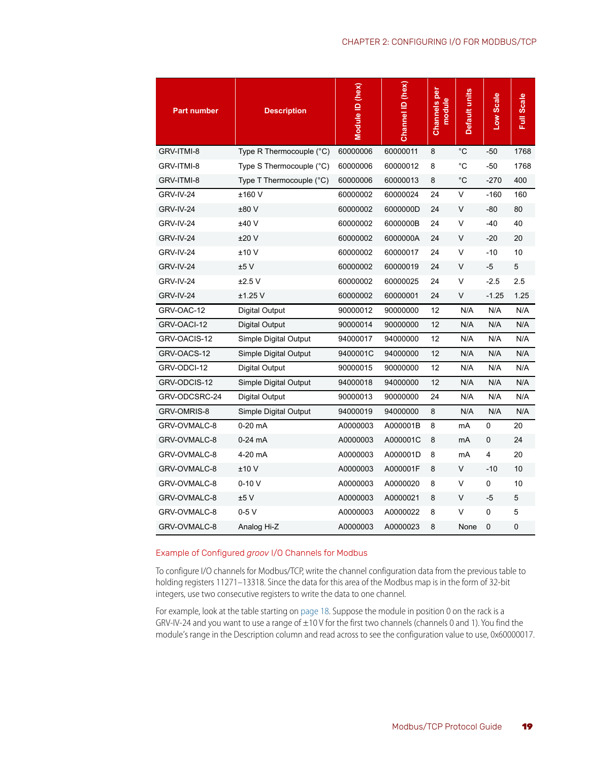| Part number | Description | Module ID (hex) | Channel ID (hex) | Channels per module | Default units | Low Scale | Full Scale |
|---|---|---|---|---|---|---|---|
| GRV-ITMI-8 | Type R Thermocouple (°C) | 60000006 | 60000011 | 8 | °C | -50 | 1768 |
| GRV-ITMI-8 | Type S Thermocouple (°C) | 60000006 | 60000012 | 8 | °C | -50 | 1768 |
| GRV-ITMI-8 | Type T Thermocouple (°C) | 60000006 | 60000013 | 8 | °C | -270 | 400 |
| GRV-IV-24 | ±160 V | 60000002 | 60000024 | 24 | V | -160 | 160 |
| GRV-IV-24 | ±80 V | 60000002 | 6000000D | 24 | V | -80 | 80 |
| GRV-IV-24 | ±40 V | 60000002 | 6000000B | 24 | V | -40 | 40 |
| GRV-IV-24 | ±20 V | 60000002 | 6000000A | 24 | V | -20 | 20 |
| GRV-IV-24 | ±10 V | 60000002 | 60000017 | 24 | V | -10 | 10 |
| GRV-IV-24 | ±5 V | 60000002 | 60000019 | 24 | V | -5 | 5 |
| GRV-IV-24 | ±2.5 V | 60000002 | 60000025 | 24 | V | -2.5 | 2.5 |
| GRV-IV-24 | ±1.25 V | 60000002 | 60000001 | 24 | V | -1.25 | 1.25 |
| GRV-OAC-12 | Digital Output | 90000012 | 90000000 | 12 | N/A | N/A | N/A |
| GRV-OACI-12 | Digital Output | 90000014 | 90000000 | 12 | N/A | N/A | N/A |
| GRV-OACIS-12 | Simple Digital Output | 94000017 | 94000000 | 12 | N/A | N/A | N/A |
| GRV-OACS-12 | Simple Digital Output | 9400001C | 94000000 | 12 | N/A | N/A | N/A |
| GRV-ODCI-12 | Digital Output | 90000015 | 90000000 | 12 | N/A | N/A | N/A |
| GRV-ODCIS-12 | Simple Digital Output | 94000018 | 94000000 | 12 | N/A | N/A | N/A |
| GRV-ODCSRC-24 | Digital Output | 90000013 | 90000000 | 24 | N/A | N/A | N/A |
| GRV-OMRIS-8 | Simple Digital Output | 94000019 | 94000000 | 8 | N/A | N/A | N/A |
| GRV-OVMALC-8 | 0-20 mA | A0000003 | A000001B | 8 | mA | 0 | 20 |
| GRV-OVMALC-8 | 0-24 mA | A0000003 | A000001C | 8 | mA | 0 | 24 |
| GRV-OVMALC-8 | 4-20 mA | A0000003 | A000001D | 8 | mA | 4 | 20 |
| GRV-OVMALC-8 | ±10 V | A0000003 | A000001F | 8 | V | -10 | 10 |
| GRV-OVMALC-8 | 0-10 V | A0000003 | A0000020 | 8 | V | 0 | 10 |
| GRV-OVMALC-8 | ±5 V | A0000003 | A0000021 | 8 | V | -5 | 5 |
| GRV-OVMALC-8 | 0-5 V | A0000003 | A0000022 | 8 | V | 0 | 5 |
| GRV-OVMALC-8 | Analog Hi-Z | A0000003 | A0000023 | 8 | None | 0 | 0 |

### Example of Configured *groov* I/O Channels for Modbus

To configure I/O channels for Modbus/TCP, write the channel configuration data from the previous table to holding registers 11271–13318. Since the data for this area of the Modbus map is in the form of 32-bit integers, use two consecutive registers to write the data to one channel.

For example, look at the table starting on page 18. Suppose the module in position 0 on the rack is a GRV-IV-24 and you want to use a range of ±10 V for the first two channels (channels 0 and 1). You find the module's range in the Description column and read across to see the configuration value to use, 0x60000017.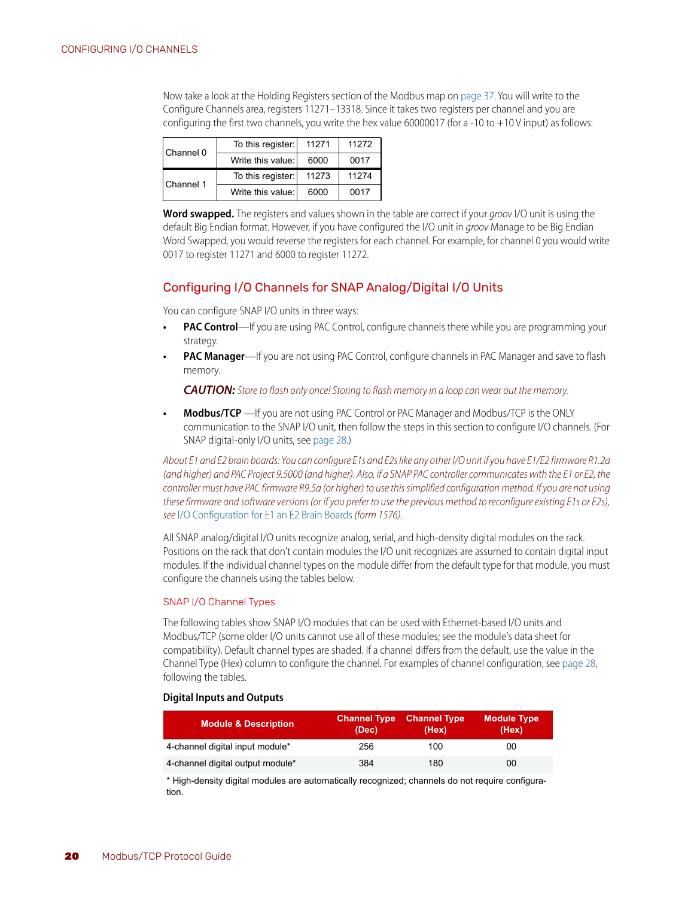Now take a look at the Holding Registers section of the Modbus map on page 37. You will write to the Configure Channels area, registers 11271–13318. Since it takes two registers per channel and you are configuring the first two channels, you write the hex value 60000017 (for a -10 to +10 V input) as follows:

| | | | |
|---|---|---|---|
| Channel 0 | To this register: | 11271 | 11272 |
| | Write this value: | 6000 | 0017 |
| Channel 1 | To this register: | 11273 | 11274 |
| | Write this value: | 6000 | 0017 |

**Word swapped.** The registers and values shown in the table are correct if your *groov* I/O unit is using the default Big Endian format. However, if you have configured the I/O unit in *groov* Manage to be Big Endian Word Swapped, you would reverse the registers for each channel. For example, for channel 0 you would write 0017 to register 11271 and 6000 to register 11272.

## Configuring I/O Channels for SNAP Analog/Digital I/O Units

You can configure SNAP I/O units in three ways:

- **PAC Control**—If you are using PAC Control, configure channels there while you are programming your strategy.
- **PAC Manager**—If you are not using PAC Control, configure channels in PAC Manager and save to flash memory.

  ***CAUTION:*** *Store to flash only once! Storing to flash memory in a loop can wear out the memory.*

- **Modbus/TCP** —If you are not using PAC Control or PAC Manager and Modbus/TCP is the ONLY communication to the SNAP I/O unit, then follow the steps in this section to configure I/O channels. (For SNAP digital-only I/O units, see page 28.)

*About E1 and E2 brain boards: You can configure E1s and E2s like any other I/O unit if you have E1/E2 firmware R1.2a (and higher) and PAC Project 9.5000 (and higher). Also, if a SNAP PAC controller communicates with the E1 or E2, the controller must have PAC firmware R9.5a (or higher) to use this simplified configuration method. If you are not using these firmware and software versions (or if you prefer to use the previous method to reconfigure existing E1s or E2s), see I/O Configuration for E1 an E2 Brain Boards (form 1576).*

All SNAP analog/digital I/O units recognize analog, serial, and high-density digital modules on the rack. Positions on the rack that don't contain modules the I/O unit recognizes are assumed to contain digital input modules. If the individual channel types on the module differ from the default type for that module, you must configure the channels using the tables below.

### SNAP I/O Channel Types

The following tables show SNAP I/O modules that can be used with Ethernet-based I/O units and Modbus/TCP (some older I/O units cannot use all of these modules; see the module's data sheet for compatibility). Default channel types are shaded. If a channel differs from the default, use the value in the Channel Type (Hex) column to configure the channel. For examples of channel configuration, see page 28, following the tables.

**Digital Inputs and Outputs**

| Module & Description | Channel Type (Dec) | Channel Type (Hex) | Module Type (Hex) |
|---|---|---|---|
| 4-channel digital input module* | 256 | 100 | 00 |
| 4-channel digital output module* | 384 | 180 | 00 |

\* High-density digital modules are automatically recognized; channels do not require configuration.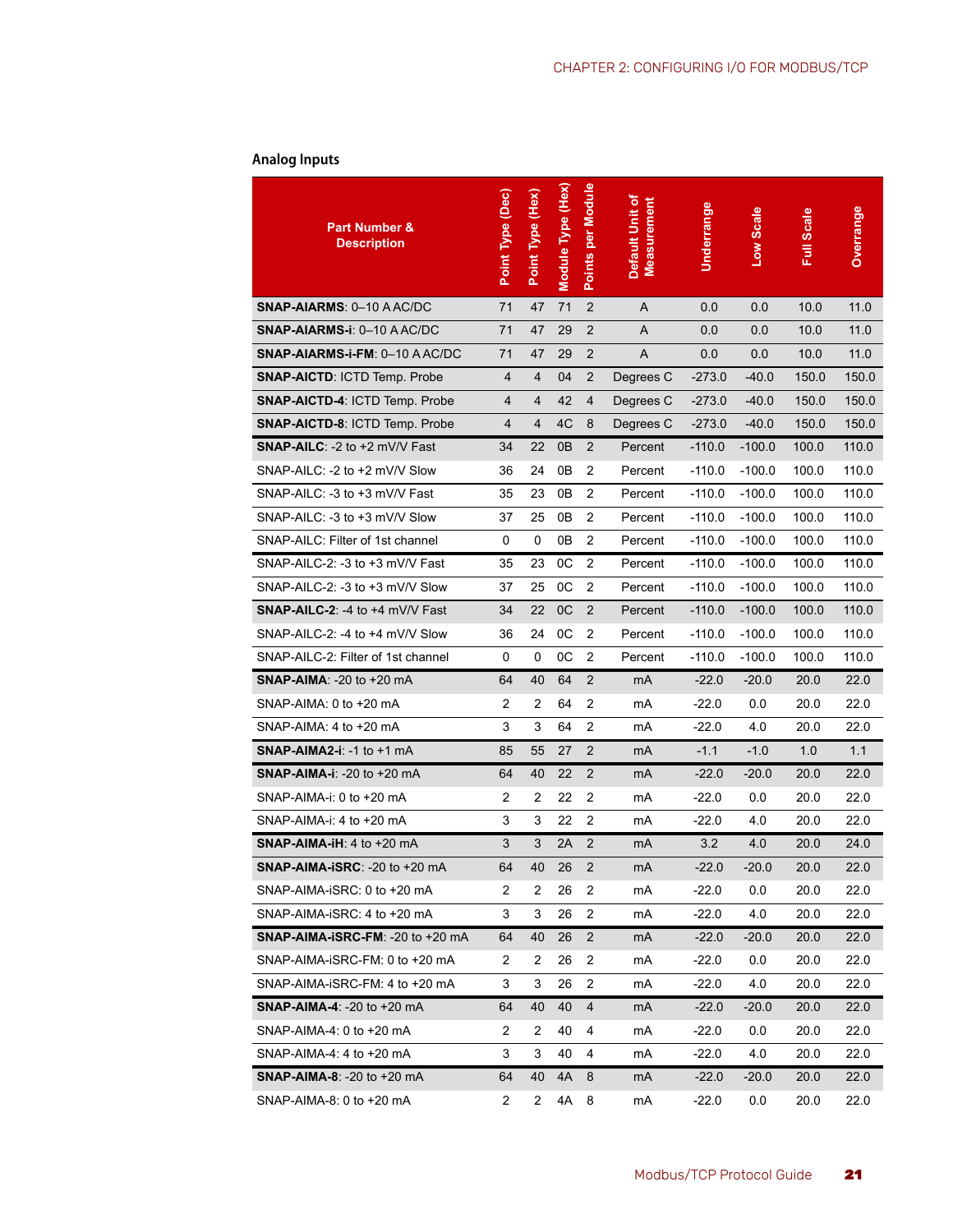### Analog Inputs

| Part Number & Description | Point Type (Dec) | Point Type (Hex) | Module Type (Hex) | Points per Module | Default Unit of Measurement | Underrange | Low Scale | Full Scale | Overrange |
|---|---|---|---|---|---|---|---|---|---|
| **SNAP-AIARMS**: 0–10 A AC/DC | 71 | 47 | 71 | 2 | A | 0.0 | 0.0 | 10.0 | 11.0 |
| **SNAP-AIARMS-i**: 0–10 A AC/DC | 71 | 47 | 29 | 2 | A | 0.0 | 0.0 | 10.0 | 11.0 |
| **SNAP-AIARMS-i-FM**: 0–10 A AC/DC | 71 | 47 | 29 | 2 | A | 0.0 | 0.0 | 10.0 | 11.0 |
| **SNAP-AICTD**: ICTD Temp. Probe | 4 | 4 | 04 | 2 | Degrees C | -273.0 | -40.0 | 150.0 | 150.0 |
| **SNAP-AICTD-4**: ICTD Temp. Probe | 4 | 4 | 42 | 4 | Degrees C | -273.0 | -40.0 | 150.0 | 150.0 |
| **SNAP-AICTD-8**: ICTD Temp. Probe | 4 | 4 | 4C | 8 | Degrees C | -273.0 | -40.0 | 150.0 | 150.0 |
| **SNAP-AILC**: -2 to +2 mV/V Fast | 34 | 22 | 0B | 2 | Percent | -110.0 | -100.0 | 100.0 | 110.0 |
| SNAP-AILC: -2 to +2 mV/V Slow | 36 | 24 | 0B | 2 | Percent | -110.0 | -100.0 | 100.0 | 110.0 |
| SNAP-AILC: -3 to +3 mV/V Fast | 35 | 23 | 0B | 2 | Percent | -110.0 | -100.0 | 100.0 | 110.0 |
| SNAP-AILC: -3 to +3 mV/V Slow | 37 | 25 | 0B | 2 | Percent | -110.0 | -100.0 | 100.0 | 110.0 |
| SNAP-AILC: Filter of 1st channel | 0 | 0 | 0B | 2 | Percent | -110.0 | -100.0 | 100.0 | 110.0 |
| SNAP-AILC-2: -3 to +3 mV/V Fast | 35 | 23 | 0C | 2 | Percent | -110.0 | -100.0 | 100.0 | 110.0 |
| SNAP-AILC-2: -3 to +3 mV/V Slow | 37 | 25 | 0C | 2 | Percent | -110.0 | -100.0 | 100.0 | 110.0 |
| **SNAP-AILC-2**: -4 to +4 mV/V Fast | 34 | 22 | 0C | 2 | Percent | -110.0 | -100.0 | 100.0 | 110.0 |
| SNAP-AILC-2: -4 to +4 mV/V Slow | 36 | 24 | 0C | 2 | Percent | -110.0 | -100.0 | 100.0 | 110.0 |
| SNAP-AILC-2: Filter of 1st channel | 0 | 0 | 0C | 2 | Percent | -110.0 | -100.0 | 100.0 | 110.0 |
| **SNAP-AIMA**: -20 to +20 mA | 64 | 40 | 64 | 2 | mA | -22.0 | -20.0 | 20.0 | 22.0 |
| SNAP-AIMA: 0 to +20 mA | 2 | 2 | 64 | 2 | mA | -22.0 | 0.0 | 20.0 | 22.0 |
| SNAP-AIMA: 4 to +20 mA | 3 | 3 | 64 | 2 | mA | -22.0 | 4.0 | 20.0 | 22.0 |
| **SNAP-AIMA2-i**: -1 to +1 mA | 85 | 55 | 27 | 2 | mA | -1.1 | -1.0 | 1.0 | 1.1 |
| **SNAP-AIMA-i**: -20 to +20 mA | 64 | 40 | 22 | 2 | mA | -22.0 | -20.0 | 20.0 | 22.0 |
| SNAP-AIMA-i: 0 to +20 mA | 2 | 2 | 22 | 2 | mA | -22.0 | 0.0 | 20.0 | 22.0 |
| SNAP-AIMA-i: 4 to +20 mA | 3 | 3 | 22 | 2 | mA | -22.0 | 4.0 | 20.0 | 22.0 |
| **SNAP-AIMA-iH**: 4 to +20 mA | 3 | 3 | 2A | 2 | mA | 3.2 | 4.0 | 20.0 | 24.0 |
| **SNAP-AIMA-iSRC**: -20 to +20 mA | 64 | 40 | 26 | 2 | mA | -22.0 | -20.0 | 20.0 | 22.0 |
| SNAP-AIMA-iSRC: 0 to +20 mA | 2 | 2 | 26 | 2 | mA | -22.0 | 0.0 | 20.0 | 22.0 |
| SNAP-AIMA-iSRC: 4 to +20 mA | 3 | 3 | 26 | 2 | mA | -22.0 | 4.0 | 20.0 | 22.0 |
| **SNAP-AIMA-iSRC-FM**: -20 to +20 mA | 64 | 40 | 26 | 2 | mA | -22.0 | -20.0 | 20.0 | 22.0 |
| SNAP-AIMA-iSRC-FM: 0 to +20 mA | 2 | 2 | 26 | 2 | mA | -22.0 | 0.0 | 20.0 | 22.0 |
| SNAP-AIMA-iSRC-FM: 4 to +20 mA | 3 | 3 | 26 | 2 | mA | -22.0 | 4.0 | 20.0 | 22.0 |
| **SNAP-AIMA-4**: -20 to +20 mA | 64 | 40 | 40 | 4 | mA | -22.0 | -20.0 | 20.0 | 22.0 |
| SNAP-AIMA-4: 0 to +20 mA | 2 | 2 | 40 | 4 | mA | -22.0 | 0.0 | 20.0 | 22.0 |
| SNAP-AIMA-4: 4 to +20 mA | 3 | 3 | 40 | 4 | mA | -22.0 | 4.0 | 20.0 | 22.0 |
| **SNAP-AIMA-8**: -20 to +20 mA | 64 | 40 | 4A | 8 | mA | -22.0 | -20.0 | 20.0 | 22.0 |
| SNAP-AIMA-8: 0 to +20 mA | 2 | 2 | 4A | 8 | mA | -22.0 | 0.0 | 20.0 | 22.0 |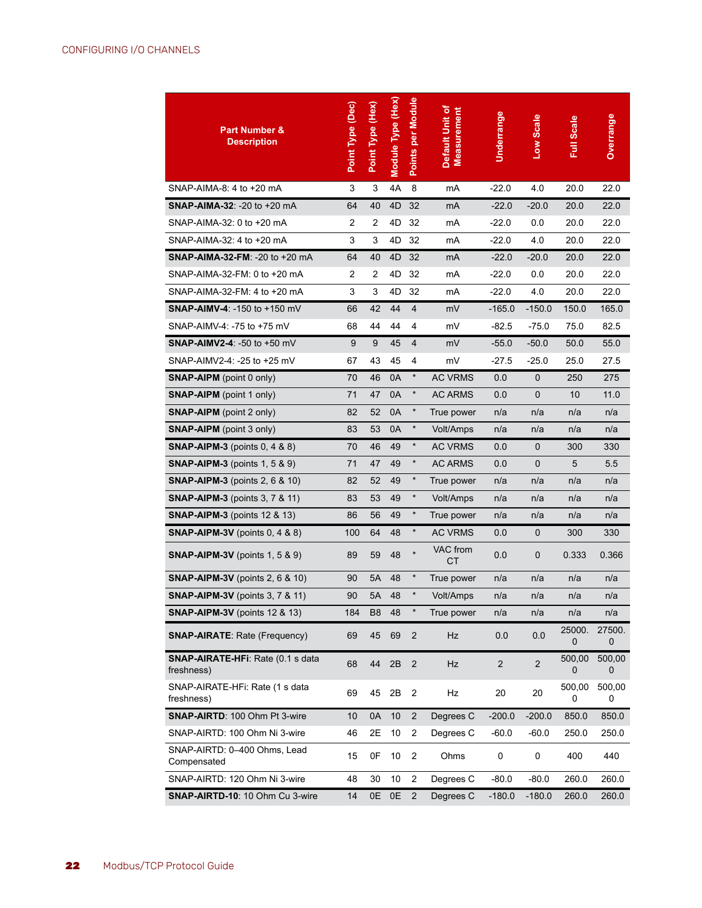| Part Number & Description | Point Type (Dec) | Point Type (Hex) | Module Type (Hex) | Points per Module | Default Unit of Measurement | Underrange | Low Scale | Full Scale | Overrange |
|---|---|---|---|---|---|---|---|---|---|
| SNAP-AIMA-8: 4 to +20 mA | 3 | 3 | 4A | 8 | mA | -22.0 | 4.0 | 20.0 | 22.0 |
| **SNAP-AIMA-32**: -20 to +20 mA | 64 | 40 | 4D | 32 | mA | -22.0 | -20.0 | 20.0 | 22.0 |
| SNAP-AIMA-32: 0 to +20 mA | 2 | 2 | 4D | 32 | mA | -22.0 | 0.0 | 20.0 | 22.0 |
| SNAP-AIMA-32: 4 to +20 mA | 3 | 3 | 4D | 32 | mA | -22.0 | 4.0 | 20.0 | 22.0 |
| **SNAP-AIMA-32-FM**: -20 to +20 mA | 64 | 40 | 4D | 32 | mA | -22.0 | -20.0 | 20.0 | 22.0 |
| SNAP-AIMA-32-FM: 0 to +20 mA | 2 | 2 | 4D | 32 | mA | -22.0 | 0.0 | 20.0 | 22.0 |
| SNAP-AIMA-32-FM: 4 to +20 mA | 3 | 3 | 4D | 32 | mA | -22.0 | 4.0 | 20.0 | 22.0 |
| **SNAP-AIMV-4**: -150 to +150 mV | 66 | 42 | 44 | 4 | mV | -165.0 | -150.0 | 150.0 | 165.0 |
| SNAP-AIMV-4: -75 to +75 mV | 68 | 44 | 44 | 4 | mV | -82.5 | -75.0 | 75.0 | 82.5 |
| **SNAP-AIMV2-4**: -50 to +50 mV | 9 | 9 | 45 | 4 | mV | -55.0 | -50.0 | 50.0 | 55.0 |
| SNAP-AIMV2-4: -25 to +25 mV | 67 | 43 | 45 | 4 | mV | -27.5 | -25.0 | 25.0 | 27.5 |
| **SNAP-AIPM** (point 0 only) | 70 | 46 | 0A | * | AC VRMS | 0.0 | 0 | 250 | 275 |
| **SNAP-AIPM** (point 1 only) | 71 | 47 | 0A | * | AC ARMS | 0.0 | 0 | 10 | 11.0 |
| **SNAP-AIPM** (point 2 only) | 82 | 52 | 0A | * | True power | n/a | n/a | n/a | n/a |
| **SNAP-AIPM** (point 3 only) | 83 | 53 | 0A | * | Volt/Amps | n/a | n/a | n/a | n/a |
| **SNAP-AIPM-3** (points 0, 4 & 8) | 70 | 46 | 49 | * | AC VRMS | 0.0 | 0 | 300 | 330 |
| **SNAP-AIPM-3** (points 1, 5 & 9) | 71 | 47 | 49 | * | AC ARMS | 0.0 | 0 | 5 | 5.5 |
| **SNAP-AIPM-3** (points 2, 6 & 10) | 82 | 52 | 49 | * | True power | n/a | n/a | n/a | n/a |
| **SNAP-AIPM-3** (points 3, 7 & 11) | 83 | 53 | 49 | * | Volt/Amps | n/a | n/a | n/a | n/a |
| **SNAP-AIPM-3** (points 12 & 13) | 86 | 56 | 49 | * | True power | n/a | n/a | n/a | n/a |
| **SNAP-AIPM-3V** (points 0, 4 & 8) | 100 | 64 | 48 | * | AC VRMS | 0.0 | 0 | 300 | 330 |
| **SNAP-AIPM-3V** (points 1, 5 & 9) | 89 | 59 | 48 | * | VAC from CT | 0.0 | 0 | 0.333 | 0.366 |
| **SNAP-AIPM-3V** (points 2, 6 & 10) | 90 | 5A | 48 | * | True power | n/a | n/a | n/a | n/a |
| **SNAP-AIPM-3V** (points 3, 7 & 11) | 90 | 5A | 48 | * | Volt/Amps | n/a | n/a | n/a | n/a |
| **SNAP-AIPM-3V** (points 12 & 13) | 184 | B8 | 48 | * | True power | n/a | n/a | n/a | n/a |
| **SNAP-AIRATE**: Rate (Frequency) | 69 | 45 | 69 | 2 | Hz | 0.0 | 0.0 | 25000.0 | 27500.0 |
| **SNAP-AIRATE-HFi**: Rate (0.1 s data freshness) | 68 | 44 | 2B | 2 | Hz | 2 | 2 | 500,000 | 500,000 |
| SNAP-AIRATE-HFi: Rate (1 s data freshness) | 69 | 45 | 2B | 2 | Hz | 20 | 20 | 500,000 | 500,000 |
| **SNAP-AIRTD**: 100 Ohm Pt 3-wire | 10 | 0A | 10 | 2 | Degrees C | -200.0 | -200.0 | 850.0 | 850.0 |
| SNAP-AIRTD: 100 Ohm Ni 3-wire | 46 | 2E | 10 | 2 | Degrees C | -60.0 | -60.0 | 250.0 | 250.0 |
| SNAP-AIRTD: 0–400 Ohms, Lead Compensated | 15 | 0F | 10 | 2 | Ohms | 0 | 0 | 400 | 440 |
| SNAP-AIRTD: 120 Ohm Ni 3-wire | 48 | 30 | 10 | 2 | Degrees C | -80.0 | -80.0 | 260.0 | 260.0 |
| **SNAP-AIRTD-10**: 10 Ohm Cu 3-wire | 14 | 0E | 0E | 2 | Degrees C | -180.0 | -180.0 | 260.0 | 260.0 |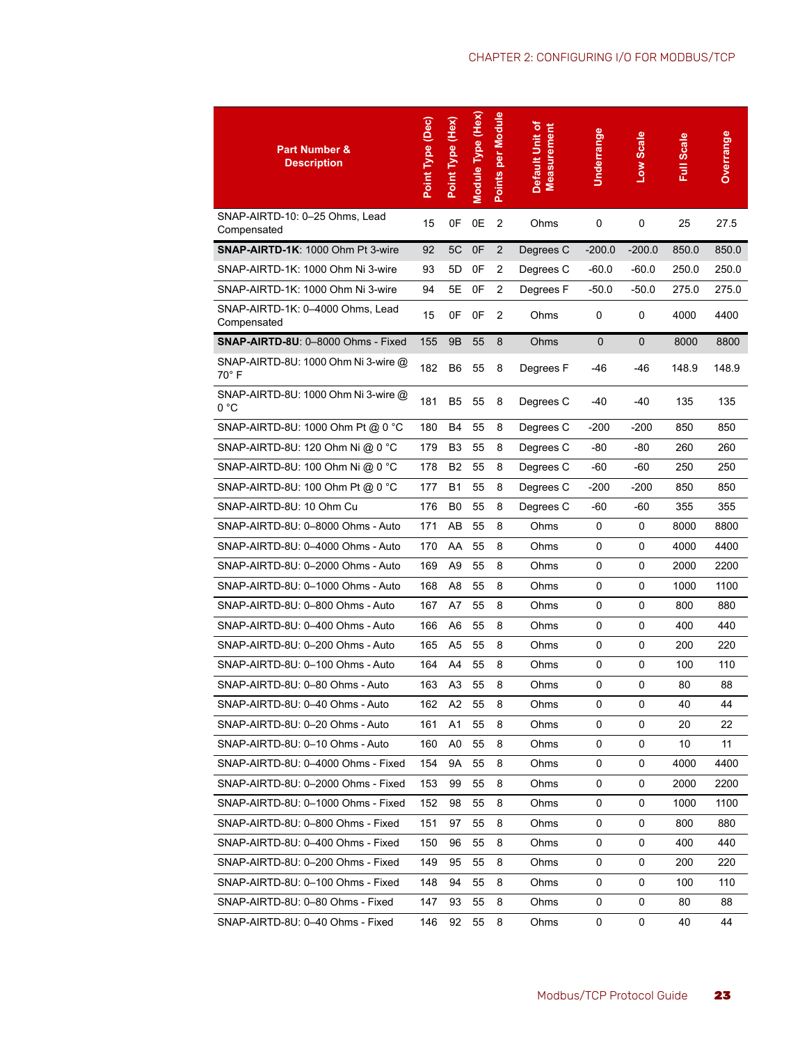| Part Number & Description | Point Type (Dec) | Point Type (Hex) | Module Type (Hex) | Points per Module | Default Unit of Measurement | Underrange | Low Scale | Full Scale | Overrange |
|---|---|---|---|---|---|---|---|---|---|
| SNAP-AIRTD-10: 0–25 Ohms, Lead Compensated | 15 | 0F | 0E | 2 | Ohms | 0 | 0 | 25 | 27.5 |
| **SNAP-AIRTD-1K**: 1000 Ohm Pt 3-wire | 92 | 5C | 0F | 2 | Degrees C | -200.0 | -200.0 | 850.0 | 850.0 |
| SNAP-AIRTD-1K: 1000 Ohm Ni 3-wire | 93 | 5D | 0F | 2 | Degrees C | -60.0 | -60.0 | 250.0 | 250.0 |
| SNAP-AIRTD-1K: 1000 Ohm Ni 3-wire | 94 | 5E | 0F | 2 | Degrees F | -50.0 | -50.0 | 275.0 | 275.0 |
| SNAP-AIRTD-1K: 0–4000 Ohms, Lead Compensated | 15 | 0F | 0F | 2 | Ohms | 0 | 0 | 4000 | 4400 |
| **SNAP-AIRTD-8U**: 0–8000 Ohms - Fixed | 155 | 9B | 55 | 8 | Ohms | 0 | 0 | 8000 | 8800 |
| SNAP-AIRTD-8U: 1000 Ohm Ni 3-wire @ 70° F | 182 | B6 | 55 | 8 | Degrees F | -46 | -46 | 148.9 | 148.9 |
| SNAP-AIRTD-8U: 1000 Ohm Ni 3-wire @ 0 °C | 181 | B5 | 55 | 8 | Degrees C | -40 | -40 | 135 | 135 |
| SNAP-AIRTD-8U: 1000 Ohm Pt @ 0 °C | 180 | B4 | 55 | 8 | Degrees C | -200 | -200 | 850 | 850 |
| SNAP-AIRTD-8U: 120 Ohm Ni @ 0 °C | 179 | B3 | 55 | 8 | Degrees C | -80 | -80 | 260 | 260 |
| SNAP-AIRTD-8U: 100 Ohm Ni @ 0 °C | 178 | B2 | 55 | 8 | Degrees C | -60 | -60 | 250 | 250 |
| SNAP-AIRTD-8U: 100 Ohm Pt @ 0 °C | 177 | B1 | 55 | 8 | Degrees C | -200 | -200 | 850 | 850 |
| SNAP-AIRTD-8U: 10 Ohm Cu | 176 | B0 | 55 | 8 | Degrees C | -60 | -60 | 355 | 355 |
| SNAP-AIRTD-8U: 0–8000 Ohms - Auto | 171 | AB | 55 | 8 | Ohms | 0 | 0 | 8000 | 8800 |
| SNAP-AIRTD-8U: 0–4000 Ohms - Auto | 170 | AA | 55 | 8 | Ohms | 0 | 0 | 4000 | 4400 |
| SNAP-AIRTD-8U: 0–2000 Ohms - Auto | 169 | A9 | 55 | 8 | Ohms | 0 | 0 | 2000 | 2200 |
| SNAP-AIRTD-8U: 0–1000 Ohms - Auto | 168 | A8 | 55 | 8 | Ohms | 0 | 0 | 1000 | 1100 |
| SNAP-AIRTD-8U: 0–800 Ohms - Auto | 167 | A7 | 55 | 8 | Ohms | 0 | 0 | 800 | 880 |
| SNAP-AIRTD-8U: 0–400 Ohms - Auto | 166 | A6 | 55 | 8 | Ohms | 0 | 0 | 400 | 440 |
| SNAP-AIRTD-8U: 0–200 Ohms - Auto | 165 | A5 | 55 | 8 | Ohms | 0 | 0 | 200 | 220 |
| SNAP-AIRTD-8U: 0–100 Ohms - Auto | 164 | A4 | 55 | 8 | Ohms | 0 | 0 | 100 | 110 |
| SNAP-AIRTD-8U: 0–80 Ohms - Auto | 163 | A3 | 55 | 8 | Ohms | 0 | 0 | 80 | 88 |
| SNAP-AIRTD-8U: 0–40 Ohms - Auto | 162 | A2 | 55 | 8 | Ohms | 0 | 0 | 40 | 44 |
| SNAP-AIRTD-8U: 0–20 Ohms - Auto | 161 | A1 | 55 | 8 | Ohms | 0 | 0 | 20 | 22 |
| SNAP-AIRTD-8U: 0–10 Ohms - Auto | 160 | A0 | 55 | 8 | Ohms | 0 | 0 | 10 | 11 |
| SNAP-AIRTD-8U: 0–4000 Ohms - Fixed | 154 | 9A | 55 | 8 | Ohms | 0 | 0 | 4000 | 4400 |
| SNAP-AIRTD-8U: 0–2000 Ohms - Fixed | 153 | 99 | 55 | 8 | Ohms | 0 | 0 | 2000 | 2200 |
| SNAP-AIRTD-8U: 0–1000 Ohms - Fixed | 152 | 98 | 55 | 8 | Ohms | 0 | 0 | 1000 | 1100 |
| SNAP-AIRTD-8U: 0–800 Ohms - Fixed | 151 | 97 | 55 | 8 | Ohms | 0 | 0 | 800 | 880 |
| SNAP-AIRTD-8U: 0–400 Ohms - Fixed | 150 | 96 | 55 | 8 | Ohms | 0 | 0 | 400 | 440 |
| SNAP-AIRTD-8U: 0–200 Ohms - Fixed | 149 | 95 | 55 | 8 | Ohms | 0 | 0 | 200 | 220 |
| SNAP-AIRTD-8U: 0–100 Ohms - Fixed | 148 | 94 | 55 | 8 | Ohms | 0 | 0 | 100 | 110 |
| SNAP-AIRTD-8U: 0–80 Ohms - Fixed | 147 | 93 | 55 | 8 | Ohms | 0 | 0 | 80 | 88 |
| SNAP-AIRTD-8U: 0–40 Ohms - Fixed | 146 | 92 | 55 | 8 | Ohms | 0 | 0 | 40 | 44 |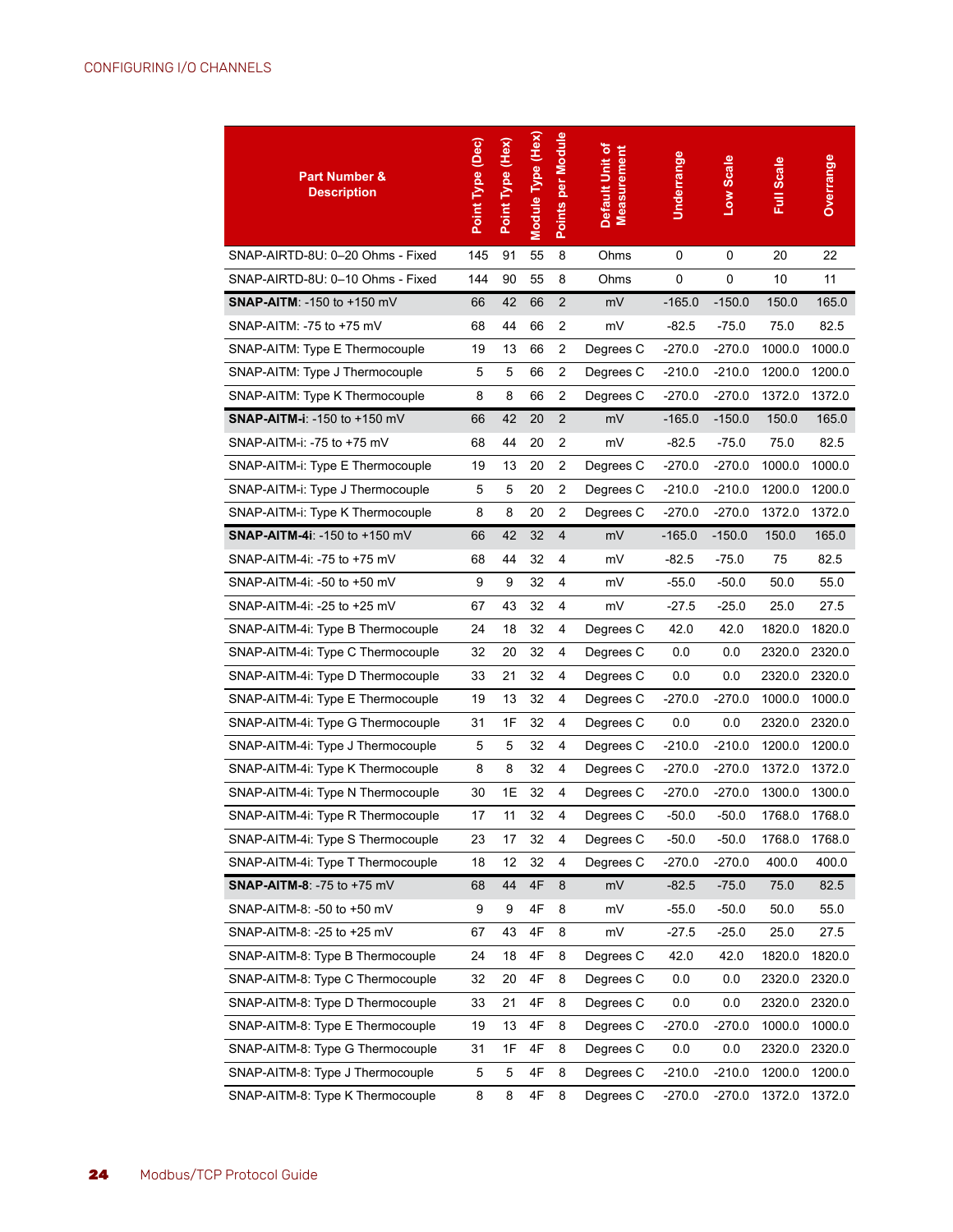| Part Number & Description | Point Type (Dec) | Point Type (Hex) | Module Type (Hex) | Points per Module | Default Unit of Measurement | Underrange | Low Scale | Full Scale | Overrange |
|---|---|---|---|---|---|---|---|---|---|
| SNAP-AIRTD-8U: 0–20 Ohms - Fixed | 145 | 91 | 55 | 8 | Ohms | 0 | 0 | 20 | 22 |
| SNAP-AIRTD-8U: 0–10 Ohms - Fixed | 144 | 90 | 55 | 8 | Ohms | 0 | 0 | 10 | 11 |
| **SNAP-AITM**: -150 to +150 mV | 66 | 42 | 66 | 2 | mV | -165.0 | -150.0 | 150.0 | 165.0 |
| SNAP-AITM: -75 to +75 mV | 68 | 44 | 66 | 2 | mV | -82.5 | -75.0 | 75.0 | 82.5 |
| SNAP-AITM: Type E Thermocouple | 19 | 13 | 66 | 2 | Degrees C | -270.0 | -270.0 | 1000.0 | 1000.0 |
| SNAP-AITM: Type J Thermocouple | 5 | 5 | 66 | 2 | Degrees C | -210.0 | -210.0 | 1200.0 | 1200.0 |
| SNAP-AITM: Type K Thermocouple | 8 | 8 | 66 | 2 | Degrees C | -270.0 | -270.0 | 1372.0 | 1372.0 |
| **SNAP-AITM-i**: -150 to +150 mV | 66 | 42 | 20 | 2 | mV | -165.0 | -150.0 | 150.0 | 165.0 |
| SNAP-AITM-i: -75 to +75 mV | 68 | 44 | 20 | 2 | mV | -82.5 | -75.0 | 75.0 | 82.5 |
| SNAP-AITM-i: Type E Thermocouple | 19 | 13 | 20 | 2 | Degrees C | -270.0 | -270.0 | 1000.0 | 1000.0 |
| SNAP-AITM-i: Type J Thermocouple | 5 | 5 | 20 | 2 | Degrees C | -210.0 | -210.0 | 1200.0 | 1200.0 |
| SNAP-AITM-i: Type K Thermocouple | 8 | 8 | 20 | 2 | Degrees C | -270.0 | -270.0 | 1372.0 | 1372.0 |
| **SNAP-AITM-4i**: -150 to +150 mV | 66 | 42 | 32 | 4 | mV | -165.0 | -150.0 | 150.0 | 165.0 |
| SNAP-AITM-4i: -75 to +75 mV | 68 | 44 | 32 | 4 | mV | -82.5 | -75.0 | 75 | 82.5 |
| SNAP-AITM-4i: -50 to +50 mV | 9 | 9 | 32 | 4 | mV | -55.0 | -50.0 | 50.0 | 55.0 |
| SNAP-AITM-4i: -25 to +25 mV | 67 | 43 | 32 | 4 | mV | -27.5 | -25.0 | 25.0 | 27.5 |
| SNAP-AITM-4i: Type B Thermocouple | 24 | 18 | 32 | 4 | Degrees C | 42.0 | 42.0 | 1820.0 | 1820.0 |
| SNAP-AITM-4i: Type C Thermocouple | 32 | 20 | 32 | 4 | Degrees C | 0.0 | 0.0 | 2320.0 | 2320.0 |
| SNAP-AITM-4i: Type D Thermocouple | 33 | 21 | 32 | 4 | Degrees C | 0.0 | 0.0 | 2320.0 | 2320.0 |
| SNAP-AITM-4i: Type E Thermocouple | 19 | 13 | 32 | 4 | Degrees C | -270.0 | -270.0 | 1000.0 | 1000.0 |
| SNAP-AITM-4i: Type G Thermocouple | 31 | 1F | 32 | 4 | Degrees C | 0.0 | 0.0 | 2320.0 | 2320.0 |
| SNAP-AITM-4i: Type J Thermocouple | 5 | 5 | 32 | 4 | Degrees C | -210.0 | -210.0 | 1200.0 | 1200.0 |
| SNAP-AITM-4i: Type K Thermocouple | 8 | 8 | 32 | 4 | Degrees C | -270.0 | -270.0 | 1372.0 | 1372.0 |
| SNAP-AITM-4i: Type N Thermocouple | 30 | 1E | 32 | 4 | Degrees C | -270.0 | -270.0 | 1300.0 | 1300.0 |
| SNAP-AITM-4i: Type R Thermocouple | 17 | 11 | 32 | 4 | Degrees C | -50.0 | -50.0 | 1768.0 | 1768.0 |
| SNAP-AITM-4i: Type S Thermocouple | 23 | 17 | 32 | 4 | Degrees C | -50.0 | -50.0 | 1768.0 | 1768.0 |
| SNAP-AITM-4i: Type T Thermocouple | 18 | 12 | 32 | 4 | Degrees C | -270.0 | -270.0 | 400.0 | 400.0 |
| **SNAP-AITM-8**: -75 to +75 mV | 68 | 44 | 4F | 8 | mV | -82.5 | -75.0 | 75.0 | 82.5 |
| SNAP-AITM-8: -50 to +50 mV | 9 | 9 | 4F | 8 | mV | -55.0 | -50.0 | 50.0 | 55.0 |
| SNAP-AITM-8: -25 to +25 mV | 67 | 43 | 4F | 8 | mV | -27.5 | -25.0 | 25.0 | 27.5 |
| SNAP-AITM-8: Type B Thermocouple | 24 | 18 | 4F | 8 | Degrees C | 42.0 | 42.0 | 1820.0 | 1820.0 |
| SNAP-AITM-8: Type C Thermocouple | 32 | 20 | 4F | 8 | Degrees C | 0.0 | 0.0 | 2320.0 | 2320.0 |
| SNAP-AITM-8: Type D Thermocouple | 33 | 21 | 4F | 8 | Degrees C | 0.0 | 0.0 | 2320.0 | 2320.0 |
| SNAP-AITM-8: Type E Thermocouple | 19 | 13 | 4F | 8 | Degrees C | -270.0 | -270.0 | 1000.0 | 1000.0 |
| SNAP-AITM-8: Type G Thermocouple | 31 | 1F | 4F | 8 | Degrees C | 0.0 | 0.0 | 2320.0 | 2320.0 |
| SNAP-AITM-8: Type J Thermocouple | 5 | 5 | 4F | 8 | Degrees C | -210.0 | -210.0 | 1200.0 | 1200.0 |
| SNAP-AITM-8: Type K Thermocouple | 8 | 8 | 4F | 8 | Degrees C | -270.0 | -270.0 | 1372.0 | 1372.0 |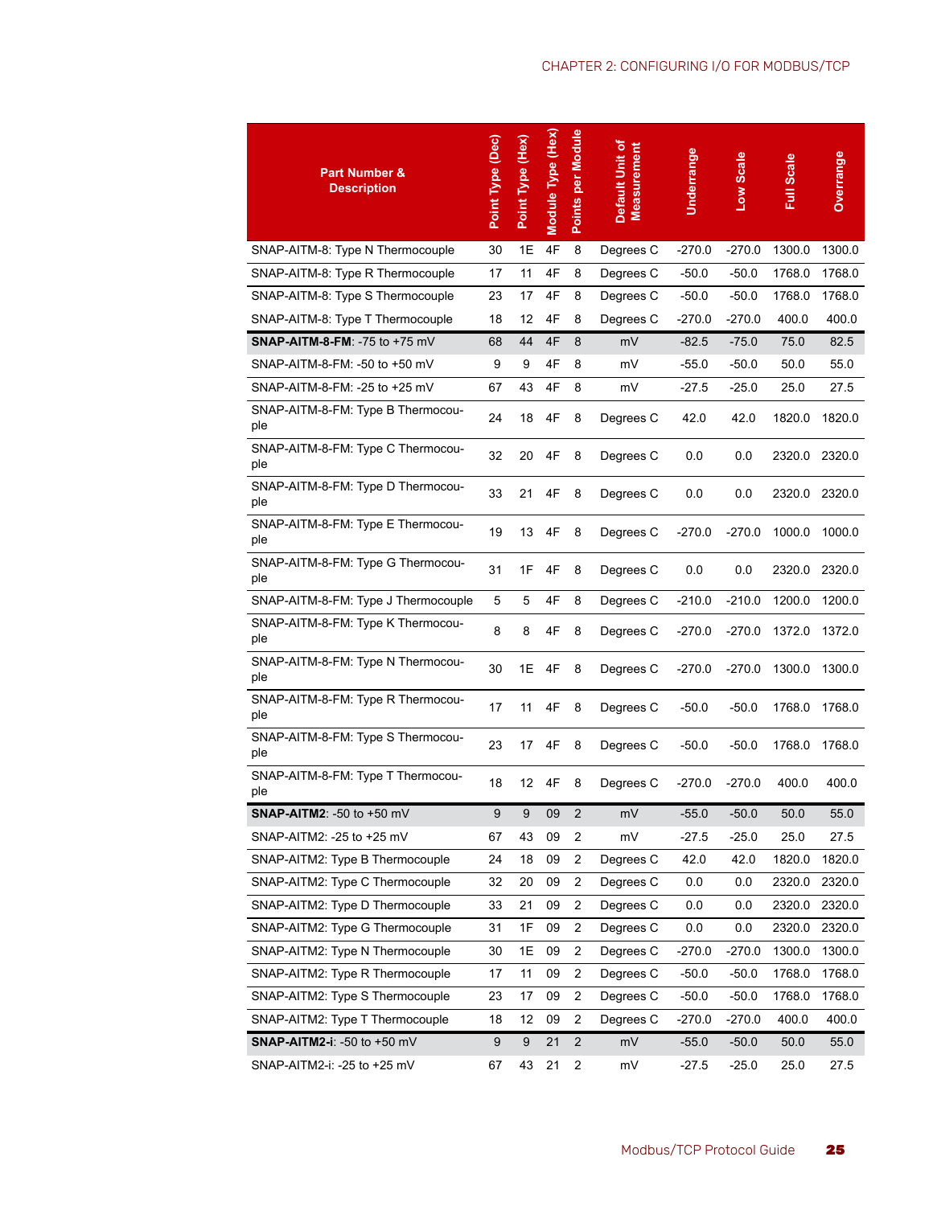| Part Number & Description | Point Type (Dec) | Point Type (Hex) | Module Type (Hex) | Points per Module | Default Unit of Measurement | Underrange | Low Scale | Full Scale | Overrange |
|---|---|---|---|---|---|---|---|---|---|
| SNAP-AITM-8: Type N Thermocouple | 30 | 1E | 4F | 8 | Degrees C | -270.0 | -270.0 | 1300.0 | 1300.0 |
| SNAP-AITM-8: Type R Thermocouple | 17 | 11 | 4F | 8 | Degrees C | -50.0 | -50.0 | 1768.0 | 1768.0 |
| SNAP-AITM-8: Type S Thermocouple | 23 | 17 | 4F | 8 | Degrees C | -50.0 | -50.0 | 1768.0 | 1768.0 |
| SNAP-AITM-8: Type T Thermocouple | 18 | 12 | 4F | 8 | Degrees C | -270.0 | -270.0 | 400.0 | 400.0 |
| **SNAP-AITM-8-FM**: -75 to +75 mV | 68 | 44 | 4F | 8 | mV | -82.5 | -75.0 | 75.0 | 82.5 |
| SNAP-AITM-8-FM: -50 to +50 mV | 9 | 9 | 4F | 8 | mV | -55.0 | -50.0 | 50.0 | 55.0 |
| SNAP-AITM-8-FM: -25 to +25 mV | 67 | 43 | 4F | 8 | mV | -27.5 | -25.0 | 25.0 | 27.5 |
| SNAP-AITM-8-FM: Type B Thermocouple | 24 | 18 | 4F | 8 | Degrees C | 42.0 | 42.0 | 1820.0 | 1820.0 |
| SNAP-AITM-8-FM: Type C Thermocouple | 32 | 20 | 4F | 8 | Degrees C | 0.0 | 0.0 | 2320.0 | 2320.0 |
| SNAP-AITM-8-FM: Type D Thermocouple | 33 | 21 | 4F | 8 | Degrees C | 0.0 | 0.0 | 2320.0 | 2320.0 |
| SNAP-AITM-8-FM: Type E Thermocouple | 19 | 13 | 4F | 8 | Degrees C | -270.0 | -270.0 | 1000.0 | 1000.0 |
| SNAP-AITM-8-FM: Type G Thermocouple | 31 | 1F | 4F | 8 | Degrees C | 0.0 | 0.0 | 2320.0 | 2320.0 |
| SNAP-AITM-8-FM: Type J Thermocouple | 5 | 5 | 4F | 8 | Degrees C | -210.0 | -210.0 | 1200.0 | 1200.0 |
| SNAP-AITM-8-FM: Type K Thermocouple | 8 | 8 | 4F | 8 | Degrees C | -270.0 | -270.0 | 1372.0 | 1372.0 |
| SNAP-AITM-8-FM: Type N Thermocouple | 30 | 1E | 4F | 8 | Degrees C | -270.0 | -270.0 | 1300.0 | 1300.0 |
| SNAP-AITM-8-FM: Type R Thermocouple | 17 | 11 | 4F | 8 | Degrees C | -50.0 | -50.0 | 1768.0 | 1768.0 |
| SNAP-AITM-8-FM: Type S Thermocouple | 23 | 17 | 4F | 8 | Degrees C | -50.0 | -50.0 | 1768.0 | 1768.0 |
| SNAP-AITM-8-FM: Type T Thermocouple | 18 | 12 | 4F | 8 | Degrees C | -270.0 | -270.0 | 400.0 | 400.0 |
| **SNAP-AITM2**: -50 to +50 mV | 9 | 9 | 09 | 2 | mV | -55.0 | -50.0 | 50.0 | 55.0 |
| SNAP-AITM2: -25 to +25 mV | 67 | 43 | 09 | 2 | mV | -27.5 | -25.0 | 25.0 | 27.5 |
| SNAP-AITM2: Type B Thermocouple | 24 | 18 | 09 | 2 | Degrees C | 42.0 | 42.0 | 1820.0 | 1820.0 |
| SNAP-AITM2: Type C Thermocouple | 32 | 20 | 09 | 2 | Degrees C | 0.0 | 0.0 | 2320.0 | 2320.0 |
| SNAP-AITM2: Type D Thermocouple | 33 | 21 | 09 | 2 | Degrees C | 0.0 | 0.0 | 2320.0 | 2320.0 |
| SNAP-AITM2: Type G Thermocouple | 31 | 1F | 09 | 2 | Degrees C | 0.0 | 0.0 | 2320.0 | 2320.0 |
| SNAP-AITM2: Type N Thermocouple | 30 | 1E | 09 | 2 | Degrees C | -270.0 | -270.0 | 1300.0 | 1300.0 |
| SNAP-AITM2: Type R Thermocouple | 17 | 11 | 09 | 2 | Degrees C | -50.0 | -50.0 | 1768.0 | 1768.0 |
| SNAP-AITM2: Type S Thermocouple | 23 | 17 | 09 | 2 | Degrees C | -50.0 | -50.0 | 1768.0 | 1768.0 |
| SNAP-AITM2: Type T Thermocouple | 18 | 12 | 09 | 2 | Degrees C | -270.0 | -270.0 | 400.0 | 400.0 |
| **SNAP-AITM2-i**: -50 to +50 mV | 9 | 9 | 21 | 2 | mV | -55.0 | -50.0 | 50.0 | 55.0 |
| SNAP-AITM2-i: -25 to +25 mV | 67 | 43 | 21 | 2 | mV | -27.5 | -25.0 | 25.0 | 27.5 |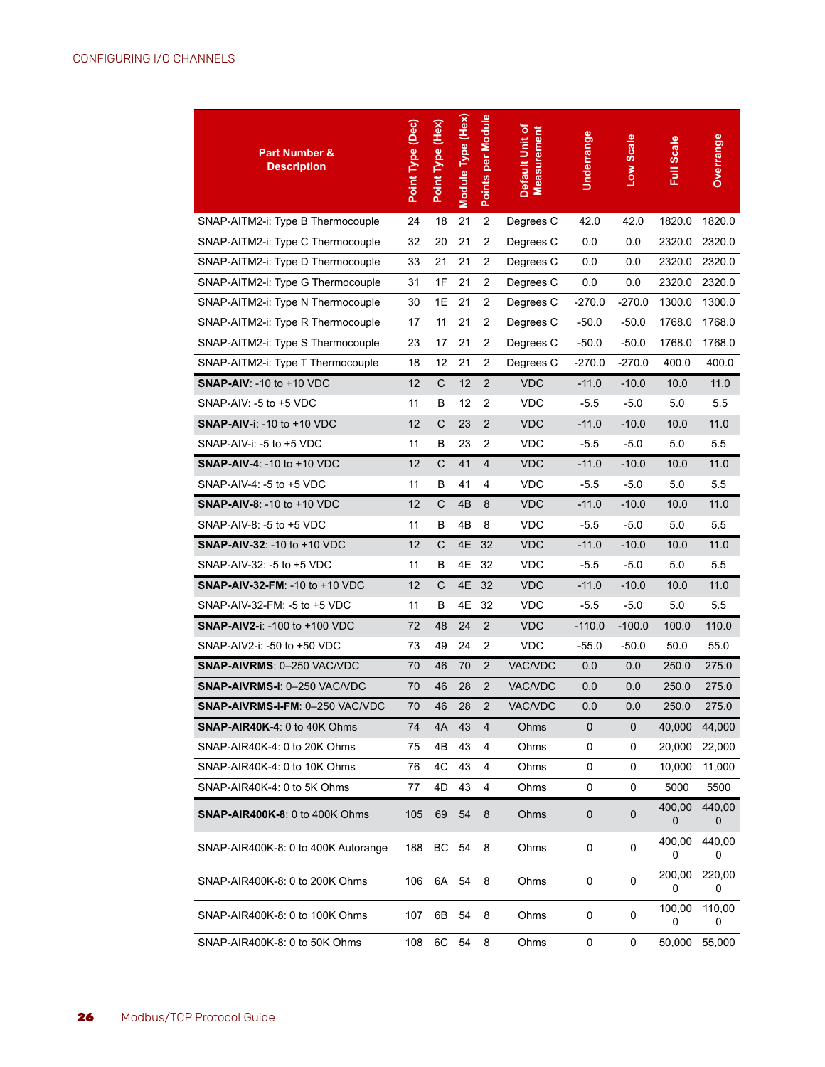| Part Number & Description | Point Type (Dec) | Point Type (Hex) | Module Type (Hex) | Points per Module | Default Unit of Measurement | Underrange | Low Scale | Full Scale | Overrange |
|---|---|---|---|---|---|---|---|---|---|
| SNAP-AITM2-i: Type B Thermocouple | 24 | 18 | 21 | 2 | Degrees C | 42.0 | 42.0 | 1820.0 | 1820.0 |
| SNAP-AITM2-i: Type C Thermocouple | 32 | 20 | 21 | 2 | Degrees C | 0.0 | 0.0 | 2320.0 | 2320.0 |
| SNAP-AITM2-i: Type D Thermocouple | 33 | 21 | 21 | 2 | Degrees C | 0.0 | 0.0 | 2320.0 | 2320.0 |
| SNAP-AITM2-i: Type G Thermocouple | 31 | 1F | 21 | 2 | Degrees C | 0.0 | 0.0 | 2320.0 | 2320.0 |
| SNAP-AITM2-i: Type N Thermocouple | 30 | 1E | 21 | 2 | Degrees C | -270.0 | -270.0 | 1300.0 | 1300.0 |
| SNAP-AITM2-i: Type R Thermocouple | 17 | 11 | 21 | 2 | Degrees C | -50.0 | -50.0 | 1768.0 | 1768.0 |
| SNAP-AITM2-i: Type S Thermocouple | 23 | 17 | 21 | 2 | Degrees C | -50.0 | -50.0 | 1768.0 | 1768.0 |
| SNAP-AITM2-i: Type T Thermocouple | 18 | 12 | 21 | 2 | Degrees C | -270.0 | -270.0 | 400.0 | 400.0 |
| **SNAP-AIV**: -10 to +10 VDC | 12 | C | 12 | 2 | VDC | -11.0 | -10.0 | 10.0 | 11.0 |
| SNAP-AIV: -5 to +5 VDC | 11 | B | 12 | 2 | VDC | -5.5 | -5.0 | 5.0 | 5.5 |
| **SNAP-AIV-i**: -10 to +10 VDC | 12 | C | 23 | 2 | VDC | -11.0 | -10.0 | 10.0 | 11.0 |
| SNAP-AIV-i: -5 to +5 VDC | 11 | B | 23 | 2 | VDC | -5.5 | -5.0 | 5.0 | 5.5 |
| **SNAP-AIV-4**: -10 to +10 VDC | 12 | C | 41 | 4 | VDC | -11.0 | -10.0 | 10.0 | 11.0 |
| SNAP-AIV-4: -5 to +5 VDC | 11 | B | 41 | 4 | VDC | -5.5 | -5.0 | 5.0 | 5.5 |
| **SNAP-AIV-8**: -10 to +10 VDC | 12 | C | 4B | 8 | VDC | -11.0 | -10.0 | 10.0 | 11.0 |
| SNAP-AIV-8: -5 to +5 VDC | 11 | B | 4B | 8 | VDC | -5.5 | -5.0 | 5.0 | 5.5 |
| **SNAP-AIV-32**: -10 to +10 VDC | 12 | C | 4E | 32 | VDC | -11.0 | -10.0 | 10.0 | 11.0 |
| SNAP-AIV-32: -5 to +5 VDC | 11 | B | 4E | 32 | VDC | -5.5 | -5.0 | 5.0 | 5.5 |
| **SNAP-AIV-32-FM**: -10 to +10 VDC | 12 | C | 4E | 32 | VDC | -11.0 | -10.0 | 10.0 | 11.0 |
| SNAP-AIV-32-FM: -5 to +5 VDC | 11 | B | 4E | 32 | VDC | -5.5 | -5.0 | 5.0 | 5.5 |
| **SNAP-AIV2-i**: -100 to +100 VDC | 72 | 48 | 24 | 2 | VDC | -110.0 | -100.0 | 100.0 | 110.0 |
| SNAP-AIV2-i: -50 to +50 VDC | 73 | 49 | 24 | 2 | VDC | -55.0 | -50.0 | 50.0 | 55.0 |
| **SNAP-AIVRMS**: 0–250 VAC/VDC | 70 | 46 | 70 | 2 | VAC/VDC | 0.0 | 0.0 | 250.0 | 275.0 |
| **SNAP-AIVRMS-i**: 0–250 VAC/VDC | 70 | 46 | 28 | 2 | VAC/VDC | 0.0 | 0.0 | 250.0 | 275.0 |
| **SNAP-AIVRMS-i-FM**: 0–250 VAC/VDC | 70 | 46 | 28 | 2 | VAC/VDC | 0.0 | 0.0 | 250.0 | 275.0 |
| **SNAP-AIR40K-4**: 0 to 40K Ohms | 74 | 4A | 43 | 4 | Ohms | 0 | 0 | 40,000 | 44,000 |
| SNAP-AIR40K-4: 0 to 20K Ohms | 75 | 4B | 43 | 4 | Ohms | 0 | 0 | 20,000 | 22,000 |
| SNAP-AIR40K-4: 0 to 10K Ohms | 76 | 4C | 43 | 4 | Ohms | 0 | 0 | 10,000 | 11,000 |
| SNAP-AIR40K-4: 0 to 5K Ohms | 77 | 4D | 43 | 4 | Ohms | 0 | 0 | 5000 | 5500 |
| **SNAP-AIR400K-8**: 0 to 400K Ohms | 105 | 69 | 54 | 8 | Ohms | 0 | 0 | 400,000 | 440,000 |
| SNAP-AIR400K-8: 0 to 400K Autorange | 188 | BC | 54 | 8 | Ohms | 0 | 0 | 400,000 | 440,000 |
| SNAP-AIR400K-8: 0 to 200K Ohms | 106 | 6A | 54 | 8 | Ohms | 0 | 0 | 200,000 | 220,000 |
| SNAP-AIR400K-8: 0 to 100K Ohms | 107 | 6B | 54 | 8 | Ohms | 0 | 0 | 100,000 | 110,000 |
| SNAP-AIR400K-8: 0 to 50K Ohms | 108 | 6C | 54 | 8 | Ohms | 0 | 0 | 50,000 | 55,000 |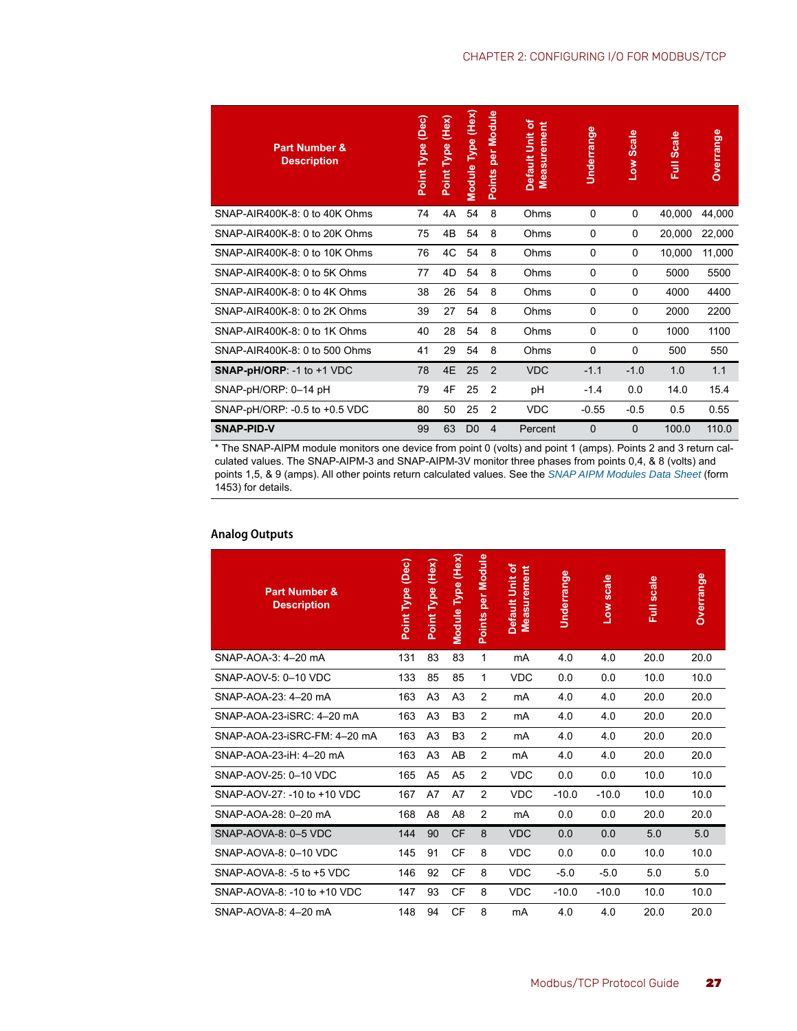| Part Number & Description | Point Type (Dec) | Point Type (Hex) | Module Type (Hex) | Points per Module | Default Unit of Measurement | Underrange | Low Scale | Full Scale | Overrange |
|---|---|---|---|---|---|---|---|---|---|
| SNAP-AIR400K-8: 0 to 40K Ohms | 74 | 4A | 54 | 8 | Ohms | 0 | 0 | 40,000 | 44,000 |
| SNAP-AIR400K-8: 0 to 20K Ohms | 75 | 4B | 54 | 8 | Ohms | 0 | 0 | 20,000 | 22,000 |
| SNAP-AIR400K-8: 0 to 10K Ohms | 76 | 4C | 54 | 8 | Ohms | 0 | 0 | 10,000 | 11,000 |
| SNAP-AIR400K-8: 0 to 5K Ohms | 77 | 4D | 54 | 8 | Ohms | 0 | 0 | 5000 | 5500 |
| SNAP-AIR400K-8: 0 to 4K Ohms | 38 | 26 | 54 | 8 | Ohms | 0 | 0 | 4000 | 4400 |
| SNAP-AIR400K-8: 0 to 2K Ohms | 39 | 27 | 54 | 8 | Ohms | 0 | 0 | 2000 | 2200 |
| SNAP-AIR400K-8: 0 to 1K Ohms | 40 | 28 | 54 | 8 | Ohms | 0 | 0 | 1000 | 1100 |
| SNAP-AIR400K-8: 0 to 500 Ohms | 41 | 29 | 54 | 8 | Ohms | 0 | 0 | 500 | 550 |
| **SNAP-pH/ORP**: -1 to +1 VDC | 78 | 4E | 25 | 2 | VDC | -1.1 | -1.0 | 1.0 | 1.1 |
| SNAP-pH/ORP: 0–14 pH | 79 | 4F | 25 | 2 | pH | -1.4 | 0.0 | 14.0 | 15.4 |
| SNAP-pH/ORP: -0.5 to +0.5 VDC | 80 | 50 | 25 | 2 | VDC | -0.55 | -0.5 | 0.5 | 0.55 |
| **SNAP-PID-V** | 99 | 63 | D0 | 4 | Percent | 0 | 0 | 100.0 | 110.0 |

* The SNAP-AIPM module monitors one device from point 0 (volts) and point 1 (amps). Points 2 and 3 return calculated values. The SNAP-AIPM-3 and SNAP-AIPM-3V monitor three phases from points 0,4, & 8 (volts) and points 1,5, & 9 (amps). All other points return calculated values. See the *SNAP AIPM Modules Data Sheet* (form 1453) for details.

### Analog Outputs

| Part Number & Description | Point Type (Dec) | Point Type (Hex) | Module Type (Hex) | Points per Module | Default Unit of Measurement | Underrange | Low scale | Full scale | Overrange |
|---|---|---|---|---|---|---|---|---|---|
| SNAP-AOA-3: 4–20 mA | 131 | 83 | 83 | 1 | mA | 4.0 | 4.0 | 20.0 | 20.0 |
| SNAP-AOV-5: 0–10 VDC | 133 | 85 | 85 | 1 | VDC | 0.0 | 0.0 | 10.0 | 10.0 |
| SNAP-AOA-23: 4–20 mA | 163 | A3 | A3 | 2 | mA | 4.0 | 4.0 | 20.0 | 20.0 |
| SNAP-AOA-23-iSRC: 4–20 mA | 163 | A3 | B3 | 2 | mA | 4.0 | 4.0 | 20.0 | 20.0 |
| SNAP-AOA-23-iSRC-FM: 4–20 mA | 163 | A3 | B3 | 2 | mA | 4.0 | 4.0 | 20.0 | 20.0 |
| SNAP-AOA-23-iH: 4–20 mA | 163 | A3 | AB | 2 | mA | 4.0 | 4.0 | 20.0 | 20.0 |
| SNAP-AOV-25: 0–10 VDC | 165 | A5 | A5 | 2 | VDC | 0.0 | 0.0 | 10.0 | 10.0 |
| SNAP-AOV-27: -10 to +10 VDC | 167 | A7 | A7 | 2 | VDC | -10.0 | -10.0 | 10.0 | 10.0 |
| SNAP-AOA-28: 0–20 mA | 168 | A8 | A8 | 2 | mA | 0.0 | 0.0 | 20.0 | 20.0 |
| SNAP-AOVA-8: 0–5 VDC | 144 | 90 | CF | 8 | VDC | 0.0 | 0.0 | 5.0 | 5.0 |
| SNAP-AOVA-8: 0–10 VDC | 145 | 91 | CF | 8 | VDC | 0.0 | 0.0 | 10.0 | 10.0 |
| SNAP-AOVA-8: -5 to +5 VDC | 146 | 92 | CF | 8 | VDC | -5.0 | -5.0 | 5.0 | 5.0 |
| SNAP-AOVA-8: -10 to +10 VDC | 147 | 93 | CF | 8 | VDC | -10.0 | -10.0 | 10.0 | 10.0 |
| SNAP-AOVA-8: 4–20 mA | 148 | 94 | CF | 8 | mA | 4.0 | 4.0 | 20.0 | 20.0 |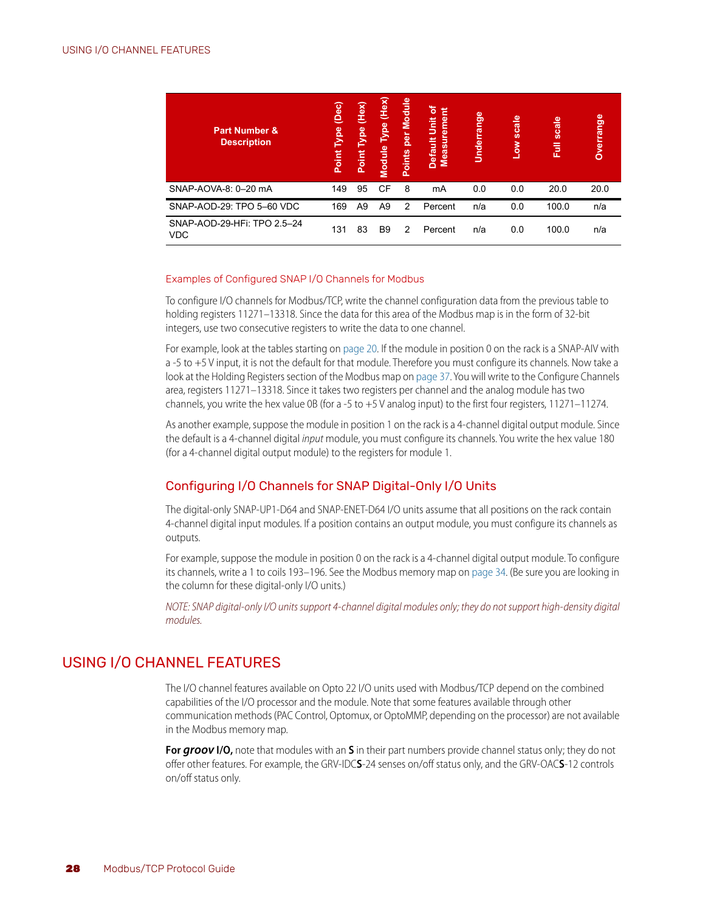| Part Number & Description | Point Type (Dec) | Point Type (Hex) | Module Type (Hex) | Points per Module | Default Unit of Measurement | Underrange | Low scale | Full scale | Overrange |
|---|---|---|---|---|---|---|---|---|---|
| SNAP-AOVA-8: 0–20 mA | 149 | 95 | CF | 8 | mA | 0.0 | 0.0 | 20.0 | 20.0 |
| SNAP-AOD-29: TPO 5–60 VDC | 169 | A9 | A9 | 2 | Percent | n/a | 0.0 | 100.0 | n/a |
| SNAP-AOD-29-HFi: TPO 2.5–24 VDC | 131 | 83 | B9 | 2 | Percent | n/a | 0.0 | 100.0 | n/a |

#### Examples of Configured SNAP I/O Channels for Modbus

To configure I/O channels for Modbus/TCP, write the channel configuration data from the previous table to holding registers 11271–13318. Since the data for this area of the Modbus map is in the form of 32-bit integers, use two consecutive registers to write the data to one channel.

For example, look at the tables starting on page 20. If the module in position 0 on the rack is a SNAP-AIV with a -5 to +5 V input, it is not the default for that module. Therefore you must configure its channels. Now take a look at the Holding Registers section of the Modbus map on page 37. You will write to the Configure Channels area, registers 11271–13318. Since it takes two registers per channel and the analog module has two channels, you write the hex value 0B (for a -5 to +5 V analog input) to the first four registers, 11271–11274.

As another example, suppose the module in position 1 on the rack is a 4-channel digital output module. Since the default is a 4-channel digital *input* module, you must configure its channels. You write the hex value 180 (for a 4-channel digital output module) to the registers for module 1.

### Configuring I/O Channels for SNAP Digital-Only I/O Units

The digital-only SNAP-UP1-D64 and SNAP-ENET-D64 I/O units assume that all positions on the rack contain 4-channel digital input modules. If a position contains an output module, you must configure its channels as outputs.

For example, suppose the module in position 0 on the rack is a 4-channel digital output module. To configure its channels, write a 1 to coils 193–196. See the Modbus memory map on page 34. (Be sure you are looking in the column for these digital-only I/O units.)

*NOTE: SNAP digital-only I/O units support 4-channel digital modules only; they do not support high-density digital modules.*

## USING I/O CHANNEL FEATURES

The I/O channel features available on Opto 22 I/O units used with Modbus/TCP depend on the combined capabilities of the I/O processor and the module. Note that some features available through other communication methods (PAC Control, Optomux, or OptoMMP, depending on the processor) are not available in the Modbus memory map.

**For *groov* I/O,** note that modules with an **S** in their part numbers provide channel status only; they do not offer other features. For example, the GRV-IDC**S**-24 senses on/off status only, and the GRV-OAC**S**-12 controls on/off status only.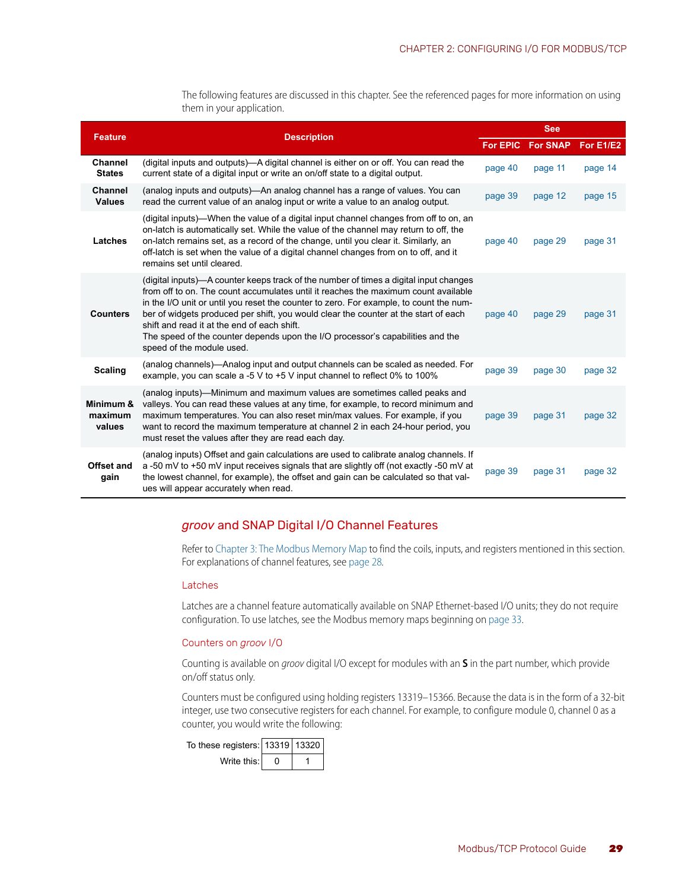The following features are discussed in this chapter. See the referenced pages for more information on using them in your application.

| Feature | Description | See | | |
|---|---|---|---|---|
| | | For EPIC | For SNAP | For E1/E2 |
| **Channel States** | (digital inputs and outputs)—A digital channel is either on or off. You can read the current state of a digital input or write an on/off state to a digital output. | page 40 | page 11 | page 14 |
| **Channel Values** | (analog inputs and outputs)—An analog channel has a range of values. You can read the current value of an analog input or write a value to an analog output. | page 39 | page 12 | page 15 |
| **Latches** | (digital inputs)—When the value of a digital input channel changes from off to on, an on-latch is automatically set. While the value of the channel may return to off, the on-latch remains set, as a record of the change, until you clear it. Similarly, an off-latch is set when the value of a digital channel changes from on to off, and it remains set until cleared. | page 40 | page 29 | page 31 |
| **Counters** | (digital inputs)—A counter keeps track of the number of times a digital input changes from off to on. The count accumulates until it reaches the maximum count available in the I/O unit or until you reset the counter to zero. For example, to count the number of widgets produced per shift, you would clear the counter at the start of each shift and read it at the end of each shift.<br>The speed of the counter depends upon the I/O processor's capabilities and the speed of the module used. | page 40 | page 29 | page 31 |
| **Scaling** | (analog channels)—Analog input and output channels can be scaled as needed. For example, you can scale a -5 V to +5 V input channel to reflect 0% to 100% | page 39 | page 30 | page 32 |
| **Minimum & maximum values** | (analog inputs)—Minimum and maximum values are sometimes called peaks and valleys. You can read these values at any time, for example, to record minimum and maximum temperatures. You can also reset min/max values. For example, if you want to record the maximum temperature at channel 2 in each 24-hour period, you must reset the values after they are read each day. | page 39 | page 31 | page 32 |
| **Offset and gain** | (analog inputs) Offset and gain calculations are used to calibrate analog channels. If a -50 mV to +50 mV input receives signals that are slightly off (not exactly -50 mV at the lowest channel, for example), the offset and gain can be calculated so that values will appear accurately when read. | page 39 | page 31 | page 32 |

## *groov* and SNAP Digital I/O Channel Features

Refer to Chapter 3: The Modbus Memory Map to find the coils, inputs, and registers mentioned in this section. For explanations of channel features, see page 28.

### Latches

Latches are a channel feature automatically available on SNAP Ethernet-based I/O units; they do not require configuration. To use latches, see the Modbus memory maps beginning on page 33.

### Counters on *groov* I/O

Counting is available on *groov* digital I/O except for modules with an **S** in the part number, which provide on/off status only.

Counters must be configured using holding registers 13319–15366. Because the data is in the form of a 32-bit integer, use two consecutive registers for each channel. For example, to configure module 0, channel 0 as a counter, you would write the following:

| To these registers: | 13319 | 13320 |
|---|---|---|
| Write this: | 0 | 1 |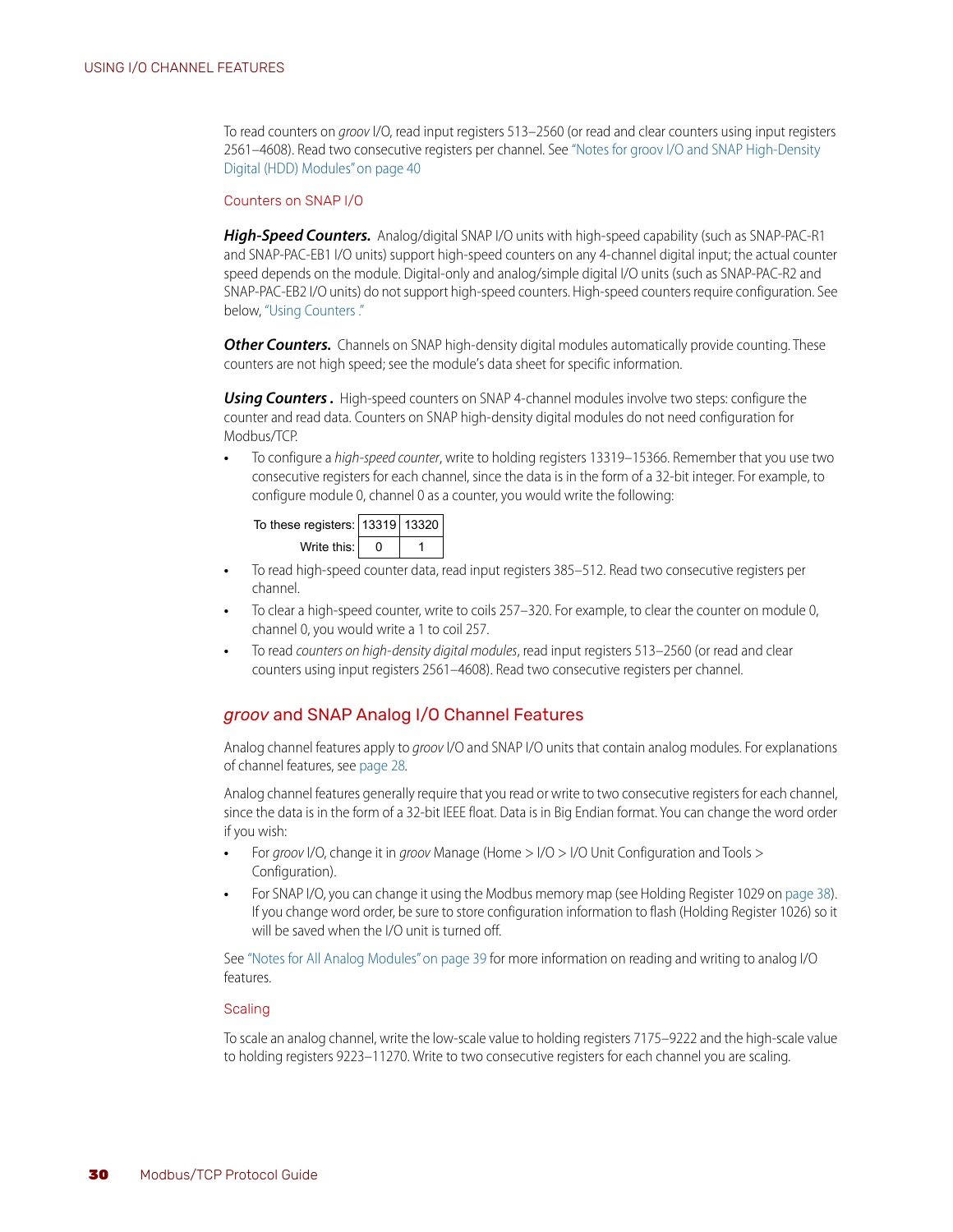To read counters on *groov* I/O, read input registers 513–2560 (or read and clear counters using input registers 2561–4608). Read two consecutive registers per channel. See "Notes for groov I/O and SNAP High-Density Digital (HDD) Modules" on page 40

### Counters on SNAP I/O

***High-Speed Counters.*** Analog/digital SNAP I/O units with high-speed capability (such as SNAP-PAC-R1 and SNAP-PAC-EB1 I/O units) support high-speed counters on any 4-channel digital input; the actual counter speed depends on the module. Digital-only and analog/simple digital I/O units (such as SNAP-PAC-R2 and SNAP-PAC-EB2 I/O units) do not support high-speed counters. High-speed counters require configuration. See below, "Using Counters ."

***Other Counters.*** Channels on SNAP high-density digital modules automatically provide counting. These counters are not high speed; see the module's data sheet for specific information.

***Using Counters .*** High-speed counters on SNAP 4-channel modules involve two steps: configure the counter and read data. Counters on SNAP high-density digital modules do not need configuration for Modbus/TCP.

- To configure a *high-speed counter*, write to holding registers 13319–15366. Remember that you use two consecutive registers for each channel, since the data is in the form of a 32-bit integer. For example, to configure module 0, channel 0 as a counter, you would write the following:

| To these registers: | 13319 | 13320 |
|---|---|---|
| Write this: | 0 | 1 |

- To read high-speed counter data, read input registers 385–512. Read two consecutive registers per channel.
- To clear a high-speed counter, write to coils 257–320. For example, to clear the counter on module 0, channel 0, you would write a 1 to coil 257.
- To read *counters on high-density digital modules*, read input registers 513–2560 (or read and clear counters using input registers 2561–4608). Read two consecutive registers per channel.

## *groov* and SNAP Analog I/O Channel Features

Analog channel features apply to *groov* I/O and SNAP I/O units that contain analog modules. For explanations of channel features, see page 28.

Analog channel features generally require that you read or write to two consecutive registers for each channel, since the data is in the form of a 32-bit IEEE float. Data is in Big Endian format. You can change the word order if you wish:

- For *groov* I/O, change it in *groov* Manage (Home > I/O > I/O Unit Configuration and Tools > Configuration).
- For SNAP I/O, you can change it using the Modbus memory map (see Holding Register 1029 on page 38). If you change word order, be sure to store configuration information to flash (Holding Register 1026) so it will be saved when the I/O unit is turned off.

See "Notes for All Analog Modules" on page 39 for more information on reading and writing to analog I/O features.

### Scaling

To scale an analog channel, write the low-scale value to holding registers 7175–9222 and the high-scale value to holding registers 9223–11270. Write to two consecutive registers for each channel you are scaling.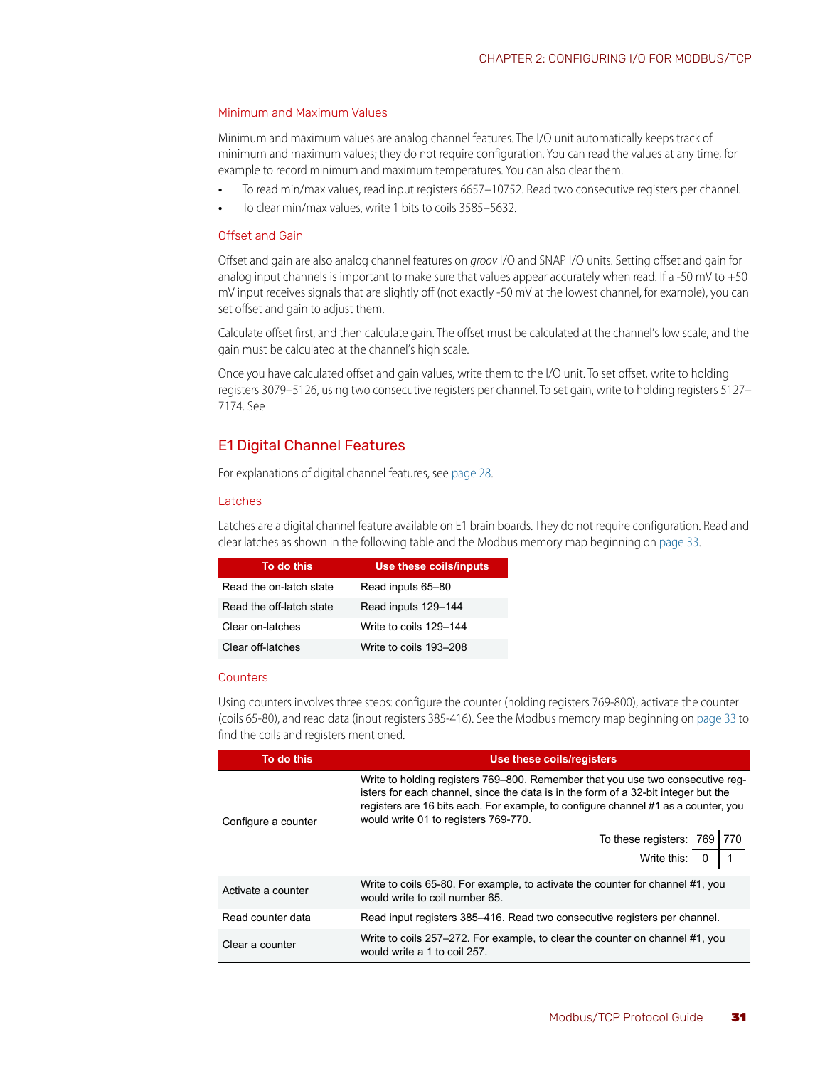### Minimum and Maximum Values

Minimum and maximum values are analog channel features. The I/O unit automatically keeps track of minimum and maximum values; they do not require configuration. You can read the values at any time, for example to record minimum and maximum temperatures. You can also clear them.

- To read min/max values, read input registers 6657–10752. Read two consecutive registers per channel.
- To clear min/max values, write 1 bits to coils 3585–5632.

### Offset and Gain

Offset and gain are also analog channel features on *groov* I/O and SNAP I/O units. Setting offset and gain for analog input channels is important to make sure that values appear accurately when read. If a -50 mV to +50 mV input receives signals that are slightly off (not exactly -50 mV at the lowest channel, for example), you can set offset and gain to adjust them.

Calculate offset first, and then calculate gain. The offset must be calculated at the channel's low scale, and the gain must be calculated at the channel's high scale.

Once you have calculated offset and gain values, write them to the I/O unit. To set offset, write to holding registers 3079–5126, using two consecutive registers per channel. To set gain, write to holding registers 5127–7174. See

## E1 Digital Channel Features

For explanations of digital channel features, see page 28.

### Latches

Latches are a digital channel feature available on E1 brain boards. They do not require configuration. Read and clear latches as shown in the following table and the Modbus memory map beginning on page 33.

| To do this | Use these coils/inputs |
|---|---|
| Read the on-latch state | Read inputs 65–80 |
| Read the off-latch state | Read inputs 129–144 |
| Clear on-latches | Write to coils 129–144 |
| Clear off-latches | Write to coils 193–208 |

### Counters

Using counters involves three steps: configure the counter (holding registers 769-800), activate the counter (coils 65-80), and read data (input registers 385-416). See the Modbus memory map beginning on page 33 to find the coils and registers mentioned.

| To do this | Use these coils/registers |
|---|---|
| Configure a counter | Write to holding registers 769–800. Remember that you use two consecutive registers for each channel, since the data is in the form of a 32-bit integer but the registers are 16 bits each. For example, to configure channel #1 as a counter, you would write 01 to registers 769-770.<br>To these registers: 769 \| 770<br>Write this: 0 \| 1 |
| Activate a counter | Write to coils 65-80. For example, to activate the counter for channel #1, you would write to coil number 65. |
| Read counter data | Read input registers 385–416. Read two consecutive registers per channel. |
| Clear a counter | Write to coils 257–272. For example, to clear the counter on channel #1, you would write a 1 to coil 257. |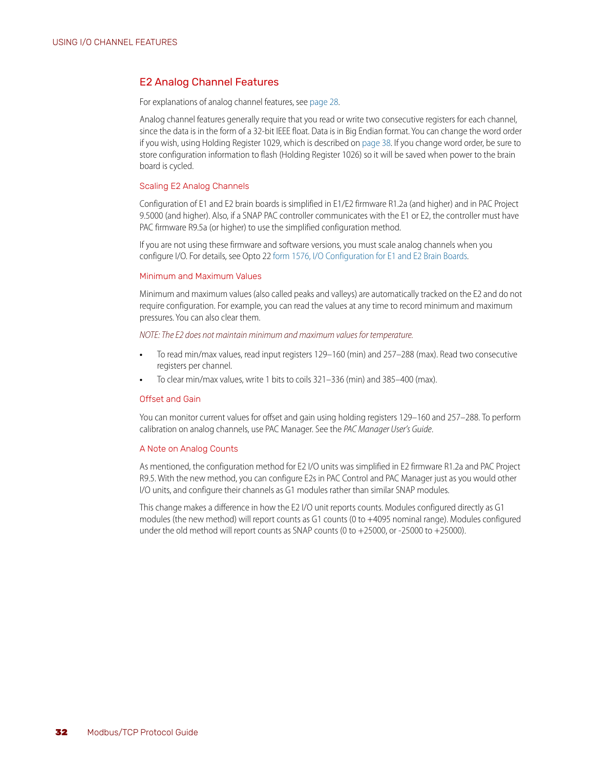## E2 Analog Channel Features

For explanations of analog channel features, see page 28.

Analog channel features generally require that you read or write two consecutive registers for each channel, since the data is in the form of a 32-bit IEEE float. Data is in Big Endian format. You can change the word order if you wish, using Holding Register 1029, which is described on page 38. If you change word order, be sure to store configuration information to flash (Holding Register 1026) so it will be saved when power to the brain board is cycled.

### Scaling E2 Analog Channels

Configuration of E1 and E2 brain boards is simplified in E1/E2 firmware R1.2a (and higher) and in PAC Project 9.5000 (and higher). Also, if a SNAP PAC controller communicates with the E1 or E2, the controller must have PAC firmware R9.5a (or higher) to use the simplified configuration method.

If you are not using these firmware and software versions, you must scale analog channels when you configure I/O. For details, see Opto 22 form 1576, I/O Configuration for E1 and E2 Brain Boards.

### Minimum and Maximum Values

Minimum and maximum values (also called peaks and valleys) are automatically tracked on the E2 and do not require configuration. For example, you can read the values at any time to record minimum and maximum pressures. You can also clear them.

*NOTE: The E2 does not maintain minimum and maximum values for temperature.*

- To read min/max values, read input registers 129–160 (min) and 257–288 (max). Read two consecutive registers per channel.
- To clear min/max values, write 1 bits to coils 321–336 (min) and 385–400 (max).

### Offset and Gain

You can monitor current values for offset and gain using holding registers 129–160 and 257–288. To perform calibration on analog channels, use PAC Manager. See the *PAC Manager User's Guide*.

### A Note on Analog Counts

As mentioned, the configuration method for E2 I/O units was simplified in E2 firmware R1.2a and PAC Project R9.5. With the new method, you can configure E2s in PAC Control and PAC Manager just as you would other I/O units, and configure their channels as G1 modules rather than similar SNAP modules.

This change makes a difference in how the E2 I/O unit reports counts. Modules configured directly as G1 modules (the new method) will report counts as G1 counts (0 to +4095 nominal range). Modules configured under the old method will report counts as SNAP counts (0 to +25000, or -25000 to +25000).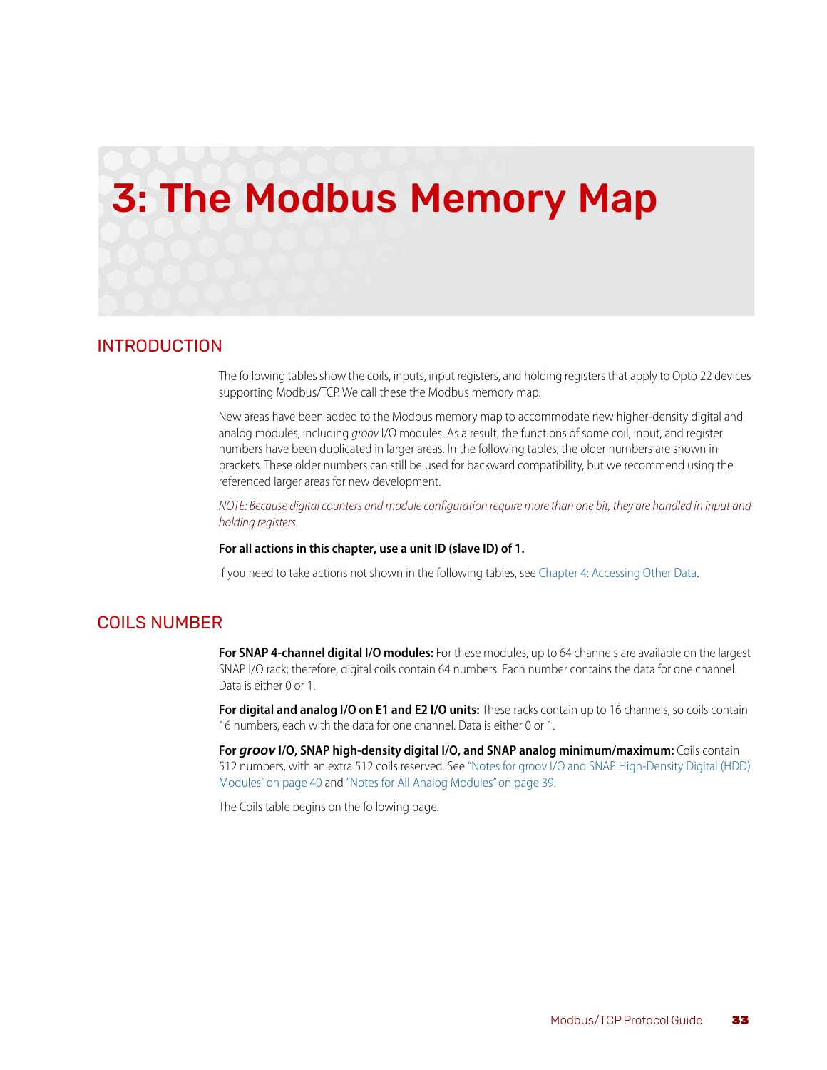# 3: The Modbus Memory Map

## INTRODUCTION

The following tables show the coils, inputs, input registers, and holding registers that apply to Opto 22 devices supporting Modbus/TCP. We call these the Modbus memory map.

New areas have been added to the Modbus memory map to accommodate new higher-density digital and analog modules, including *groov* I/O modules. As a result, the functions of some coil, input, and register numbers have been duplicated in larger areas. In the following tables, the older numbers are shown in brackets. These older numbers can still be used for backward compatibility, but we recommend using the referenced larger areas for new development.

*NOTE: Because digital counters and module configuration require more than one bit, they are handled in input and holding registers.*

**For all actions in this chapter, use a unit ID (slave ID) of 1.**

If you need to take actions not shown in the following tables, see Chapter 4: Accessing Other Data.

## COILS NUMBER

**For SNAP 4-channel digital I/O modules:** For these modules, up to 64 channels are available on the largest SNAP I/O rack; therefore, digital coils contain 64 numbers. Each number contains the data for one channel. Data is either 0 or 1.

**For digital and analog I/O on E1 and E2 I/O units:** These racks contain up to 16 channels, so coils contain 16 numbers, each with the data for one channel. Data is either 0 or 1.

**For *groov* I/O, SNAP high-density digital I/O, and SNAP analog minimum/maximum:** Coils contain 512 numbers, with an extra 512 coils reserved. See "Notes for groov I/O and SNAP High-Density Digital (HDD) Modules" on page 40 and "Notes for All Analog Modules" on page 39.

The Coils table begins on the following page.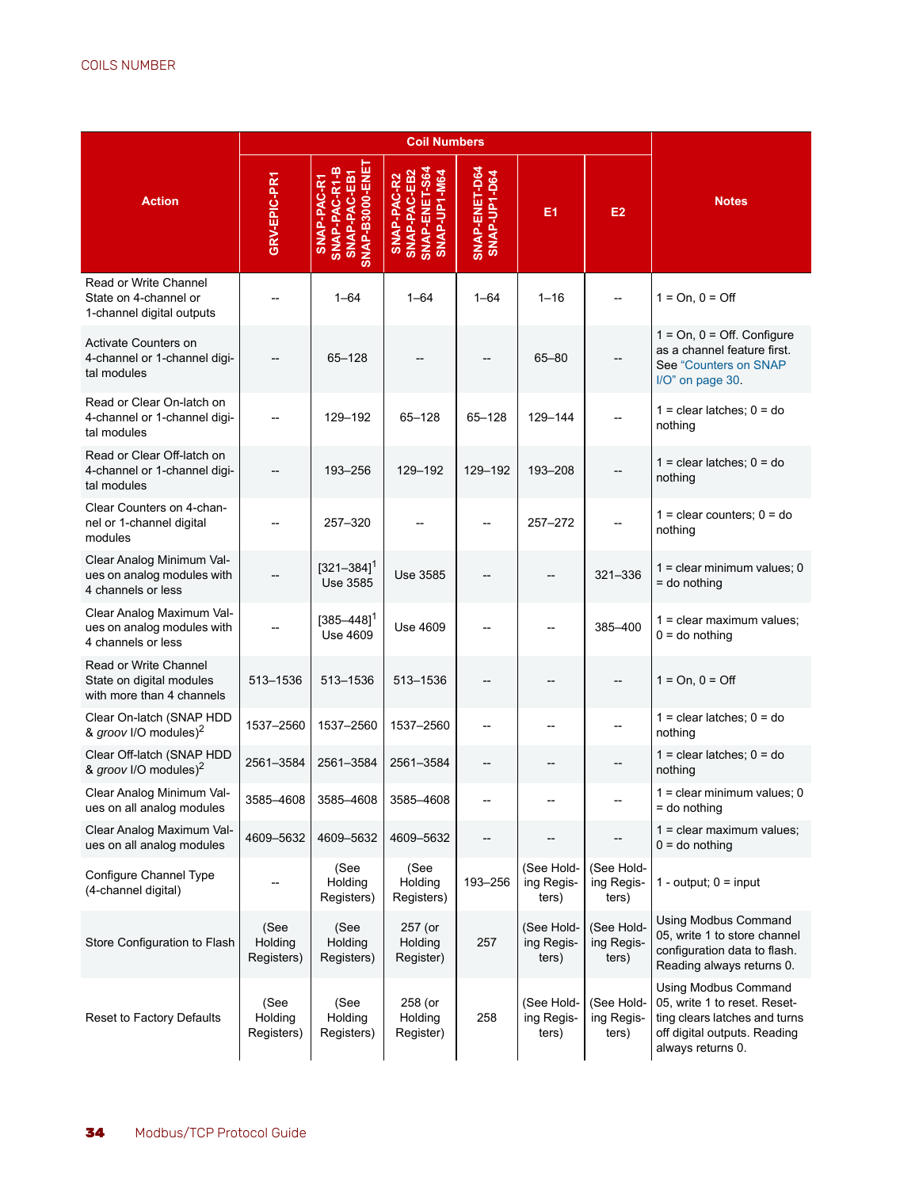| Action | Coil Numbers | | | | | | Notes |
|---|---|---|---|---|---|---|---|
| | GRV-EPIC-PR1 | SNAP-PAC-R1 SNAP-PAC-R1-B SNAP-PAC-EB1 SNAP-B3000-ENET | SNAP-PAC-R2 SNAP-PAC-EB2 SNAP-ENET-S64 SNAP-UP1-M64 | SNAP-ENET-D64 SNAP-UP1-D64 | E1 | E2 | |
| Read or Write Channel State on 4-channel or 1-channel digital outputs | -- | 1–64 | 1–64 | 1–64 | 1–16 | -- | 1 = On, 0 = Off |
| Activate Counters on 4-channel or 1-channel digital modules | -- | 65–128 | -- | -- | 65–80 | -- | 1 = On, 0 = Off. Configure as a channel feature first. See "Counters on SNAP I/O" on page 30. |
| Read or Clear On-latch on 4-channel or 1-channel digital modules | -- | 129–192 | 65–128 | 65–128 | 129–144 | -- | 1 = clear latches; 0 = do nothing |
| Read or Clear Off-latch on 4-channel or 1-channel digital modules | -- | 193–256 | 129–192 | 129–192 | 193–208 | -- | 1 = clear latches; 0 = do nothing |
| Clear Counters on 4-channel or 1-channel digital modules | -- | 257–320 | -- | -- | 257–272 | -- | 1 = clear counters; 0 = do nothing |
| Clear Analog Minimum Values on analog modules with 4 channels or less | -- | [321–384][1] Use 3585 | Use 3585 | -- | -- | 321–336 | 1 = clear minimum values; 0 = do nothing |
| Clear Analog Maximum Values on analog modules with 4 channels or less | -- | [385–448][1] Use 4609 | Use 4609 | -- | -- | 385–400 | 1 = clear maximum values; 0 = do nothing |
| Read or Write Channel State on digital modules with more than 4 channels | 513–1536 | 513–1536 | 513–1536 | -- | -- | -- | 1 = On, 0 = Off |
| Clear On-latch (SNAP HDD & *groov* I/O modules)[2] | 1537–2560 | 1537–2560 | 1537–2560 | -- | -- | -- | 1 = clear latches; 0 = do nothing |
| Clear Off-latch (SNAP HDD & *groov* I/O modules)[2] | 2561–3584 | 2561–3584 | 2561–3584 | -- | -- | -- | 1 = clear latches; 0 = do nothing |
| Clear Analog Minimum Values on all analog modules | 3585–4608 | 3585–4608 | 3585–4608 | -- | -- | -- | 1 = clear minimum values; 0 = do nothing |
| Clear Analog Maximum Values on all analog modules | 4609–5632 | 4609–5632 | 4609–5632 | -- | -- | -- | 1 = clear maximum values; 0 = do nothing |
| Configure Channel Type (4-channel digital) | -- | (See Holding Registers) | (See Holding Registers) | 193–256 | (See Holding Registers) | (See Holding Registers) | 1 - output; 0 = input |
| Store Configuration to Flash | (See Holding Registers) | (See Holding Registers) | 257 (or Holding Register) | 257 | (See Holding Registers) | (See Holding Registers) | Using Modbus Command 05, write 1 to store channel configuration data to flash. Reading always returns 0. |
| Reset to Factory Defaults | (See Holding Registers) | (See Holding Registers) | 258 (or Holding Register) | 258 | (See Holding Registers) | (See Holding Registers) | Using Modbus Command 05, write 1 to reset. Resetting clears latches and turns off digital outputs. Reading always returns 0. |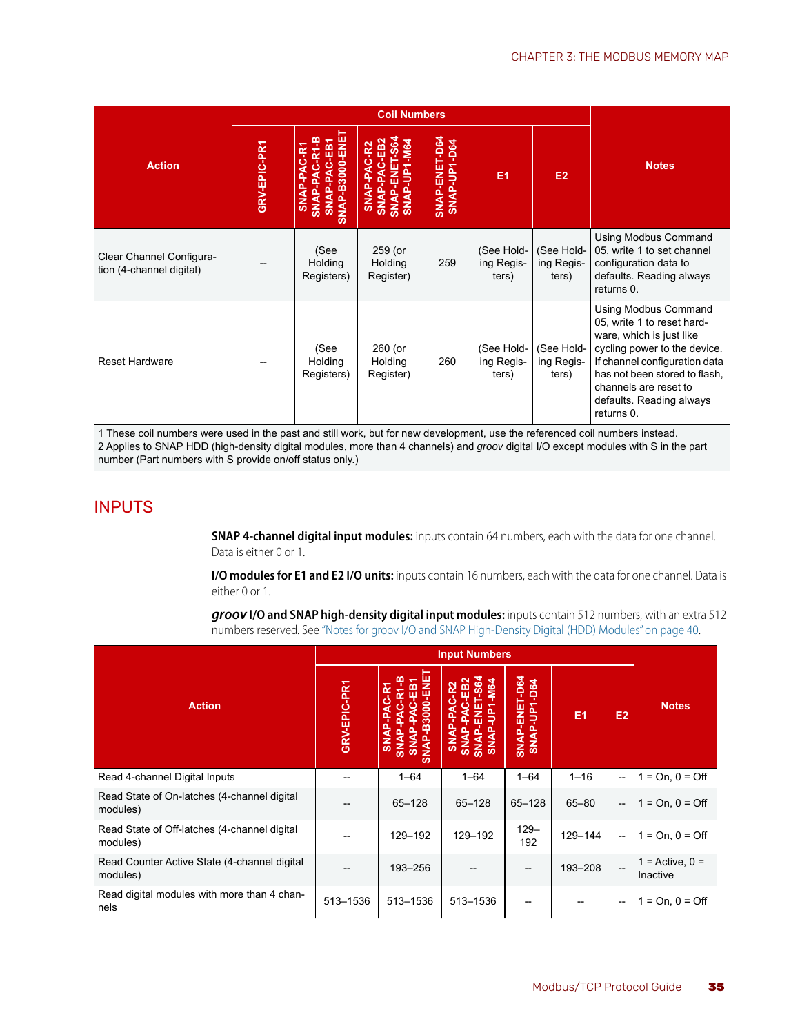| Action | Coil Numbers | | | | | | Notes |
|---|---|---|---|---|---|---|---|
| | GRV-EPIC-PR1 | SNAP-PAC-R1 SNAP-PAC-R1-B SNAP-PAC-EB1 SNAP-B3000-ENET | SNAP-PAC-R2 SNAP-PAC-EB2 SNAP-ENET-S64 SNAP-UP1-M64 | SNAP-ENET-D64 SNAP-UP1-D64 | E1 | E2 | |
| Clear Channel Configuration (4-channel digital) | -- | (See Holding Registers) | 259 (or Holding Register) | 259 | (See Holding Registers) | (See Holding Registers) | Using Modbus Command 05, write 1 to set channel configuration data to defaults. Reading always returns 0. |
| Reset Hardware | -- | (See Holding Registers) | 260 (or Holding Register) | 260 | (See Holding Registers) | (See Holding Registers) | Using Modbus Command 05, write 1 to reset hardware, which is just like cycling power to the device. If channel configuration data has not been stored to flash, channels are reset to defaults. Reading always returns 0. |

1 These coil numbers were used in the past and still work, but for new development, use the referenced coil numbers instead.
2 Applies to SNAP HDD (high-density digital modules, more than 4 channels) and *groov* digital I/O except modules with S in the part number (Part numbers with S provide on/off status only.)

## INPUTS

**SNAP 4-channel digital input modules:** inputs contain 64 numbers, each with the data for one channel. Data is either 0 or 1.

**I/O modules for E1 and E2 I/O units:** inputs contain 16 numbers, each with the data for one channel. Data is either 0 or 1.

***groov* I/O and SNAP high-density digital input modules:** inputs contain 512 numbers, with an extra 512 numbers reserved. See "Notes for groov I/O and SNAP High-Density Digital (HDD) Modules" on page 40.

| Action | Input Numbers | | | | | | Notes |
|---|---|---|---|---|---|---|---|
| | GRV-EPIC-PR1 | SNAP-PAC-R1 SNAP-PAC-R1-B SNAP-PAC-EB1 SNAP-B3000-ENET | SNAP-PAC-R2 SNAP-PAC-EB2 SNAP-ENET-S64 SNAP-UP1-M64 | SNAP-ENET-D64 SNAP-UP1-D64 | E1 | E2 | |
| Read 4-channel Digital Inputs | -- | 1–64 | 1–64 | 1–64 | 1–16 | -- | 1 = On, 0 = Off |
| Read State of On-latches (4-channel digital modules) | -- | 65–128 | 65–128 | 65–128 | 65–80 | -- | 1 = On, 0 = Off |
| Read State of Off-latches (4-channel digital modules) | -- | 129–192 | 129–192 | 129–192 | 129–144 | -- | 1 = On, 0 = Off |
| Read Counter Active State (4-channel digital modules) | -- | 193–256 | -- | -- | 193–208 | -- | 1 = Active, 0 = Inactive |
| Read digital modules with more than 4 channels | 513–1536 | 513–1536 | 513–1536 | -- | -- | -- | 1 = On, 0 = Off |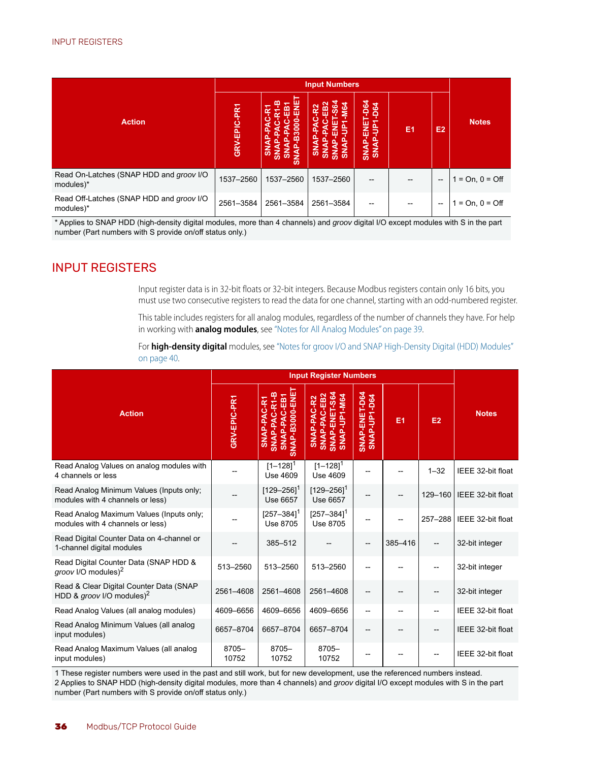| Action | Input Numbers | | | | | | Notes |
|---|---|---|---|---|---|---|---|
| | GRV-EPIC-PR1 | SNAP-PAC-R1 SNAP-PAC-R1-B SNAP-PAC-EB1 SNAP-B3000-ENET | SNAP-PAC-R2 SNAP-PAC-EB2 SNAP-ENET-S64 SNAP-UP1-M64 | SNAP-ENET-D64 SNAP-UP1-D64 | E1 | E2 | |
| Read On-Latches (SNAP HDD and *groov* I/O modules)* | 1537–2560 | 1537–2560 | 1537–2560 | -- | -- | -- | 1 = On, 0 = Off |
| Read Off-Latches (SNAP HDD and *groov* I/O modules)* | 2561–3584 | 2561–3584 | 2561–3584 | -- | -- | -- | 1 = On, 0 = Off |

* Applies to SNAP HDD (high-density digital modules, more than 4 channels) and *groov* digital I/O except modules with S in the part number (Part numbers with S provide on/off status only.)

## INPUT REGISTERS

Input register data is in 32-bit floats or 32-bit integers. Because Modbus registers contain only 16 bits, you must use two consecutive registers to read the data for one channel, starting with an odd-numbered register.

This table includes registers for all analog modules, regardless of the number of channels they have. For help in working with **analog modules**, see "Notes for All Analog Modules" on page 39.

For **high-density digital** modules, see "Notes for groov I/O and SNAP High-Density Digital (HDD) Modules" on page 40.

| Action | Input Register Numbers | | | | | | Notes |
|---|---|---|---|---|---|---|---|
| | GRV-EPIC-PR1 | SNAP-PAC-R1 SNAP-PAC-R1-B SNAP-PAC-EB1 SNAP-B3000-ENET | SNAP-PAC-R2 SNAP-PAC-EB2 SNAP-ENET-S64 SNAP-UP1-M64 | SNAP-ENET-D64 SNAP-UP1-D64 | E1 | E2 | |
| Read Analog Values on analog modules with 4 channels or less | -- | [1–128][1] Use 4609 | [1–128][1] Use 4609 | -- | -- | 1–32 | IEEE 32-bit float |
| Read Analog Minimum Values (Inputs only; modules with 4 channels or less) | -- | [129–256][1] Use 6657 | [129–256][1] Use 6657 | -- | -- | 129–160 | IEEE 32-bit float |
| Read Analog Maximum Values (Inputs only; modules with 4 channels or less) | -- | [257–384][1] Use 8705 | [257–384][1] Use 8705 | -- | -- | 257–288 | IEEE 32-bit float |
| Read Digital Counter Data on 4-channel or 1-channel digital modules | -- | 385–512 | -- | -- | 385–416 | -- | 32-bit integer |
| Read Digital Counter Data (SNAP HDD & *groov* I/O modules)[2] | 513–2560 | 513–2560 | 513–2560 | -- | -- | -- | 32-bit integer |
| Read & Clear Digital Counter Data (SNAP HDD & *groov* I/O modules)[2] | 2561–4608 | 2561–4608 | 2561–4608 | -- | -- | -- | 32-bit integer |
| Read Analog Values (all analog modules) | 4609–6656 | 4609–6656 | 4609–6656 | -- | -- | -- | IEEE 32-bit float |
| Read Analog Minimum Values (all analog input modules) | 6657–8704 | 6657–8704 | 6657–8704 | -- | -- | -- | IEEE 32-bit float |
| Read Analog Maximum Values (all analog input modules) | 8705–10752 | 8705–10752 | 8705–10752 | -- | -- | -- | IEEE 32-bit float |

1 These register numbers were used in the past and still work, but for new development, use the referenced numbers instead.
2 Applies to SNAP HDD (high-density digital modules, more than 4 channels) and *groov* digital I/O except modules with S in the part number (Part numbers with S provide on/off status only.)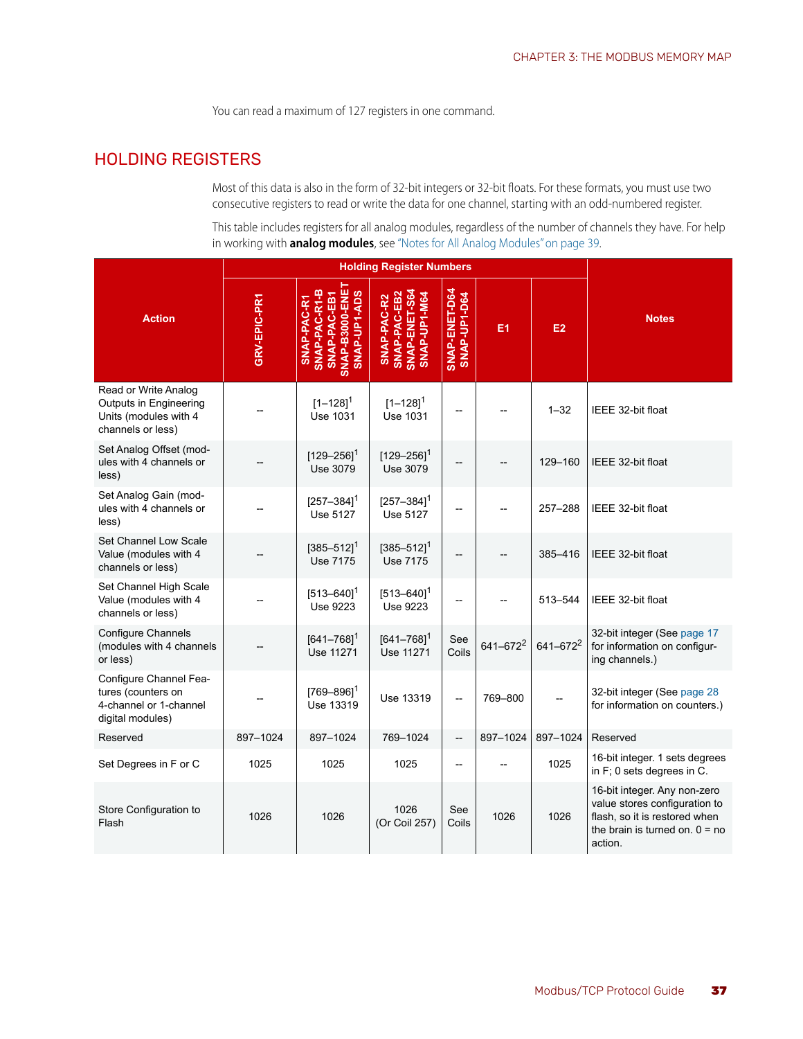You can read a maximum of 127 registers in one command.

## HOLDING REGISTERS

Most of this data is also in the form of 32-bit integers or 32-bit floats. For these formats, you must use two consecutive registers to read or write the data for one channel, starting with an odd-numbered register.

This table includes registers for all analog modules, regardless of the number of channels they have. For help in working with **analog modules**, see "Notes for All Analog Modules" on page 39.

| Action | Holding Register Numbers | | | | | | Notes |
|---|---|---|---|---|---|---|---|
| | GRV-EPIC-PR1 | SNAP-PAC-R1 SNAP-PAC-R1-B SNAP-PAC-EB1 SNAP-B3000-ENET SNAP-UP1-ADS | SNAP-PAC-R2 SNAP-PAC-EB2 SNAP-ENET-S64 SNAP-UP1-M64 | SNAP-ENET-D64 SNAP-UP1-D64 | E1 | E2 | |
| Read or Write Analog Outputs in Engineering Units (modules with 4 channels or less) | -- | [1–128][1] Use 1031 | [1–128][1] Use 1031 | -- | -- | 1–32 | IEEE 32-bit float |
| Set Analog Offset (modules with 4 channels or less) | -- | [129–256][1] Use 3079 | [129–256][1] Use 3079 | -- | -- | 129–160 | IEEE 32-bit float |
| Set Analog Gain (modules with 4 channels or less) | -- | [257–384][1] Use 5127 | [257–384][1] Use 5127 | -- | -- | 257–288 | IEEE 32-bit float |
| Set Channel Low Scale Value (modules with 4 channels or less) | -- | [385–512][1] Use 7175 | [385–512][1] Use 7175 | -- | -- | 385–416 | IEEE 32-bit float |
| Set Channel High Scale Value (modules with 4 channels or less) | -- | [513–640][1] Use 9223 | [513–640][1] Use 9223 | -- | -- | 513–544 | IEEE 32-bit float |
| Configure Channels (modules with 4 channels or less) | -- | [641–768][1] Use 11271 | [641–768][1] Use 11271 | See Coils | 641–672[2] | 641–672[2] | 32-bit integer (See page 17 for information on configuring channels.) |
| Configure Channel Features (counters on 4-channel or 1-channel digital modules) | -- | [769–896][1] Use 13319 | Use 13319 | -- | 769–800 | -- | 32-bit integer (See page 28 for information on counters.) |
| Reserved | 897–1024 | 897–1024 | 769–1024 | -- | 897–1024 | 897–1024 | Reserved |
| Set Degrees in F or C | 1025 | 1025 | 1025 | -- | -- | 1025 | 16-bit integer. 1 sets degrees in F; 0 sets degrees in C. |
| Store Configuration to Flash | 1026 | 1026 | 1026 (Or Coil 257) | See Coils | 1026 | 1026 | 16-bit integer. Any non-zero value stores configuration to flash, so it is restored when the brain is turned on. 0 = no action. |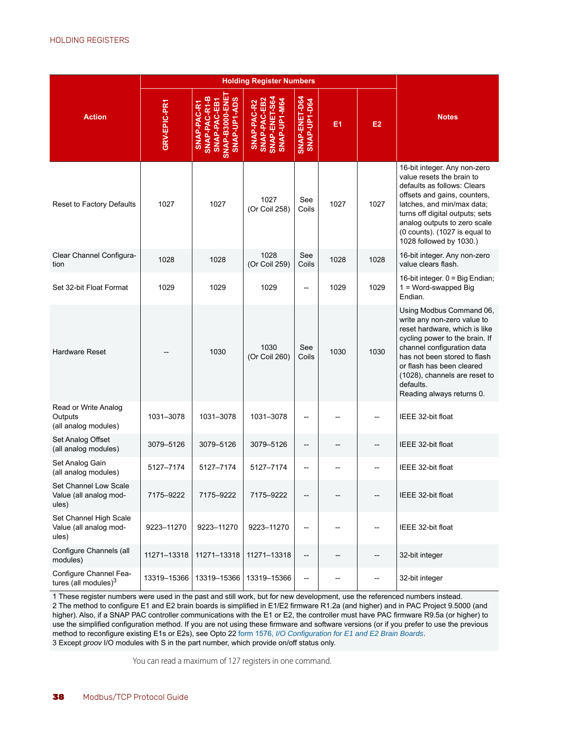| Action | Holding Register Numbers | | | | | | Notes |
|---|---|---|---|---|---|---|---|
| | GRV-EPIC-PR1 | SNAP-PAC-R1 SNAP-PAC-R1-B SNAP-PAC-EB1 SNAP-B3000-ENET SNAP-UP1-ADS | SNAP-PAC-R2 SNAP-PAC-EB2 SNAP-ENET-S64 SNAP-UP1-M64 | SNAP-ENET-D64 SNAP-UP1-D64 | E1 | E2 | |
| Reset to Factory Defaults | 1027 | 1027 | 1027 (Or Coil 258) | See Coils | 1027 | 1027 | 16-bit integer. Any non-zero value resets the brain to defaults as follows: Clears offsets and gains, counters, latches, and min/max data; turns off digital outputs; sets analog outputs to zero scale (0 counts). (1027 is equal to 1028 followed by 1030.) |
| Clear Channel Configuration | 1028 | 1028 | 1028 (Or Coil 259) | See Coils | 1028 | 1028 | 16-bit integer. Any non-zero value clears flash. |
| Set 32-bit Float Format | 1029 | 1029 | 1029 | -- | 1029 | 1029 | 16-bit integer. 0 = Big Endian; 1 = Word-swapped Big Endian. |
| Hardware Reset | -- | 1030 | 1030 (Or Coil 260) | See Coils | 1030 | 1030 | Using Modbus Command 06, write any non-zero value to reset hardware, which is like cycling power to the brain. If channel configuration data has not been stored to flash or flash has been cleared (1028), channels are reset to defaults. Reading always returns 0. |
| Read or Write Analog Outputs (all analog modules) | 1031–3078 | 1031–3078 | 1031–3078 | -- | -- | -- | IEEE 32-bit float |
| Set Analog Offset (all analog modules) | 3079–5126 | 3079–5126 | 3079–5126 | -- | -- | -- | IEEE 32-bit float |
| Set Analog Gain (all analog modules) | 5127–7174 | 5127–7174 | 5127–7174 | -- | -- | -- | IEEE 32-bit float |
| Set Channel Low Scale Value (all analog modules) | 7175–9222 | 7175–9222 | 7175–9222 | -- | -- | -- | IEEE 32-bit float |
| Set Channel High Scale Value (all analog modules) | 9223–11270 | 9223–11270 | 9223–11270 | -- | -- | -- | IEEE 32-bit float |
| Configure Channels (all modules) | 11271–13318 | 11271–13318 | 11271–13318 | -- | -- | -- | 32-bit integer |
| Configure Channel Features (all modules)[3] | 13319–15366 | 13319–15366 | 13319–15366 | -- | -- | -- | 32-bit integer |

1 These register numbers were used in the past and still work, but for new development, use the referenced numbers instead.
2 The method to configure E1 and E2 brain boards is simplified in E1/E2 firmware R1.2a (and higher) and in PAC Project 9.5000 (and higher). Also, if a SNAP PAC controller communications with the E1 or E2, the controller must have PAC firmware R9.5a (or higher) to use the simplified configuration method. If you are not using these firmware and software versions (or if you prefer to use the previous method to reconfigure existing E1s or E2s), see Opto 22 form 1576, *I/O Configuration for E1 and E2 Brain Boards*.
3 Except *groov* I/O modules with S in the part number, which provide on/off status only.

You can read a maximum of 127 registers in one command.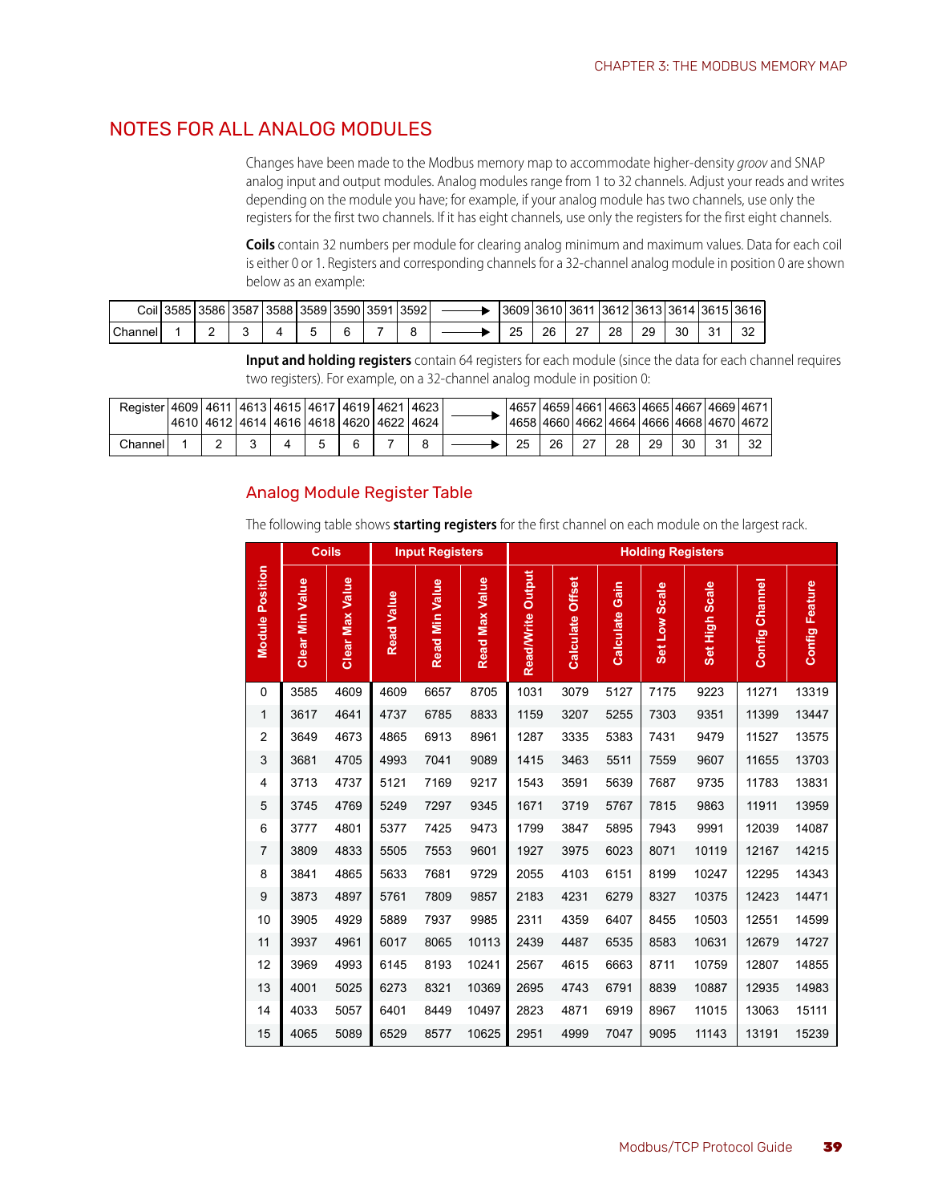## NOTES FOR ALL ANALOG MODULES

Changes have been made to the Modbus memory map to accommodate higher-density *groov* and SNAP analog input and output modules. Analog modules range from 1 to 32 channels. Adjust your reads and writes depending on the module you have; for example, if your analog module has two channels, use only the registers for the first two channels. If it has eight channels, use only the registers for the first eight channels.

**Coils** contain 32 numbers per module for clearing analog minimum and maximum values. Data for each coil is either 0 or 1. Registers and corresponding channels for a 32-channel analog module in position 0 are shown below as an example:

| Coil | 3585 | 3586 | 3587 | 3588 | 3589 | 3590 | 3591 | 3592 | → | 3609 | 3610 | 3611 | 3612 | 3613 | 3614 | 3615 | 3616 |
|---|---|---|---|---|---|---|---|---|---|---|---|---|---|---|---|---|---|
| Channel | 1 | 2 | 3 | 4 | 5 | 6 | 7 | 8 | → | 25 | 26 | 27 | 28 | 29 | 30 | 31 | 32 |

**Input and holding registers** contain 64 registers for each module (since the data for each channel requires two registers). For example, on a 32-channel analog module in position 0:

| Register | 4609 4610 | 4611 4612 | 4613 4614 | 4615 4616 | 4617 4618 | 4619 4620 | 4621 4622 | 4623 4624 | → | 4657 4658 | 4659 4660 | 4661 4662 | 4663 4664 | 4665 4666 | 4667 4668 | 4669 4670 | 4671 4672 |
|---|---|---|---|---|---|---|---|---|---|---|---|---|---|---|---|---|---|
| Channel | 1 | 2 | 3 | 4 | 5 | 6 | 7 | 8 | → | 25 | 26 | 27 | 28 | 29 | 30 | 31 | 32 |

### Analog Module Register Table

The following table shows **starting registers** for the first channel on each module on the largest rack.

| | Coils | | Input Registers | | | Holding Registers | | | | | | |
|---|---|---|---|---|---|---|---|---|---|---|---|---|
| Module Position | Clear Min Value | Clear Max Value | Read Value | Read Min Value | Read Max Value | Read/Write Output | Calculate Offset | Calculate Gain | Set Low Scale | Set High Scale | Config Channel | Config Feature |
| 0 | 3585 | 4609 | 4609 | 6657 | 8705 | 1031 | 3079 | 5127 | 7175 | 9223 | 11271 | 13319 |
| 1 | 3617 | 4641 | 4737 | 6785 | 8833 | 1159 | 3207 | 5255 | 7303 | 9351 | 11399 | 13447 |
| 2 | 3649 | 4673 | 4865 | 6913 | 8961 | 1287 | 3335 | 5383 | 7431 | 9479 | 11527 | 13575 |
| 3 | 3681 | 4705 | 4993 | 7041 | 9089 | 1415 | 3463 | 5511 | 7559 | 9607 | 11655 | 13703 |
| 4 | 3713 | 4737 | 5121 | 7169 | 9217 | 1543 | 3591 | 5639 | 7687 | 9735 | 11783 | 13831 |
| 5 | 3745 | 4769 | 5249 | 7297 | 9345 | 1671 | 3719 | 5767 | 7815 | 9863 | 11911 | 13959 |
| 6 | 3777 | 4801 | 5377 | 7425 | 9473 | 1799 | 3847 | 5895 | 7943 | 9991 | 12039 | 14087 |
| 7 | 3809 | 4833 | 5505 | 7553 | 9601 | 1927 | 3975 | 6023 | 8071 | 10119 | 12167 | 14215 |
| 8 | 3841 | 4865 | 5633 | 7681 | 9729 | 2055 | 4103 | 6151 | 8199 | 10247 | 12295 | 14343 |
| 9 | 3873 | 4897 | 5761 | 7809 | 9857 | 2183 | 4231 | 6279 | 8327 | 10375 | 12423 | 14471 |
| 10 | 3905 | 4929 | 5889 | 7937 | 9985 | 2311 | 4359 | 6407 | 8455 | 10503 | 12551 | 14599 |
| 11 | 3937 | 4961 | 6017 | 8065 | 10113 | 2439 | 4487 | 6535 | 8583 | 10631 | 12679 | 14727 |
| 12 | 3969 | 4993 | 6145 | 8193 | 10241 | 2567 | 4615 | 6663 | 8711 | 10759 | 12807 | 14855 |
| 13 | 4001 | 5025 | 6273 | 8321 | 10369 | 2695 | 4743 | 6791 | 8839 | 10887 | 12935 | 14983 |
| 14 | 4033 | 5057 | 6401 | 8449 | 10497 | 2823 | 4871 | 6919 | 8967 | 11015 | 13063 | 15111 |
| 15 | 4065 | 5089 | 6529 | 8577 | 10625 | 2951 | 4999 | 7047 | 9095 | 11143 | 13191 | 15239 |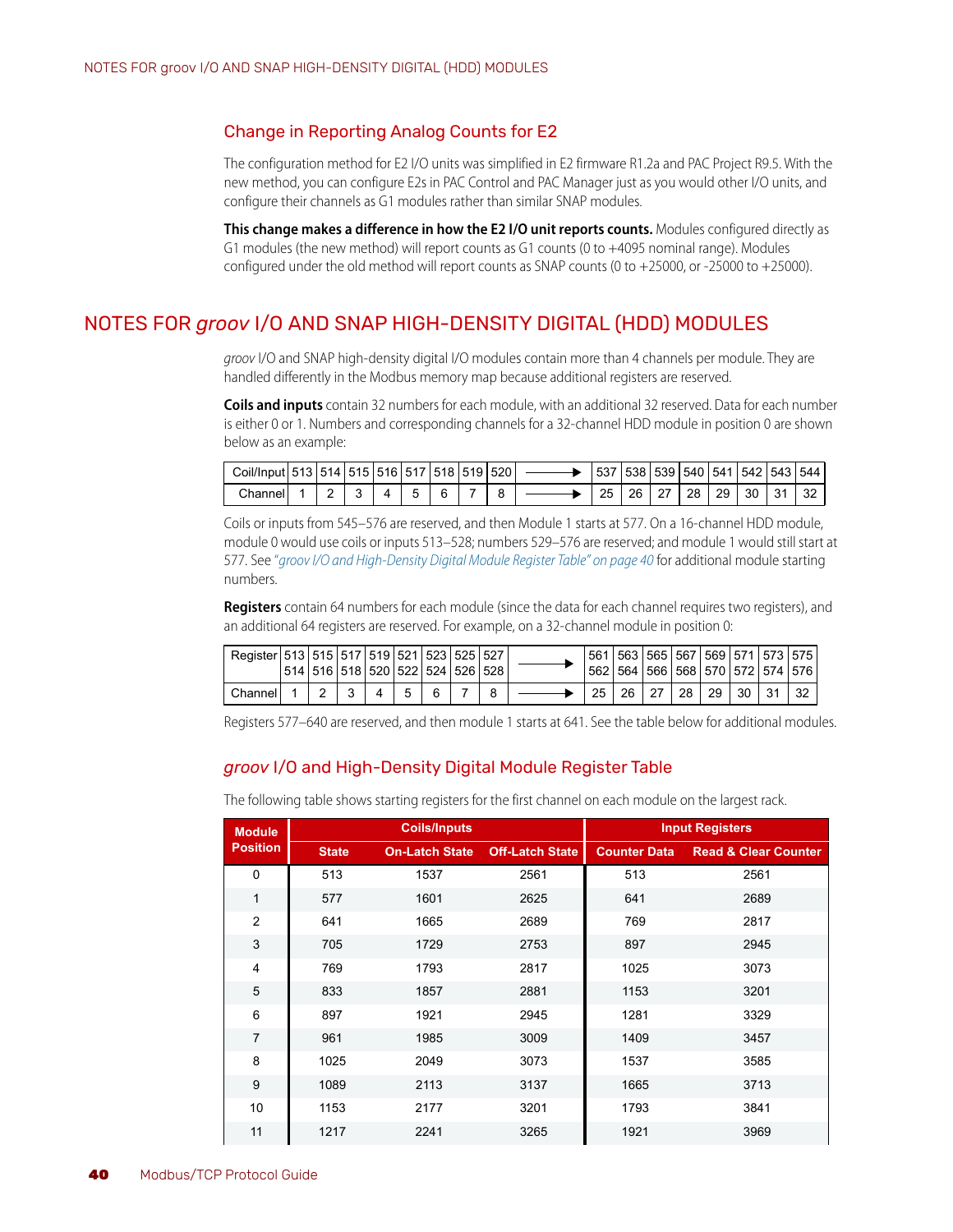### Change in Reporting Analog Counts for E2

The configuration method for E2 I/O units was simplified in E2 firmware R1.2a and PAC Project R9.5. With the new method, you can configure E2s in PAC Control and PAC Manager just as you would other I/O units, and configure their channels as G1 modules rather than similar SNAP modules.

**This change makes a difference in how the E2 I/O unit reports counts.** Modules configured directly as G1 modules (the new method) will report counts as G1 counts (0 to +4095 nominal range). Modules configured under the old method will report counts as SNAP counts (0 to +25000, or -25000 to +25000).

## NOTES FOR *groov* I/O AND SNAP HIGH-DENSITY DIGITAL (HDD) MODULES

*groov* I/O and SNAP high-density digital I/O modules contain more than 4 channels per module. They are handled differently in the Modbus memory map because additional registers are reserved.

**Coils and inputs** contain 32 numbers for each module, with an additional 32 reserved. Data for each number is either 0 or 1. Numbers and corresponding channels for a 32-channel HDD module in position 0 are shown below as an example:

| Coil/Input | 513 | 514 | 515 | 516 | 517 | 518 | 519 | 520 | → | 537 | 538 | 539 | 540 | 541 | 542 | 543 | 544 |
|---|---|---|---|---|---|---|---|---|---|---|---|---|---|---|---|---|---|
| Channel | 1 | 2 | 3 | 4 | 5 | 6 | 7 | 8 | → | 25 | 26 | 27 | 28 | 29 | 30 | 31 | 32 |

Coils or inputs from 545–576 are reserved, and then Module 1 starts at 577. On a 16-channel HDD module, module 0 would use coils or inputs 513–528; numbers 529–576 are reserved; and module 1 would still start at 577. See *"groov I/O and High-Density Digital Module Register Table" on page 40* for additional module starting numbers.

**Registers** contain 64 numbers for each module (since the data for each channel requires two registers), and an additional 64 registers are reserved. For example, on a 32-channel module in position 0:

| Register | 513 514 | 515 516 | 517 518 | 519 520 | 521 522 | 523 524 | 525 526 | 527 528 | → | 561 562 | 563 564 | 565 566 | 567 568 | 569 570 | 571 572 | 573 574 | 575 576 |
|---|---|---|---|---|---|---|---|---|---|---|---|---|---|---|---|---|---|
| Channel | 1 | 2 | 3 | 4 | 5 | 6 | 7 | 8 | → | 25 | 26 | 27 | 28 | 29 | 30 | 31 | 32 |

Registers 577–640 are reserved, and then module 1 starts at 641. See the table below for additional modules.

### *groov* I/O and High-Density Digital Module Register Table

The following table shows starting registers for the first channel on each module on the largest rack.

| Module Position | Coils/Inputs | | | Input Registers | |
|---|---|---|---|---|---|
| | State | On-Latch State | Off-Latch State | Counter Data | Read & Clear Counter |
| 0 | 513 | 1537 | 2561 | 513 | 2561 |
| 1 | 577 | 1601 | 2625 | 641 | 2689 |
| 2 | 641 | 1665 | 2689 | 769 | 2817 |
| 3 | 705 | 1729 | 2753 | 897 | 2945 |
| 4 | 769 | 1793 | 2817 | 1025 | 3073 |
| 5 | 833 | 1857 | 2881 | 1153 | 3201 |
| 6 | 897 | 1921 | 2945 | 1281 | 3329 |
| 7 | 961 | 1985 | 3009 | 1409 | 3457 |
| 8 | 1025 | 2049 | 3073 | 1537 | 3585 |
| 9 | 1089 | 2113 | 3137 | 1665 | 3713 |
| 10 | 1153 | 2177 | 3201 | 1793 | 3841 |
| 11 | 1217 | 2241 | 3265 | 1921 | 3969 |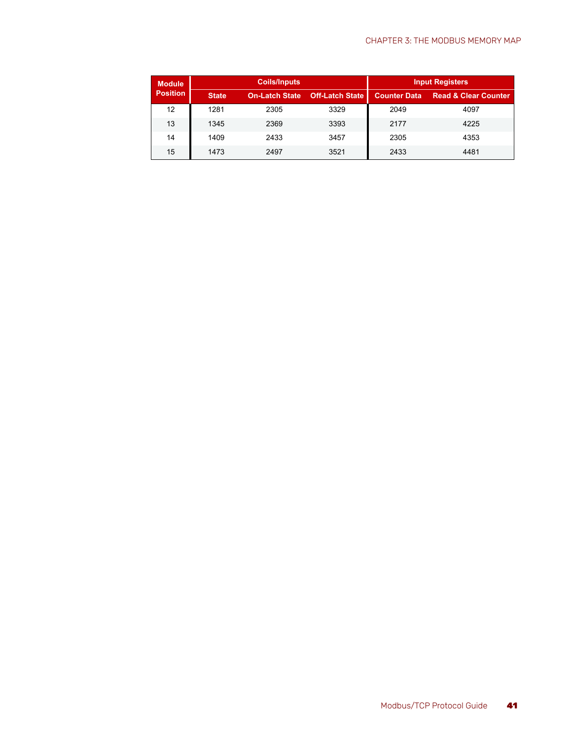| Module Position | Coils/Inputs | | | Input Registers | |
|---|---|---|---|---|---|
| | State | On-Latch State | Off-Latch State | Counter Data | Read & Clear Counter |
| 12 | 1281 | 2305 | 3329 | 2049 | 4097 |
| 13 | 1345 | 2369 | 3393 | 2177 | 4225 |
| 14 | 1409 | 2433 | 3457 | 2305 | 4353 |
| 15 | 1473 | 2497 | 3521 | 2433 | 4481 |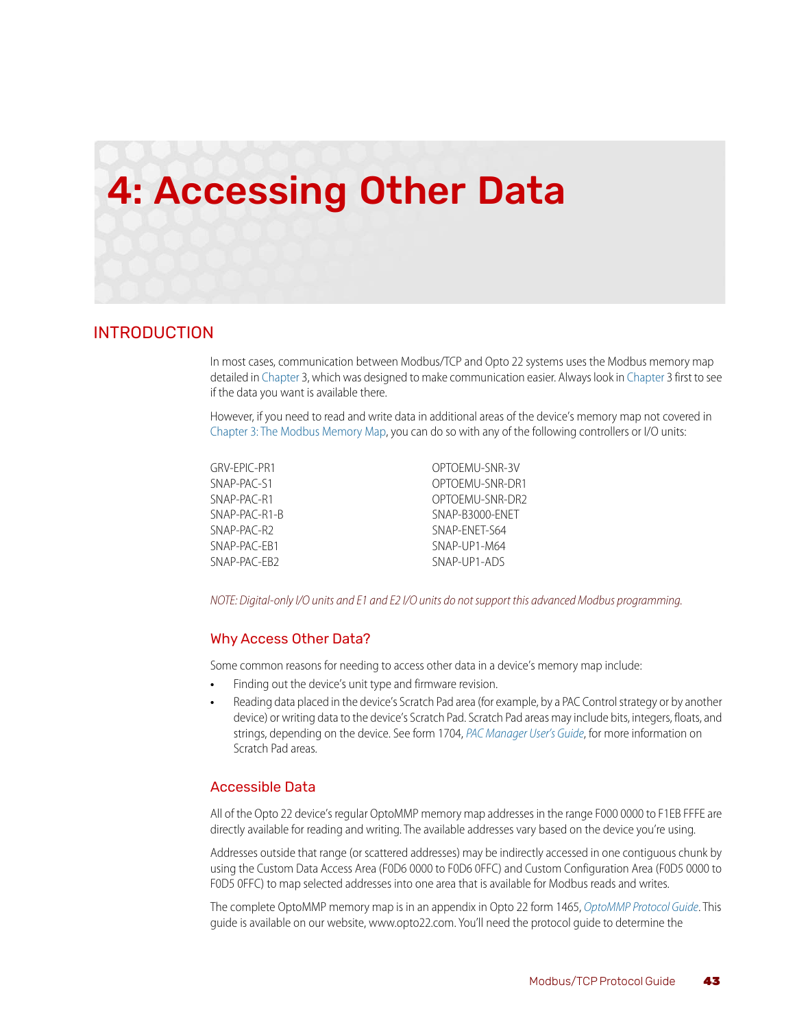# 4: Accessing Other Data

## INTRODUCTION

In most cases, communication between Modbus/TCP and Opto 22 systems uses the Modbus memory map detailed in Chapter 3, which was designed to make communication easier. Always look in Chapter 3 first to see if the data you want is available there.

However, if you need to read and write data in additional areas of the device's memory map not covered in Chapter 3: The Modbus Memory Map, you can do so with any of the following controllers or I/O units:

GRV-EPIC-PR1
SNAP-PAC-S1
SNAP-PAC-R1
SNAP-PAC-R1-B
SNAP-PAC-R2
SNAP-PAC-EB1
SNAP-PAC-EB2
OPTOEMU-SNR-3V
OPTOEMU-SNR-DR1
OPTOEMU-SNR-DR2
SNAP-B3000-ENET
SNAP-ENET-S64
SNAP-UP1-M64
SNAP-UP1-ADS

*NOTE: Digital-only I/O units and E1 and E2 I/O units do not support this advanced Modbus programming.*

### Why Access Other Data?

Some common reasons for needing to access other data in a device's memory map include:

- Finding out the device's unit type and firmware revision.
- Reading data placed in the device's Scratch Pad area (for example, by a PAC Control strategy or by another device) or writing data to the device's Scratch Pad. Scratch Pad areas may include bits, integers, floats, and strings, depending on the device. See form 1704, *PAC Manager User's Guide*, for more information on Scratch Pad areas.

### Accessible Data

All of the Opto 22 device's regular OptoMMP memory map addresses in the range F000 0000 to F1EB FFFE are directly available for reading and writing. The available addresses vary based on the device you're using.

Addresses outside that range (or scattered addresses) may be indirectly accessed in one contiguous chunk by using the Custom Data Access Area (F0D6 0000 to F0D6 0FFC) and Custom Configuration Area (F0D5 0000 to F0D5 0FFC) to map selected addresses into one area that is available for Modbus reads and writes.

The complete OptoMMP memory map is in an appendix in Opto 22 form 1465, *OptoMMP Protocol Guide*. This guide is available on our website, www.opto22.com. You'll need the protocol guide to determine the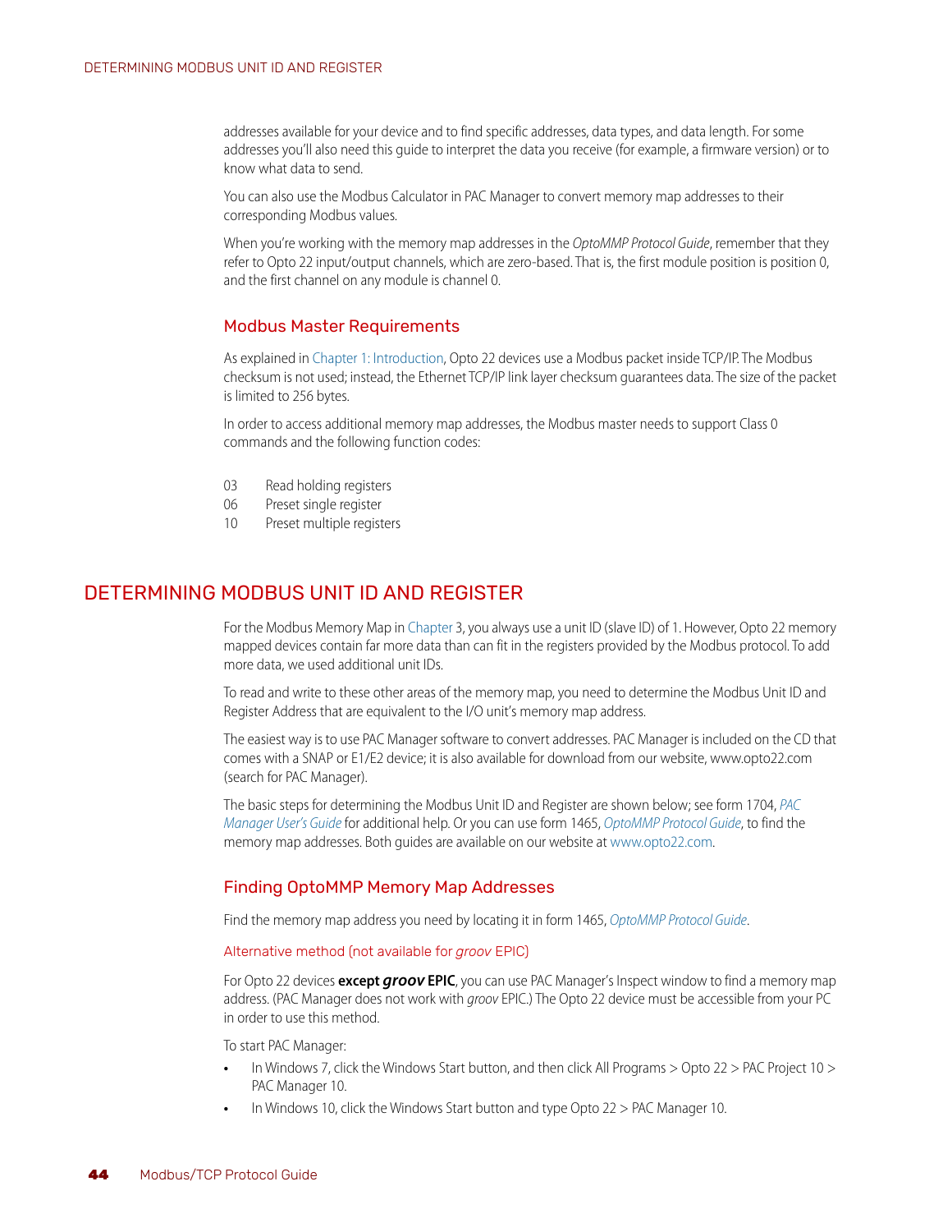addresses available for your device and to find specific addresses, data types, and data length. For some addresses you'll also need this guide to interpret the data you receive (for example, a firmware version) or to know what data to send.

You can also use the Modbus Calculator in PAC Manager to convert memory map addresses to their corresponding Modbus values.

When you're working with the memory map addresses in the *OptoMMP Protocol Guide*, remember that they refer to Opto 22 input/output channels, which are zero-based. That is, the first module position is position 0, and the first channel on any module is channel 0.

### Modbus Master Requirements

As explained in Chapter 1: Introduction, Opto 22 devices use a Modbus packet inside TCP/IP. The Modbus checksum is not used; instead, the Ethernet TCP/IP link layer checksum guarantees data. The size of the packet is limited to 256 bytes.

In order to access additional memory map addresses, the Modbus master needs to support Class 0 commands and the following function codes:

| | |
|---|---|
| 03 | Read holding registers |
| 06 | Preset single register |
| 10 | Preset multiple registers |

## DETERMINING MODBUS UNIT ID AND REGISTER

For the Modbus Memory Map in Chapter 3, you always use a unit ID (slave ID) of 1. However, Opto 22 memory mapped devices contain far more data than can fit in the registers provided by the Modbus protocol. To add more data, we used additional unit IDs.

To read and write to these other areas of the memory map, you need to determine the Modbus Unit ID and Register Address that are equivalent to the I/O unit's memory map address.

The easiest way is to use PAC Manager software to convert addresses. PAC Manager is included on the CD that comes with a SNAP or E1/E2 device; it is also available for download from our website, www.opto22.com (search for PAC Manager).

The basic steps for determining the Modbus Unit ID and Register are shown below; see form 1704, *PAC Manager User's Guide* for additional help. Or you can use form 1465, *OptoMMP Protocol Guide*, to find the memory map addresses. Both guides are available on our website at www.opto22.com.

### Finding OptoMMP Memory Map Addresses

Find the memory map address you need by locating it in form 1465, *OptoMMP Protocol Guide*.

#### Alternative method (not available for *groov* EPIC)

For Opto 22 devices **except *groov* EPIC**, you can use PAC Manager's Inspect window to find a memory map address. (PAC Manager does not work with *groov* EPIC.) The Opto 22 device must be accessible from your PC in order to use this method.

To start PAC Manager:

- In Windows 7, click the Windows Start button, and then click All Programs > Opto 22 > PAC Project 10 > PAC Manager 10.
- In Windows 10, click the Windows Start button and type Opto 22 > PAC Manager 10.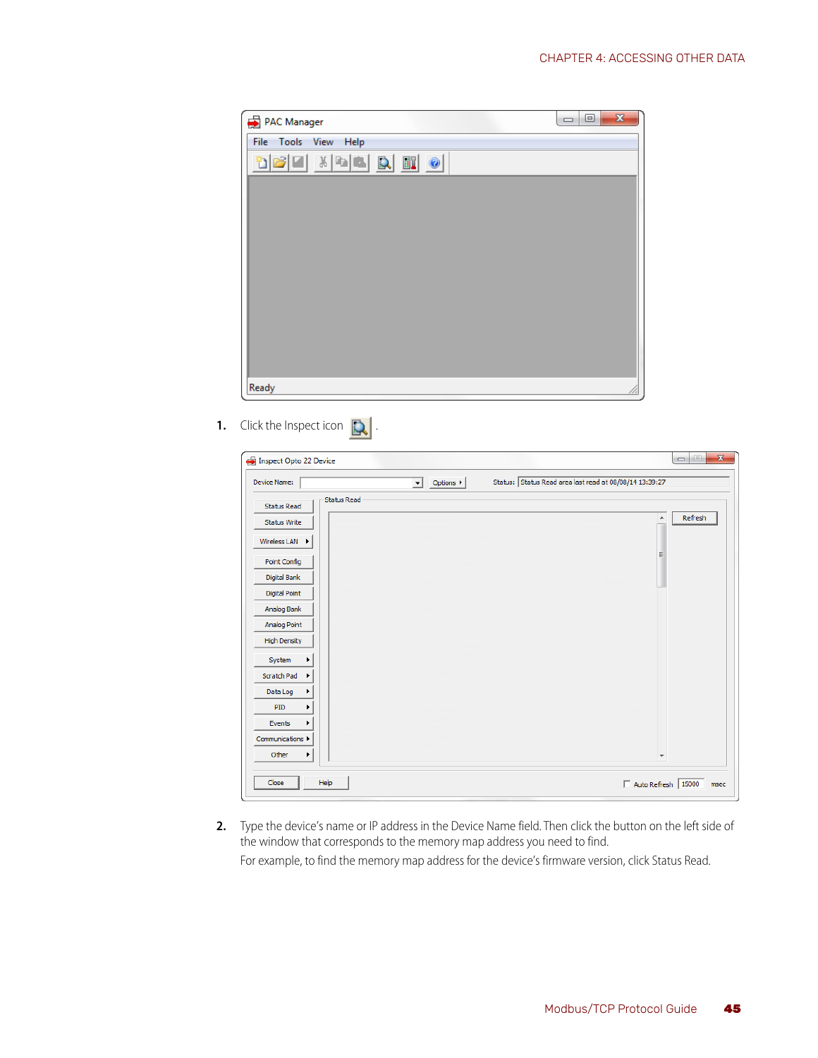1. Click the Inspect icon .

2. Type the device's name or IP address in the Device Name field. Then click the button on the left side of the window that corresponds to the memory map address you need to find.

   For example, to find the memory map address for the device's firmware version, click Status Read.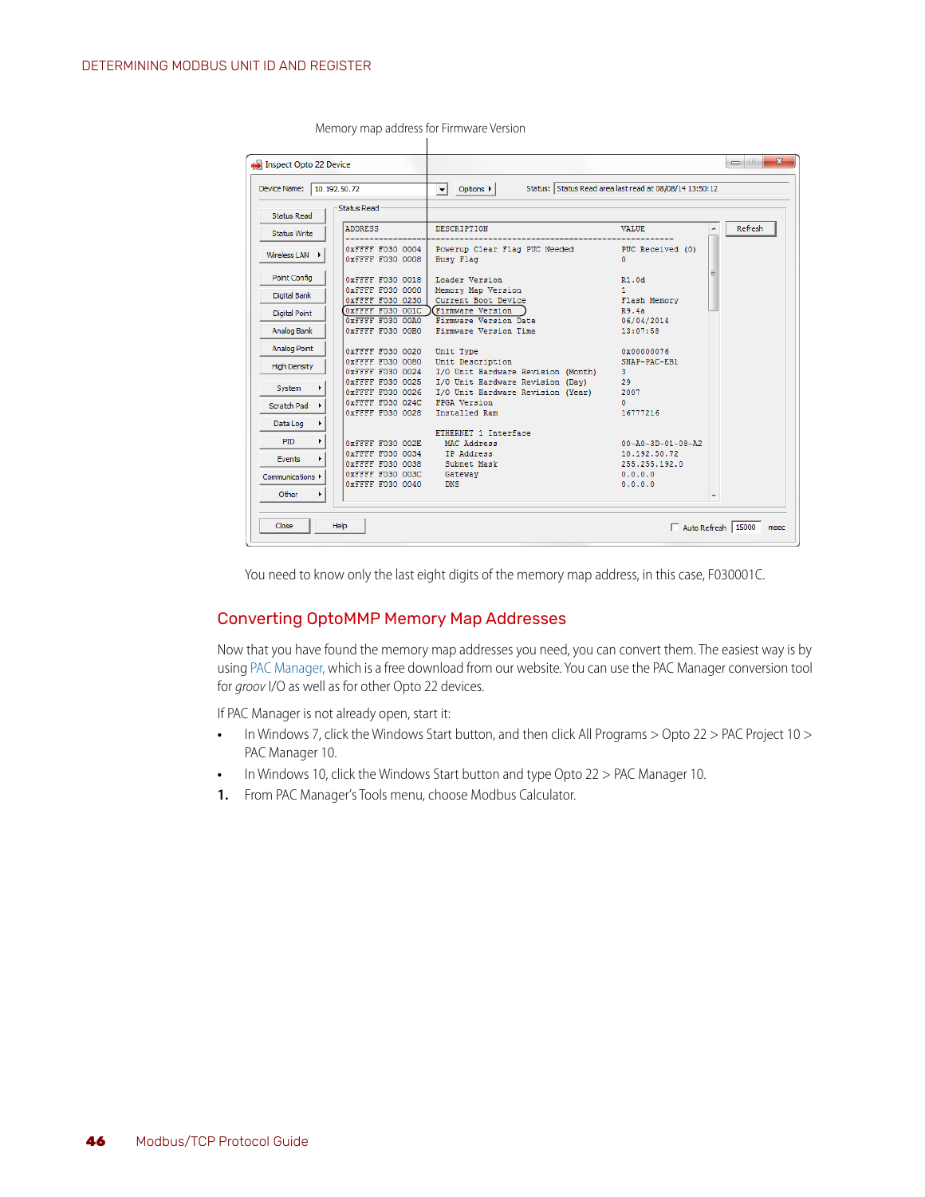Memory map address for Firmware Version

You need to know only the last eight digits of the memory map address, in this case, F030001C.

## Converting OptoMMP Memory Map Addresses

Now that you have found the memory map addresses you need, you can convert them. The easiest way is by using PAC Manager, which is a free download from our website. You can use the PAC Manager conversion tool for *groov* I/O as well as for other Opto 22 devices.

If PAC Manager is not already open, start it:

- In Windows 7, click the Windows Start button, and then click All Programs > Opto 22 > PAC Project 10 > PAC Manager 10.
- In Windows 10, click the Windows Start button and type Opto 22 > PAC Manager 10.

1. From PAC Manager's Tools menu, choose Modbus Calculator.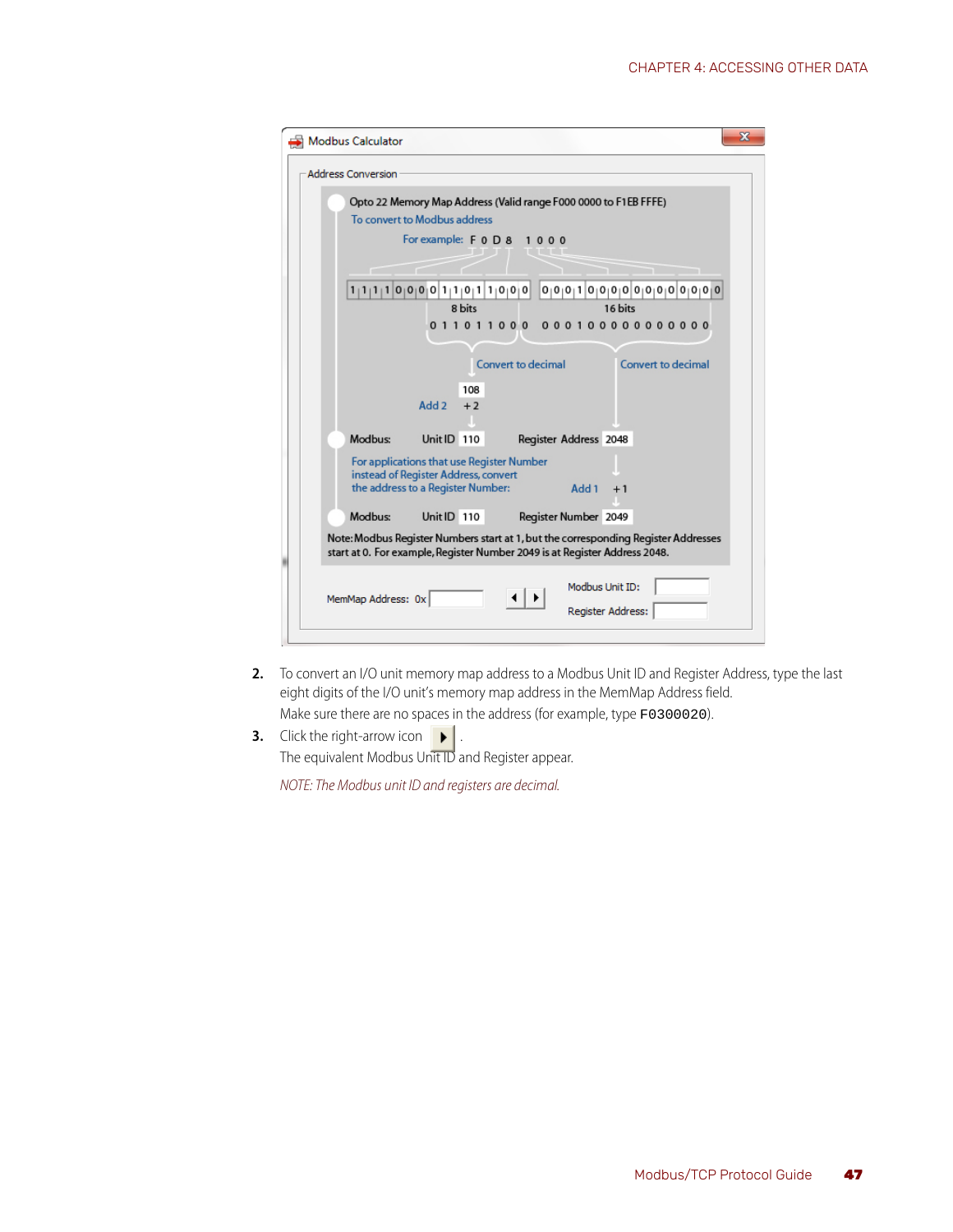Modbus Calculator

Address Conversion

Opto 22 Memory Map Address (Valid range F000 0000 to F1EB FFFE)

To convert to Modbus address

For example: F 0 D 8 1 0 0 0

1 1 1 1 0 0 0 0 1 1 0 1 1 0 0 0 0 0 0 1 0 0 0 0 0 0 0 0 0 0 0 0

8 bits: 0 1 1 0 1 1 0 0

16 bits: 0 0 0 1 0 0 0 0 0 0 0 0 0 0 0 0

Convert to decimal — Convert to decimal

108

Add 2 +2

Modbus: Unit ID 110 Register Address 2048

For applications that use Register Number instead of Register Address, convert the address to a Register Number: Add 1 +1

Modbus: Unit ID 110 Register Number 2049

Note: Modbus Register Numbers start at 1, but the corresponding Register Addresses start at 0. For example, Register Number 2049 is at Register Address 2048.

MemMap Address: 0x

Modbus Unit ID:

Register Address:

2. To convert an I/O unit memory map address to a Modbus Unit ID and Register Address, type the last eight digits of the I/O unit's memory map address in the MemMap Address field.

   Make sure there are no spaces in the address (for example, type `F0300020`).

3. Click the right-arrow icon ▶.

   The equivalent Modbus Unit ID and Register appear.

   *NOTE: The Modbus unit ID and registers are decimal.*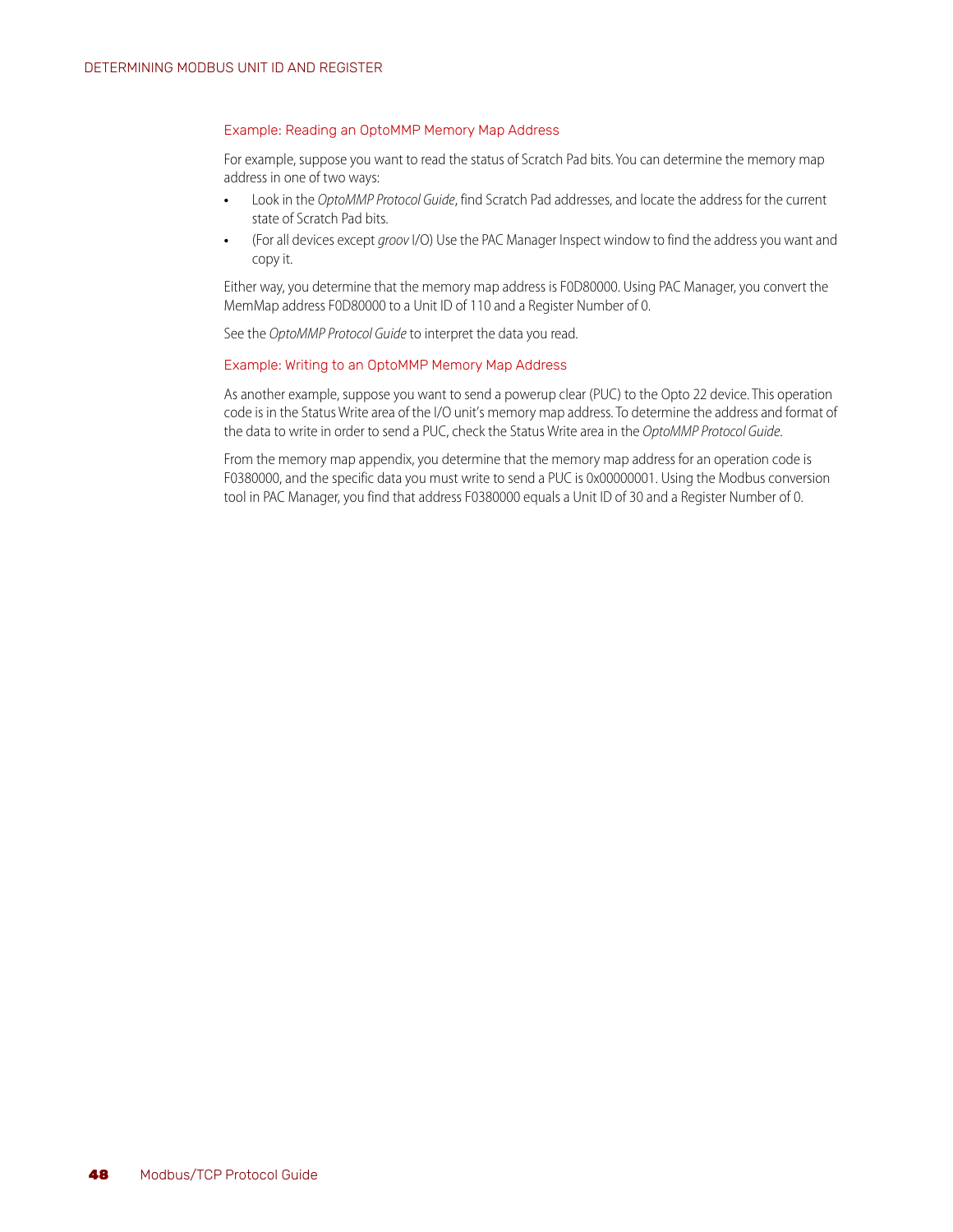### Example: Reading an OptoMMP Memory Map Address

For example, suppose you want to read the status of Scratch Pad bits. You can determine the memory map address in one of two ways:

- Look in the *OptoMMP Protocol Guide*, find Scratch Pad addresses, and locate the address for the current state of Scratch Pad bits.
- (For all devices except *groov* I/O) Use the PAC Manager Inspect window to find the address you want and copy it.

Either way, you determine that the memory map address is F0D80000. Using PAC Manager, you convert the MemMap address F0D80000 to a Unit ID of 110 and a Register Number of 0.

See the *OptoMMP Protocol Guide* to interpret the data you read.

### Example: Writing to an OptoMMP Memory Map Address

As another example, suppose you want to send a powerup clear (PUC) to the Opto 22 device. This operation code is in the Status Write area of the I/O unit's memory map address. To determine the address and format of the data to write in order to send a PUC, check the Status Write area in the *OptoMMP Protocol Guide*.

From the memory map appendix, you determine that the memory map address for an operation code is F0380000, and the specific data you must write to send a PUC is 0x00000001. Using the Modbus conversion tool in PAC Manager, you find that address F0380000 equals a Unit ID of 30 and a Register Number of 0.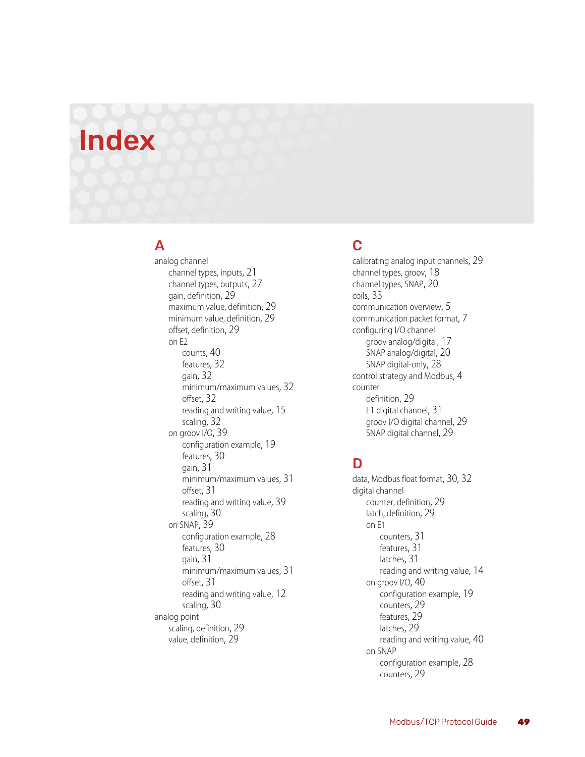# Index

## A

analog channel
- channel types, inputs, 21
- channel types, outputs, 27
- gain, definition, 29
- maximum value, definition, 29
- minimum value, definition, 29
- offset, definition, 29
- on E2
  - counts, 40
  - features, 32
  - gain, 32
  - minimum/maximum values, 32
  - offset, 32
  - reading and writing value, 15
  - scaling, 32
- on groov I/O, 39
  - configuration example, 19
  - features, 30
  - gain, 31
  - minimum/maximum values, 31
  - offset, 31
  - reading and writing value, 39
  - scaling, 30
- on SNAP, 39
  - configuration example, 28
  - features, 30
  - gain, 31
  - minimum/maximum values, 31
  - offset, 31
  - reading and writing value, 12
  - scaling, 30

analog point
- scaling, definition, 29
- value, definition, 29

## C

calibrating analog input channels, 29

channel types, groov, 18

channel types, SNAP, 20

coils, 33

communication overview, 5

communication packet format, 7

configuring I/O channel
- groov analog/digital, 17
- SNAP analog/digital, 20
- SNAP digital-only, 28

control strategy and Modbus, 4

counter
- definition, 29
- E1 digital channel, 31
- groov I/O digital channel, 29
- SNAP digital channel, 29

## D

data, Modbus float format, 30, 32

digital channel
- counter, definition, 29
- latch, definition, 29
- on E1
  - counters, 31
  - features, 31
  - latches, 31
  - reading and writing value, 14
- on groov I/O, 40
  - configuration example, 19
  - counters, 29
  - features, 29
  - latches, 29
  - reading and writing value, 40
- on SNAP
  - configuration example, 28
  - counters, 29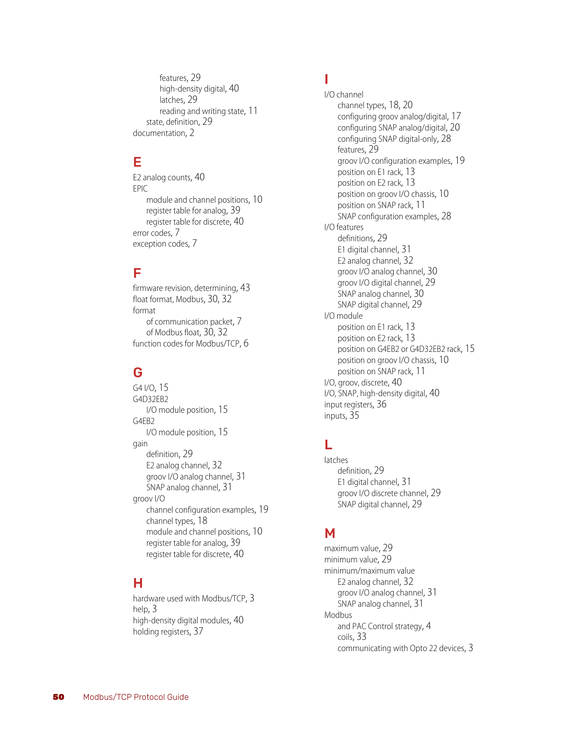features, 29
high-density digital, 40
latches, 29
reading and writing state, 11
state, definition, 29
documentation, 2

## E

E2 analog counts, 40
EPIC
- module and channel positions, 10
- register table for analog, 39
- register table for discrete, 40

error codes, 7
exception codes, 7

## F

firmware revision, determining, 43
float format, Modbus, 30, 32
format
- of communication packet, 7
- of Modbus float, 30, 32

function codes for Modbus/TCP, 6

## G

G4 I/O, 15
G4D32EB2
- I/O module position, 15

G4EB2
- I/O module position, 15

gain
- definition, 29
- E2 analog channel, 32
- groov I/O analog channel, 31
- SNAP analog channel, 31

groov I/O
- channel configuration examples, 19
- channel types, 18
- module and channel positions, 10
- register table for analog, 39
- register table for discrete, 40

## H

hardware used with Modbus/TCP, 3
help, 3
high-density digital modules, 40
holding registers, 37

## I

I/O channel
- channel types, 18, 20
- configuring groov analog/digital, 17
- configuring SNAP analog/digital, 20
- configuring SNAP digital-only, 28
- features, 29
- groov I/O configuration examples, 19
- position on E1 rack, 13
- position on E2 rack, 13
- position on groov I/O chassis, 10
- position on SNAP rack, 11
- SNAP configuration examples, 28

I/O features
- definitions, 29
- E1 digital channel, 31
- E2 analog channel, 32
- groov I/O analog channel, 30
- groov I/O digital channel, 29
- SNAP analog channel, 30
- SNAP digital channel, 29

I/O module
- position on E1 rack, 13
- position on E2 rack, 13
- position on G4EB2 or G4D32EB2 rack, 15
- position on groov I/O chassis, 10
- position on SNAP rack, 11

I/O, groov, discrete, 40
I/O, SNAP, high-density digital, 40
input registers, 36
inputs, 35

## L

latches
- definition, 29
- E1 digital channel, 31
- groov I/O discrete channel, 29
- SNAP digital channel, 29

## M

maximum value, 29
minimum value, 29
minimum/maximum value
- E2 analog channel, 32
- groov I/O analog channel, 31
- SNAP analog channel, 31

Modbus
- and PAC Control strategy, 4
- coils, 33
- communicating with Opto 22 devices, 3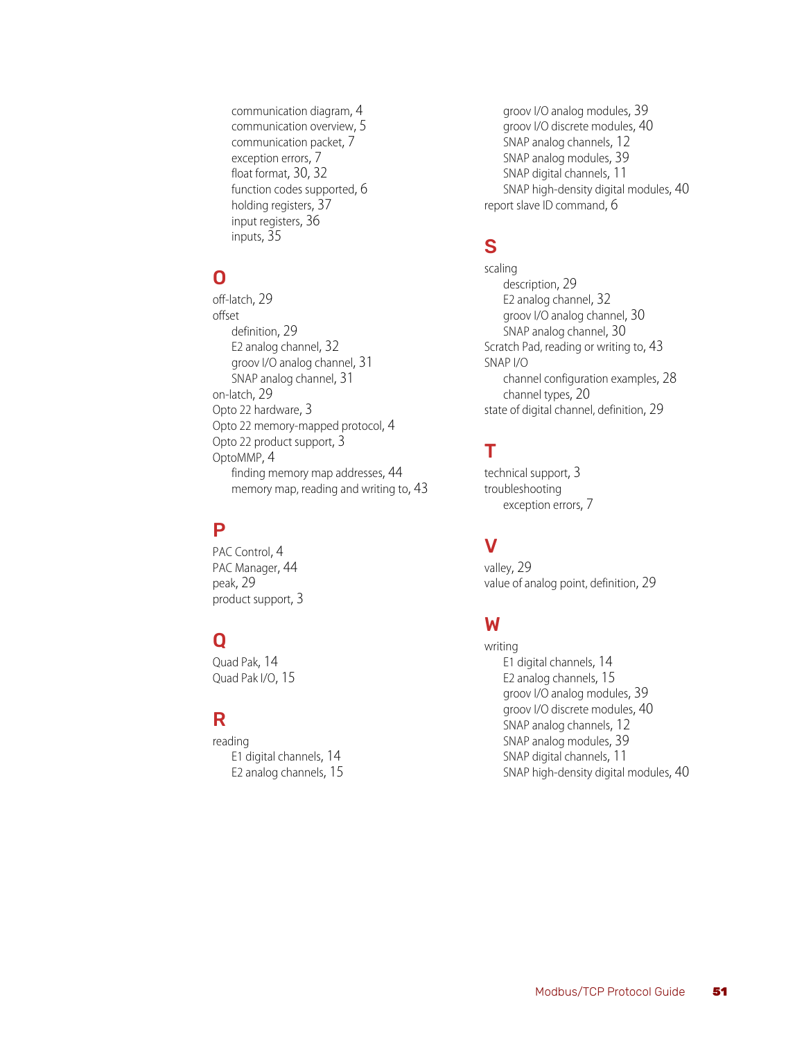communication diagram, 4
communication overview, 5
communication packet, 7
exception errors, 7
float format, 30, 32
function codes supported, 6
holding registers, 37
input registers, 36
inputs, 35

## O

off-latch, 29
offset
- definition, 29
- E2 analog channel, 32
- groov I/O analog channel, 31
- SNAP analog channel, 31

on-latch, 29
Opto 22 hardware, 3
Opto 22 memory-mapped protocol, 4
Opto 22 product support, 3
OptoMMP, 4
- finding memory map addresses, 44
- memory map, reading and writing to, 43

## P

PAC Control, 4
PAC Manager, 44
peak, 29
product support, 3

## Q

Quad Pak, 14
Quad Pak I/O, 15

## R

reading
- E1 digital channels, 14
- E2 analog channels, 15
- groov I/O analog modules, 39
- groov I/O discrete modules, 40
- SNAP analog channels, 12
- SNAP analog modules, 39
- SNAP digital channels, 11
- SNAP high-density digital modules, 40

report slave ID command, 6

## S

scaling
- description, 29
- E2 analog channel, 32
- groov I/O analog channel, 30
- SNAP analog channel, 30

Scratch Pad, reading or writing to, 43
SNAP I/O
- channel configuration examples, 28
- channel types, 20

state of digital channel, definition, 29

## T

technical support, 3
troubleshooting
- exception errors, 7

## V

valley, 29
value of analog point, definition, 29

## W

writing
- E1 digital channels, 14
- E2 analog channels, 15
- groov I/O analog modules, 39
- groov I/O discrete modules, 40
- SNAP analog channels, 12
- SNAP analog modules, 39
- SNAP digital channels, 11
- SNAP high-density digital modules, 40